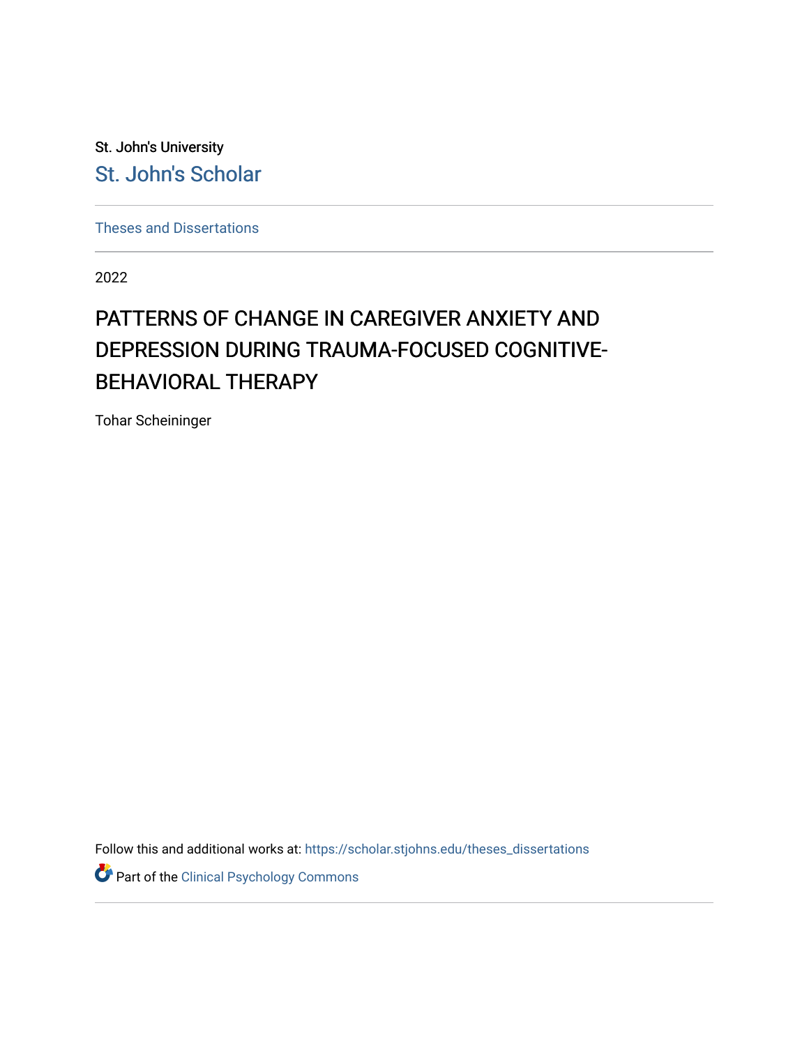St. John's University

St. John's Scholar

Theses and Dissertations

2022

# PATTERNS OF CHANGE IN CAREGIVER ANXIETY AND DEPRESSION DURING TRAUMA-FOCUSED COGNITIVE-BEHAVIORAL THERAPY

Tohar Scheininger

Follow this and additional works at: https://scholar.stjohns.edu/theses_dissertations

Part of the Clinical Psychology Commons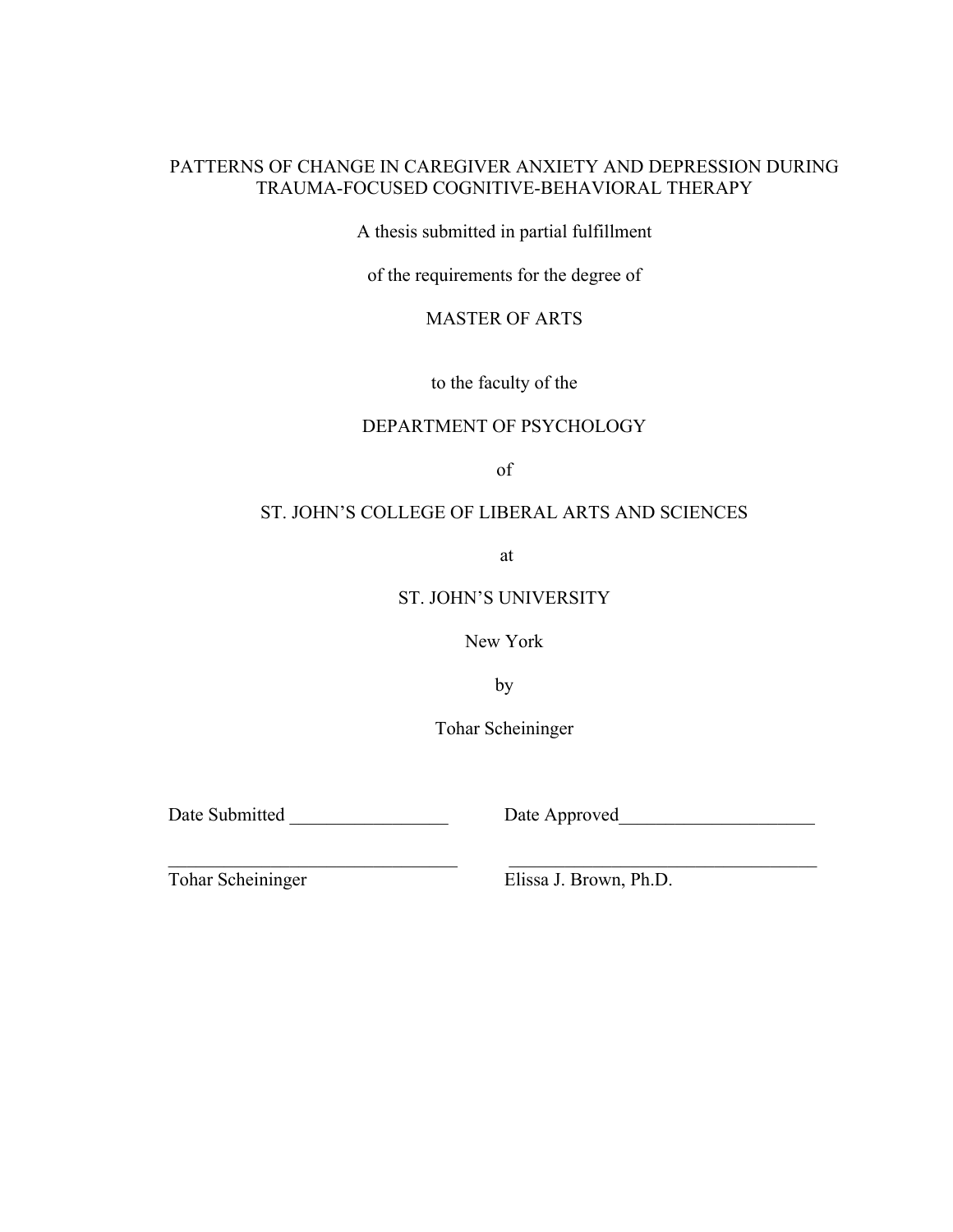PATTERNS OF CHANGE IN CAREGIVER ANXIETY AND DEPRESSION DURING TRAUMA-FOCUSED COGNITIVE-BEHAVIORAL THERAPY

A thesis submitted in partial fulfillment

of the requirements for the degree of

MASTER OF ARTS

to the faculty of the

DEPARTMENT OF PSYCHOLOGY

of

ST. JOHN'S COLLEGE OF LIBERAL ARTS AND SCIENCES

at

ST. JOHN'S UNIVERSITY

New York

by

Tohar Scheininger

Date Submitted _________________ Date Approved_____________________

_______________________________ _________________________________

Tohar Scheininger Elissa J. Brown, Ph.D.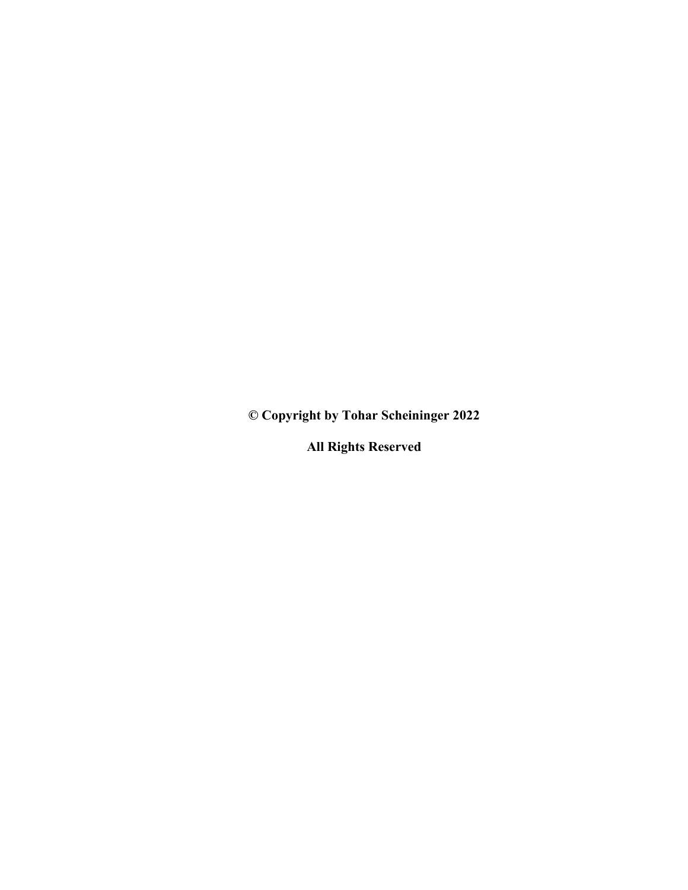**© Copyright by Tohar Scheininger 2022**

**All Rights Reserved**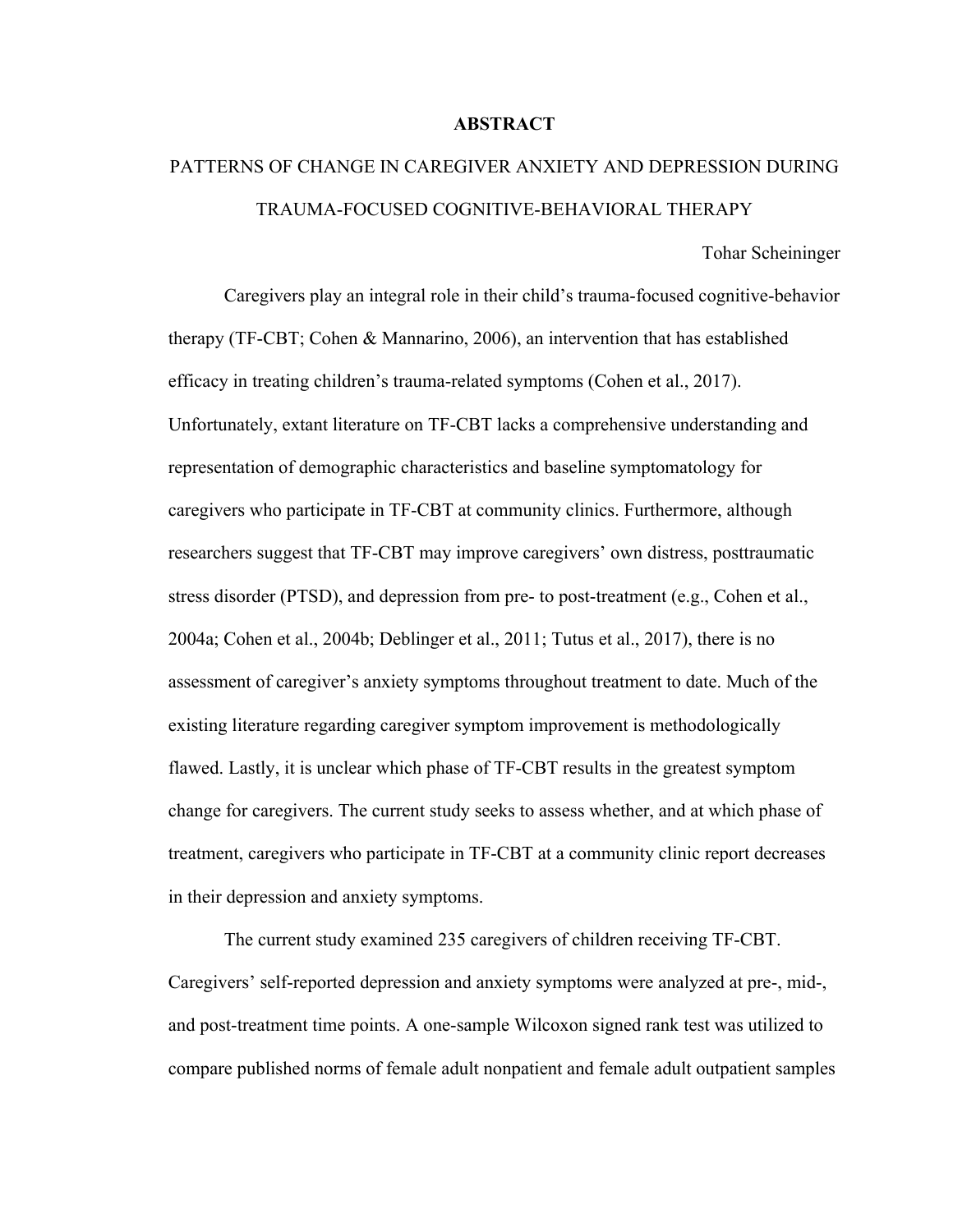# ABSTRACT

## PATTERNS OF CHANGE IN CAREGIVER ANXIETY AND DEPRESSION DURING TRAUMA-FOCUSED COGNITIVE-BEHAVIORAL THERAPY

Tohar Scheininger

Caregivers play an integral role in their child's trauma-focused cognitive-behavior therapy (TF-CBT; Cohen & Mannarino, 2006), an intervention that has established efficacy in treating children's trauma-related symptoms (Cohen et al., 2017). Unfortunately, extant literature on TF-CBT lacks a comprehensive understanding and representation of demographic characteristics and baseline symptomatology for caregivers who participate in TF-CBT at community clinics. Furthermore, although researchers suggest that TF-CBT may improve caregivers' own distress, posttraumatic stress disorder (PTSD), and depression from pre- to post-treatment (e.g., Cohen et al., 2004a; Cohen et al., 2004b; Deblinger et al., 2011; Tutus et al., 2017), there is no assessment of caregiver's anxiety symptoms throughout treatment to date. Much of the existing literature regarding caregiver symptom improvement is methodologically flawed. Lastly, it is unclear which phase of TF-CBT results in the greatest symptom change for caregivers. The current study seeks to assess whether, and at which phase of treatment, caregivers who participate in TF-CBT at a community clinic report decreases in their depression and anxiety symptoms.

The current study examined 235 caregivers of children receiving TF-CBT. Caregivers' self-reported depression and anxiety symptoms were analyzed at pre-, mid-, and post-treatment time points. A one-sample Wilcoxon signed rank test was utilized to compare published norms of female adult nonpatient and female adult outpatient samples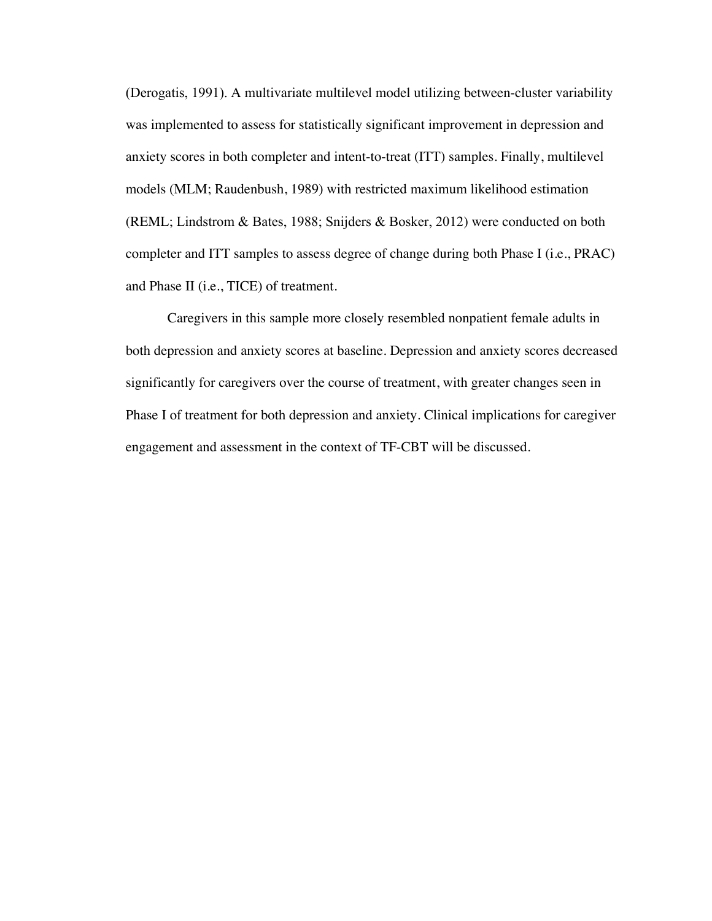(Derogatis, 1991). A multivariate multilevel model utilizing between-cluster variability was implemented to assess for statistically significant improvement in depression and anxiety scores in both completer and intent-to-treat (ITT) samples. Finally, multilevel models (MLM; Raudenbush, 1989) with restricted maximum likelihood estimation (REML; Lindstrom & Bates, 1988; Snijders & Bosker, 2012) were conducted on both completer and ITT samples to assess degree of change during both Phase I (i.e., PRAC) and Phase II (i.e., TICE) of treatment.

Caregivers in this sample more closely resembled nonpatient female adults in both depression and anxiety scores at baseline. Depression and anxiety scores decreased significantly for caregivers over the course of treatment, with greater changes seen in Phase I of treatment for both depression and anxiety. Clinical implications for caregiver engagement and assessment in the context of TF-CBT will be discussed.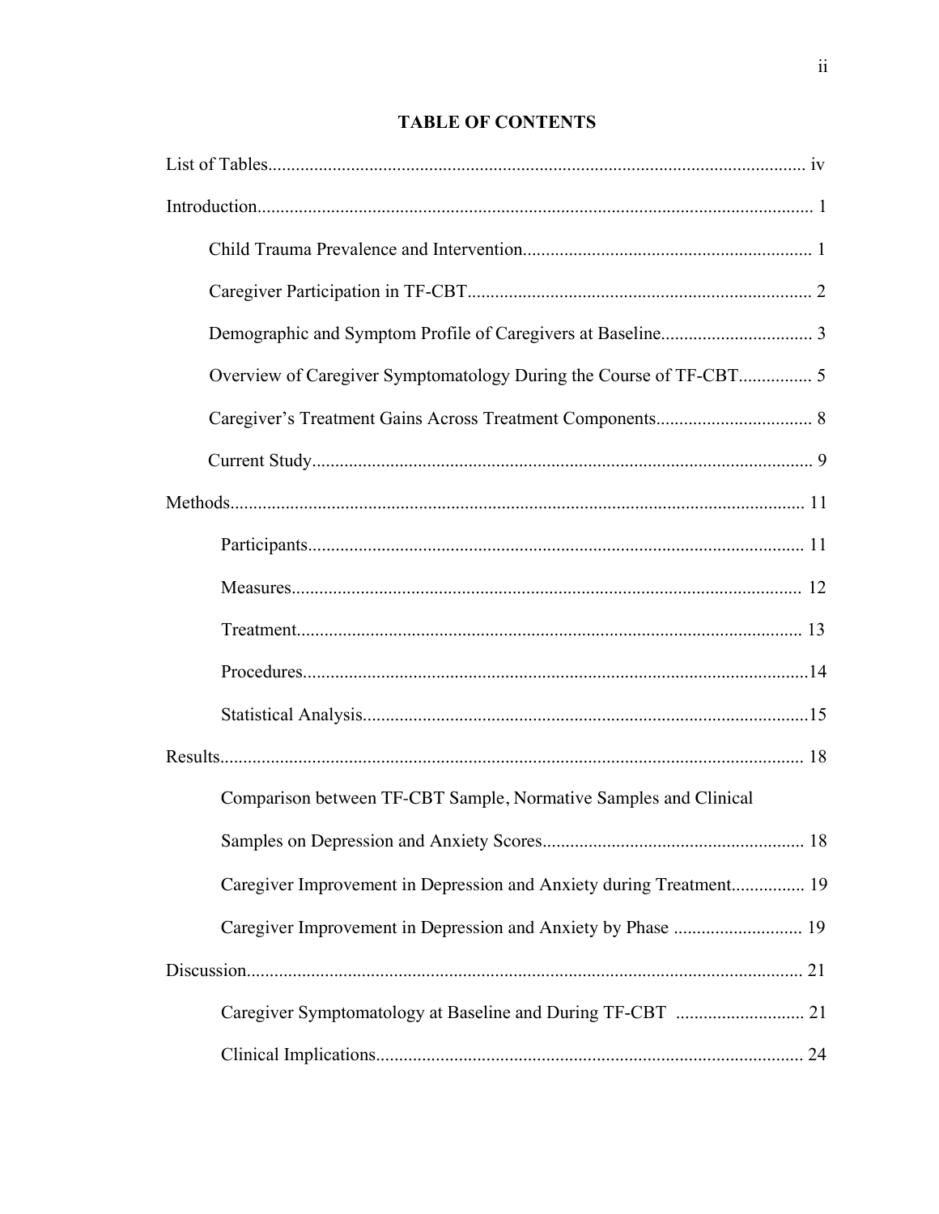# TABLE OF CONTENTS

List of Tables.................................................................................................................. iv

Introduction..................................................................................................................... 1

- Child Trauma Prevalence and Intervention.............................................................. 1
- Caregiver Participation in TF-CBT.......................................................................... 2
- Demographic and Symptom Profile of Caregivers at Baseline................................. 3
- Overview of Caregiver Symptomatology During the Course of TF-CBT................ 5
- Caregiver's Treatment Gains Across Treatment Components.................................. 8
- Current Study............................................................................................................ 9

Methods........................................................................................................................... 11

- Participants.......................................................................................................... 11
- Measures............................................................................................................. 12
- Treatment............................................................................................................ 13
- Procedures........................................................................................................... 14
- Statistical Analysis.............................................................................................. 15

Results............................................................................................................................ 18

- Comparison between TF-CBT Sample, Normative Samples and Clinical Samples on Depression and Anxiety Scores........................................................ 18
- Caregiver Improvement in Depression and Anxiety during Treatment................ 19
- Caregiver Improvement in Depression and Anxiety by Phase ............................ 19

Discussion....................................................................................................................... 21

- Caregiver Symptomatology at Baseline and During TF-CBT ............................ 21
- Clinical Implications........................................................................................... 24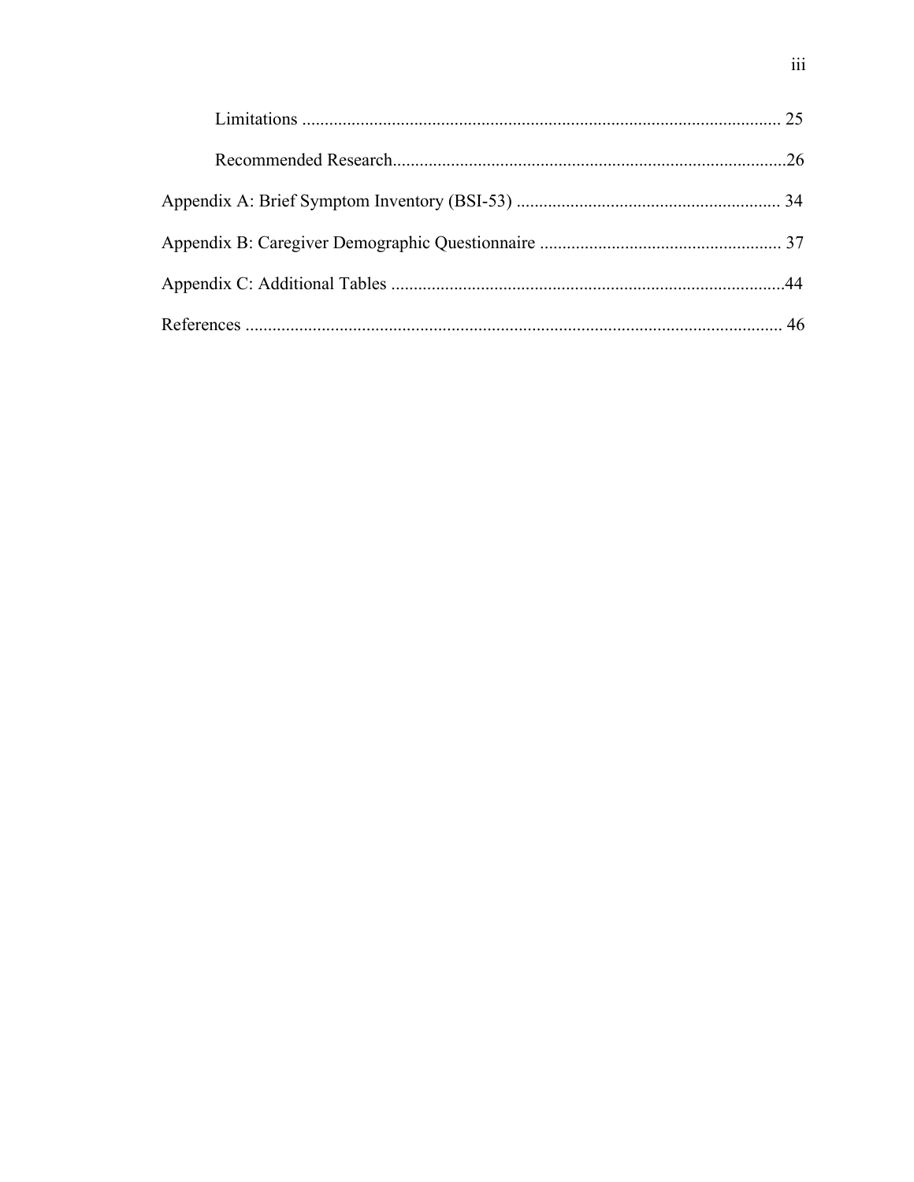Limitations .......................................................................................................... 25

Recommended Research.......................................................................................26

Appendix A: Brief Symptom Inventory (BSI-53) .......................................................... 34

Appendix B: Caregiver Demographic Questionnaire ..................................................... 37

Appendix C: Additional Tables .......................................................................................44

References ...................................................................................................................... 46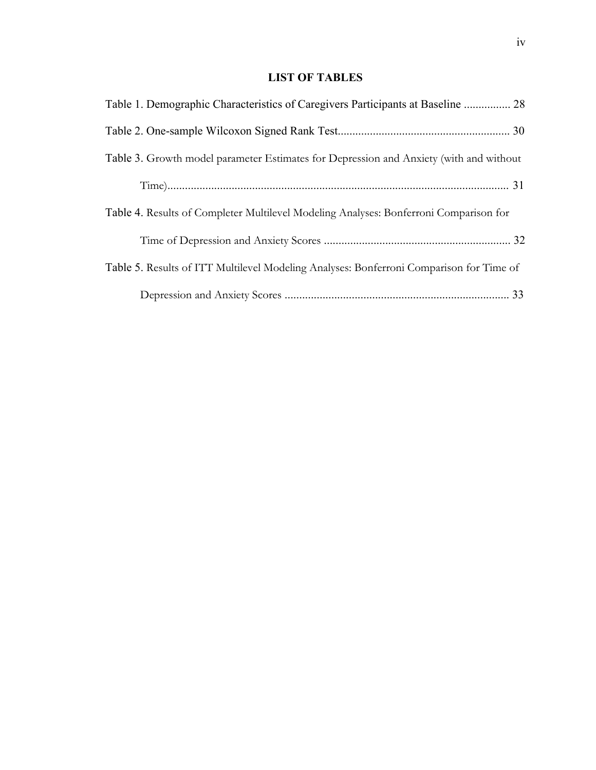# LIST OF TABLES

Table 1. Demographic Characteristics of Caregivers Participants at Baseline ................ 28

Table 2. One-sample Wilcoxon Signed Rank Test.......................................................... 30

Table 3. Growth model parameter Estimates for Depression and Anxiety (with and without Time)..................................................................................................................... 31

Table 4. Results of Completer Multilevel Modeling Analyses: Bonferroni Comparison for Time of Depression and Anxiety Scores ................................................................ 32

Table 5. Results of ITT Multilevel Modeling Analyses: Bonferroni Comparison for Time of Depression and Anxiety Scores ............................................................................. 33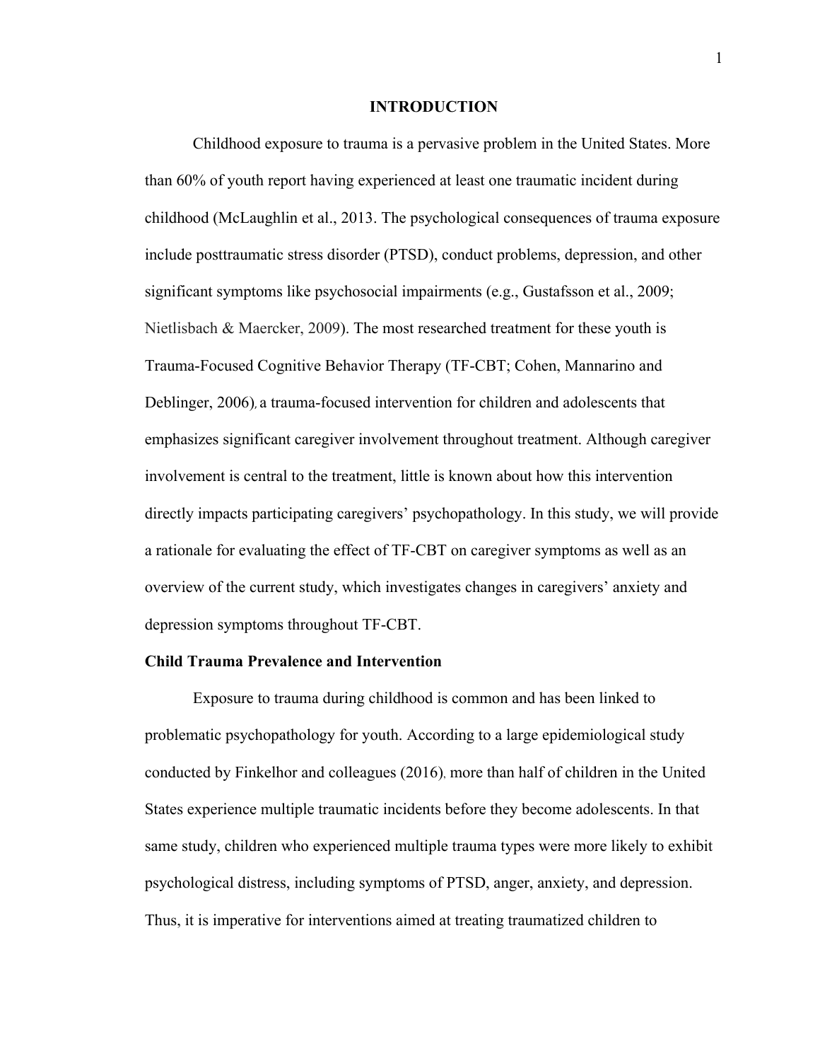# INTRODUCTION

Childhood exposure to trauma is a pervasive problem in the United States. More than 60% of youth report having experienced at least one traumatic incident during childhood (McLaughlin et al., 2013. The psychological consequences of trauma exposure include posttraumatic stress disorder (PTSD), conduct problems, depression, and other significant symptoms like psychosocial impairments (e.g., Gustafsson et al., 2009; Nietlisbach & Maercker, 2009). The most researched treatment for these youth is Trauma-Focused Cognitive Behavior Therapy (TF-CBT; Cohen, Mannarino and Deblinger, 2006), a trauma-focused intervention for children and adolescents that emphasizes significant caregiver involvement throughout treatment. Although caregiver involvement is central to the treatment, little is known about how this intervention directly impacts participating caregivers' psychopathology. In this study, we will provide a rationale for evaluating the effect of TF-CBT on caregiver symptoms as well as an overview of the current study, which investigates changes in caregivers' anxiety and depression symptoms throughout TF-CBT.

## Child Trauma Prevalence and Intervention

Exposure to trauma during childhood is common and has been linked to problematic psychopathology for youth. According to a large epidemiological study conducted by Finkelhor and colleagues (2016), more than half of children in the United States experience multiple traumatic incidents before they become adolescents. In that same study, children who experienced multiple trauma types were more likely to exhibit psychological distress, including symptoms of PTSD, anger, anxiety, and depression. Thus, it is imperative for interventions aimed at treating traumatized children to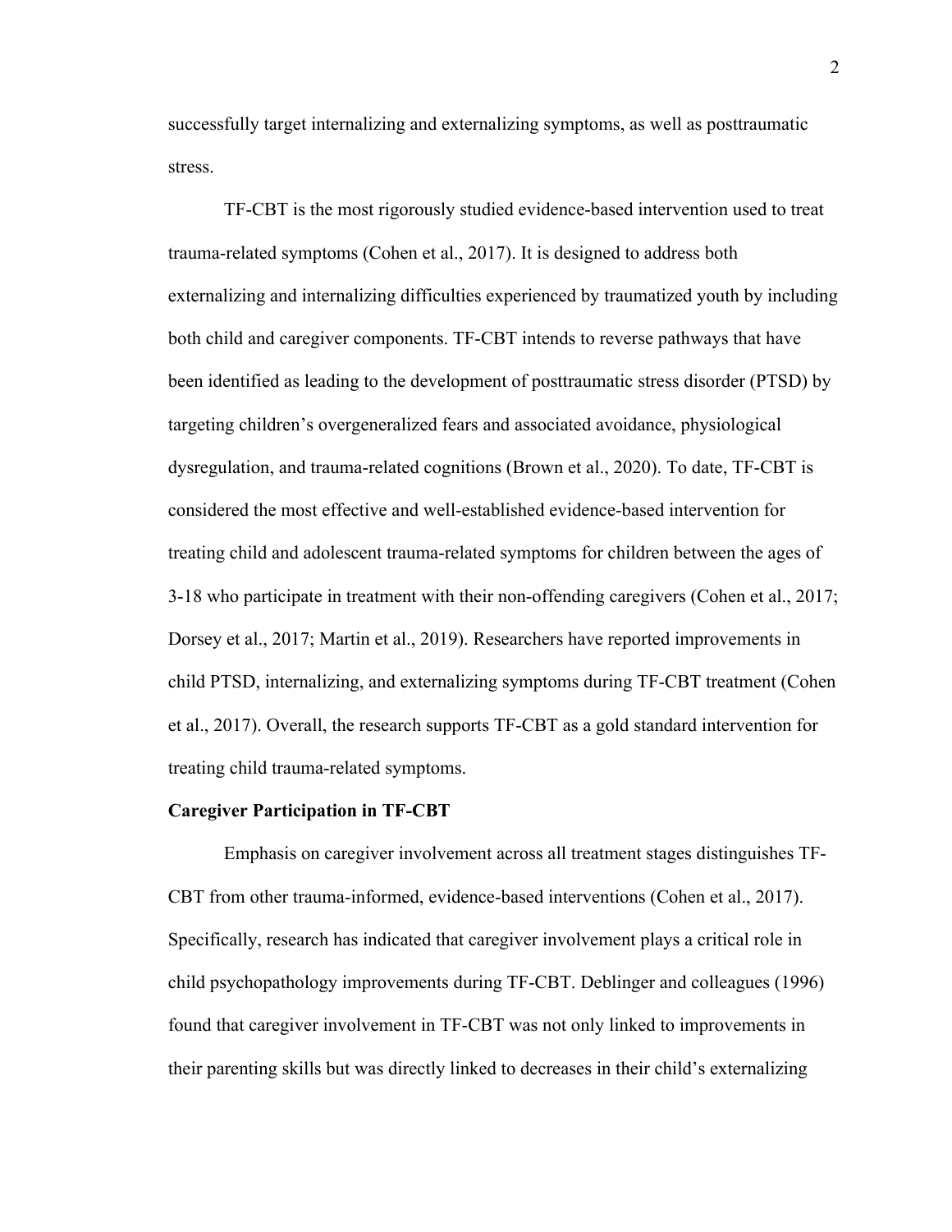successfully target internalizing and externalizing symptoms, as well as posttraumatic stress.

TF-CBT is the most rigorously studied evidence-based intervention used to treat trauma-related symptoms (Cohen et al., 2017). It is designed to address both externalizing and internalizing difficulties experienced by traumatized youth by including both child and caregiver components. TF-CBT intends to reverse pathways that have been identified as leading to the development of posttraumatic stress disorder (PTSD) by targeting children's overgeneralized fears and associated avoidance, physiological dysregulation, and trauma-related cognitions (Brown et al., 2020). To date, TF-CBT is considered the most effective and well-established evidence-based intervention for treating child and adolescent trauma-related symptoms for children between the ages of 3-18 who participate in treatment with their non-offending caregivers (Cohen et al., 2017; Dorsey et al., 2017; Martin et al., 2019). Researchers have reported improvements in child PTSD, internalizing, and externalizing symptoms during TF-CBT treatment (Cohen et al., 2017). Overall, the research supports TF-CBT as a gold standard intervention for treating child trauma-related symptoms.

**Caregiver Participation in TF-CBT**

Emphasis on caregiver involvement across all treatment stages distinguishes TF-CBT from other trauma-informed, evidence-based interventions (Cohen et al., 2017). Specifically, research has indicated that caregiver involvement plays a critical role in child psychopathology improvements during TF-CBT. Deblinger and colleagues (1996) found that caregiver involvement in TF-CBT was not only linked to improvements in their parenting skills but was directly linked to decreases in their child's externalizing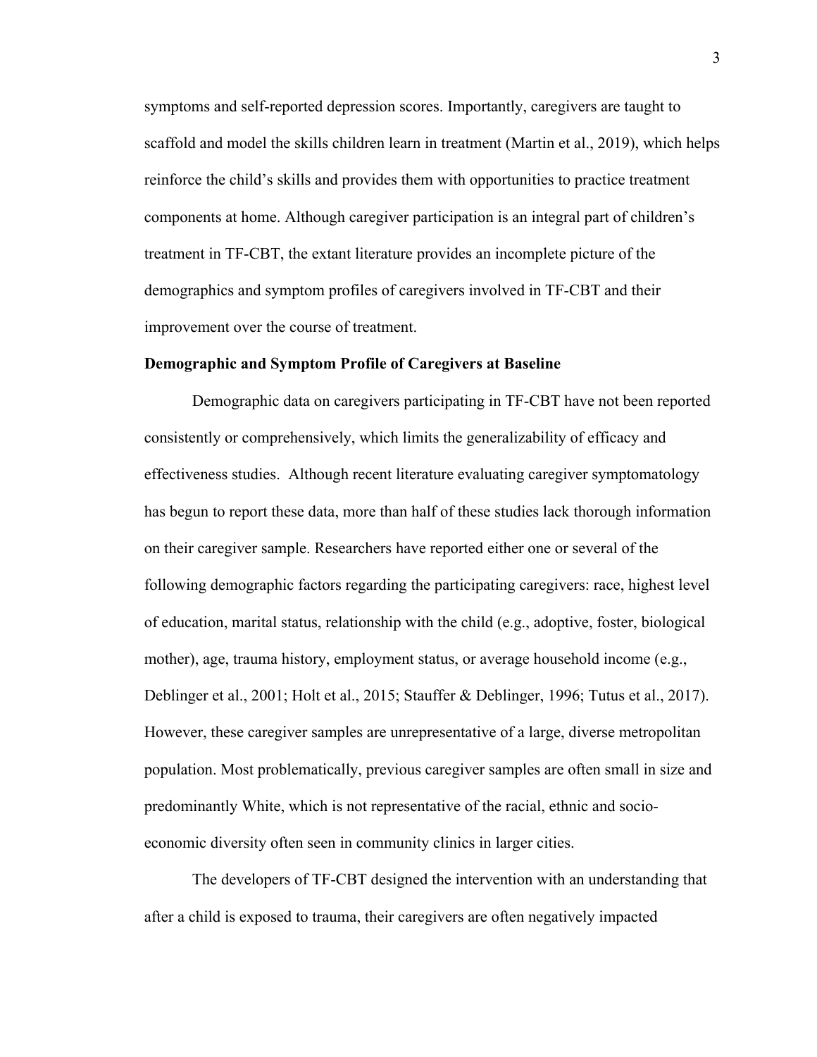symptoms and self-reported depression scores. Importantly, caregivers are taught to scaffold and model the skills children learn in treatment (Martin et al., 2019), which helps reinforce the child's skills and provides them with opportunities to practice treatment components at home. Although caregiver participation is an integral part of children's treatment in TF-CBT, the extant literature provides an incomplete picture of the demographics and symptom profiles of caregivers involved in TF-CBT and their improvement over the course of treatment.

**Demographic and Symptom Profile of Caregivers at Baseline**

Demographic data on caregivers participating in TF-CBT have not been reported consistently or comprehensively, which limits the generalizability of efficacy and effectiveness studies. Although recent literature evaluating caregiver symptomatology has begun to report these data, more than half of these studies lack thorough information on their caregiver sample. Researchers have reported either one or several of the following demographic factors regarding the participating caregivers: race, highest level of education, marital status, relationship with the child (e.g., adoptive, foster, biological mother), age, trauma history, employment status, or average household income (e.g., Deblinger et al., 2001; Holt et al., 2015; Stauffer & Deblinger, 1996; Tutus et al., 2017). However, these caregiver samples are unrepresentative of a large, diverse metropolitan population. Most problematically, previous caregiver samples are often small in size and predominantly White, which is not representative of the racial, ethnic and socio-economic diversity often seen in community clinics in larger cities.

The developers of TF-CBT designed the intervention with an understanding that after a child is exposed to trauma, their caregivers are often negatively impacted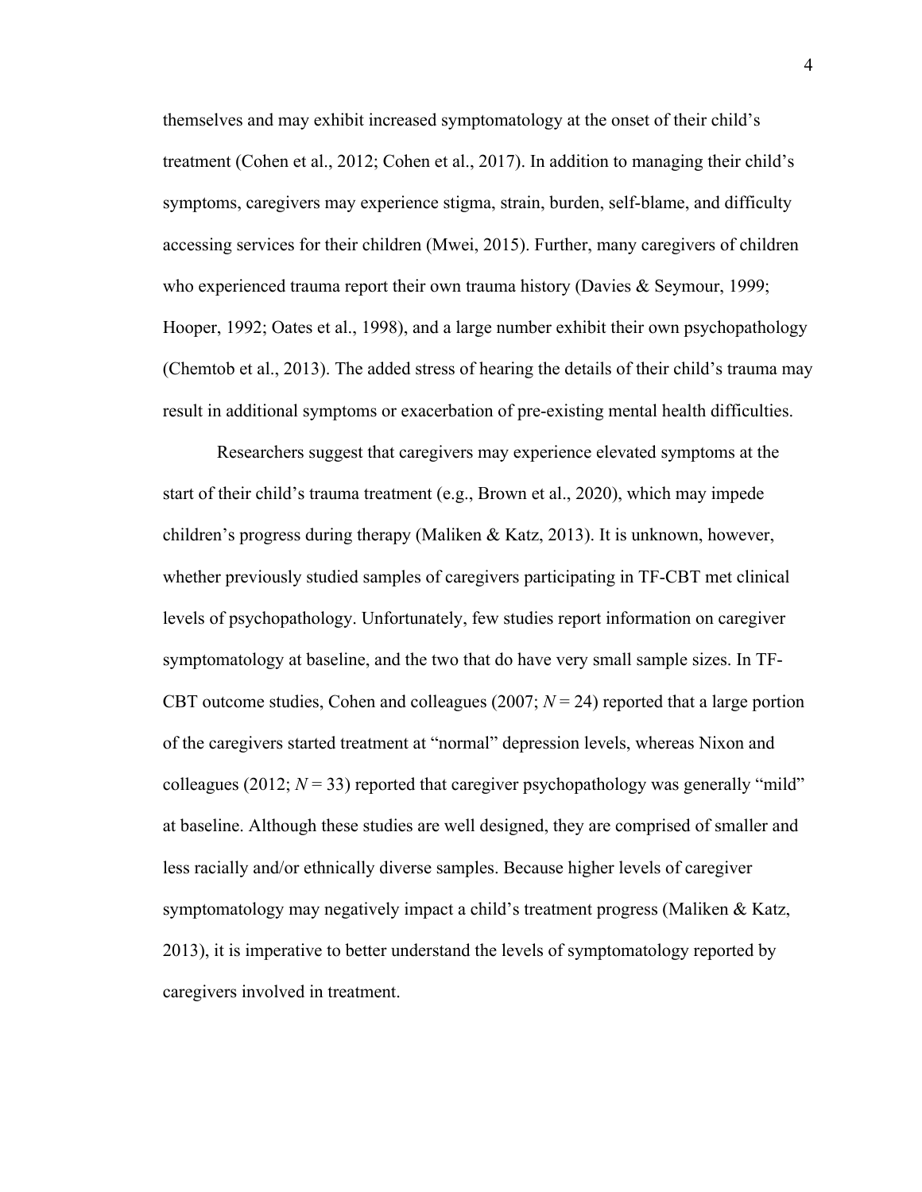themselves and may exhibit increased symptomatology at the onset of their child's treatment (Cohen et al., 2012; Cohen et al., 2017). In addition to managing their child's symptoms, caregivers may experience stigma, strain, burden, self-blame, and difficulty accessing services for their children (Mwei, 2015). Further, many caregivers of children who experienced trauma report their own trauma history (Davies & Seymour, 1999; Hooper, 1992; Oates et al., 1998), and a large number exhibit their own psychopathology (Chemtob et al., 2013). The added stress of hearing the details of their child's trauma may result in additional symptoms or exacerbation of pre-existing mental health difficulties.

Researchers suggest that caregivers may experience elevated symptoms at the start of their child's trauma treatment (e.g., Brown et al., 2020), which may impede children's progress during therapy (Maliken & Katz, 2013). It is unknown, however, whether previously studied samples of caregivers participating in TF-CBT met clinical levels of psychopathology. Unfortunately, few studies report information on caregiver symptomatology at baseline, and the two that do have very small sample sizes. In TF-CBT outcome studies, Cohen and colleagues (2007; $N = 24$) reported that a large portion of the caregivers started treatment at "normal" depression levels, whereas Nixon and colleagues (2012; $N = 33$) reported that caregiver psychopathology was generally "mild" at baseline. Although these studies are well designed, they are comprised of smaller and less racially and/or ethnically diverse samples. Because higher levels of caregiver symptomatology may negatively impact a child's treatment progress (Maliken & Katz, 2013), it is imperative to better understand the levels of symptomatology reported by caregivers involved in treatment.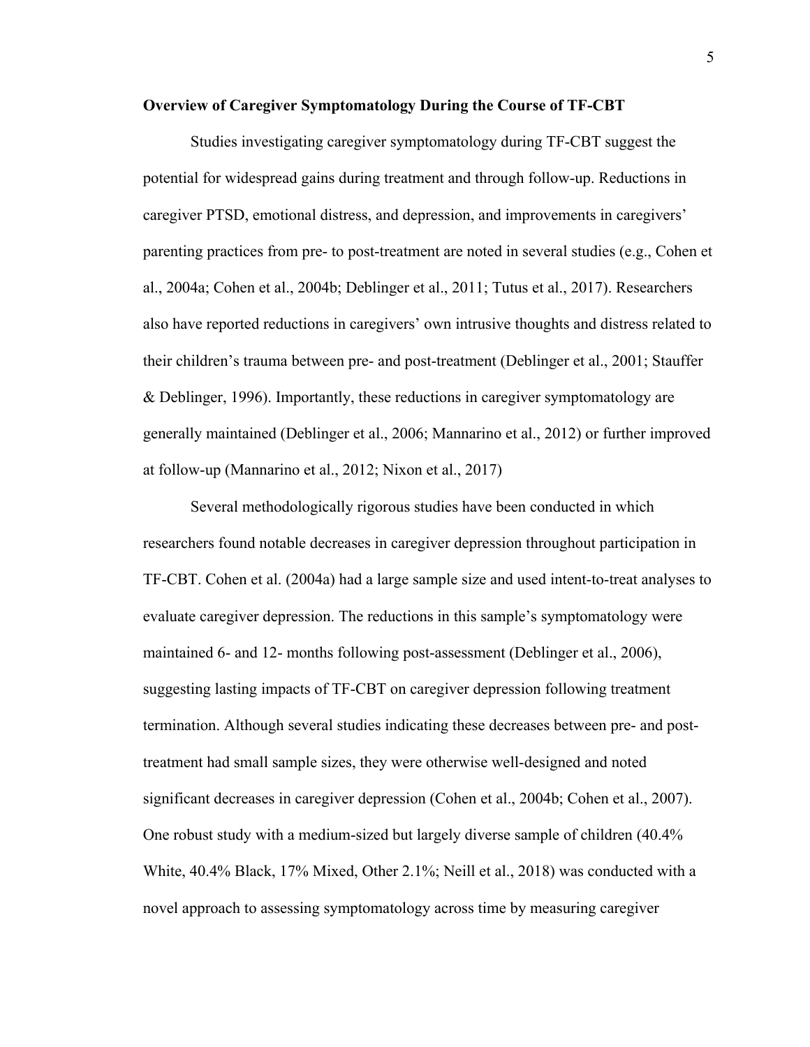**Overview of Caregiver Symptomatology During the Course of TF-CBT**

Studies investigating caregiver symptomatology during TF-CBT suggest the potential for widespread gains during treatment and through follow-up. Reductions in caregiver PTSD, emotional distress, and depression, and improvements in caregivers' parenting practices from pre- to post-treatment are noted in several studies (e.g., Cohen et al., 2004a; Cohen et al., 2004b; Deblinger et al., 2011; Tutus et al., 2017). Researchers also have reported reductions in caregivers' own intrusive thoughts and distress related to their children's trauma between pre- and post-treatment (Deblinger et al., 2001; Stauffer & Deblinger, 1996). Importantly, these reductions in caregiver symptomatology are generally maintained (Deblinger et al., 2006; Mannarino et al., 2012) or further improved at follow-up (Mannarino et al., 2012; Nixon et al., 2017)

Several methodologically rigorous studies have been conducted in which researchers found notable decreases in caregiver depression throughout participation in TF-CBT. Cohen et al. (2004a) had a large sample size and used intent-to-treat analyses to evaluate caregiver depression. The reductions in this sample's symptomatology were maintained 6- and 12- months following post-assessment (Deblinger et al., 2006), suggesting lasting impacts of TF-CBT on caregiver depression following treatment termination. Although several studies indicating these decreases between pre- and post-treatment had small sample sizes, they were otherwise well-designed and noted significant decreases in caregiver depression (Cohen et al., 2004b; Cohen et al., 2007). One robust study with a medium-sized but largely diverse sample of children (40.4% White, 40.4% Black, 17% Mixed, Other 2.1%; Neill et al., 2018) was conducted with a novel approach to assessing symptomatology across time by measuring caregiver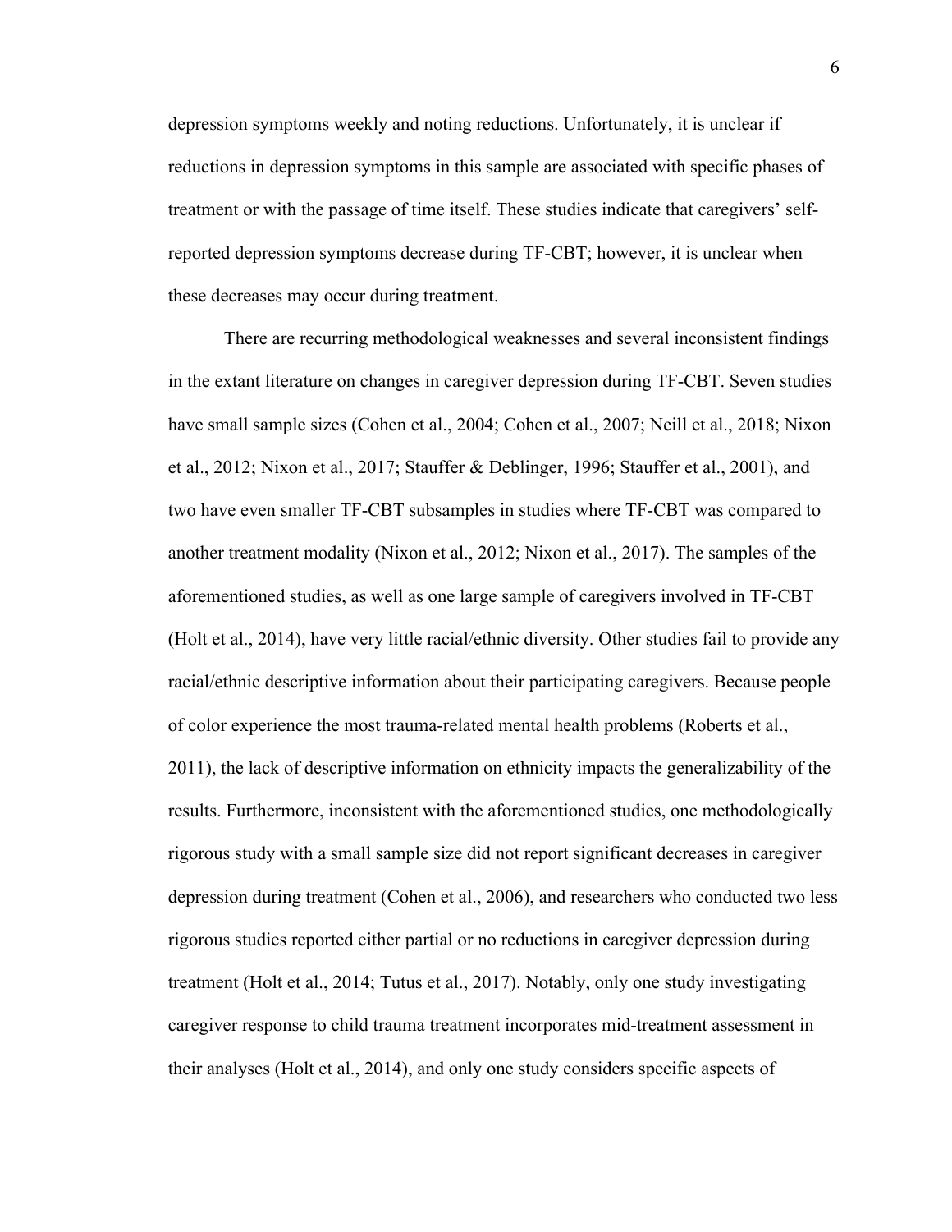depression symptoms weekly and noting reductions. Unfortunately, it is unclear if reductions in depression symptoms in this sample are associated with specific phases of treatment or with the passage of time itself. These studies indicate that caregivers' self-reported depression symptoms decrease during TF-CBT; however, it is unclear when these decreases may occur during treatment.

There are recurring methodological weaknesses and several inconsistent findings in the extant literature on changes in caregiver depression during TF-CBT. Seven studies have small sample sizes (Cohen et al., 2004; Cohen et al., 2007; Neill et al., 2018; Nixon et al., 2012; Nixon et al., 2017; Stauffer & Deblinger, 1996; Stauffer et al., 2001), and two have even smaller TF-CBT subsamples in studies where TF-CBT was compared to another treatment modality (Nixon et al., 2012; Nixon et al., 2017). The samples of the aforementioned studies, as well as one large sample of caregivers involved in TF-CBT (Holt et al., 2014), have very little racial/ethnic diversity. Other studies fail to provide any racial/ethnic descriptive information about their participating caregivers. Because people of color experience the most trauma-related mental health problems (Roberts et al., 2011), the lack of descriptive information on ethnicity impacts the generalizability of the results. Furthermore, inconsistent with the aforementioned studies, one methodologically rigorous study with a small sample size did not report significant decreases in caregiver depression during treatment (Cohen et al., 2006), and researchers who conducted two less rigorous studies reported either partial or no reductions in caregiver depression during treatment (Holt et al., 2014; Tutus et al., 2017). Notably, only one study investigating caregiver response to child trauma treatment incorporates mid-treatment assessment in their analyses (Holt et al., 2014), and only one study considers specific aspects of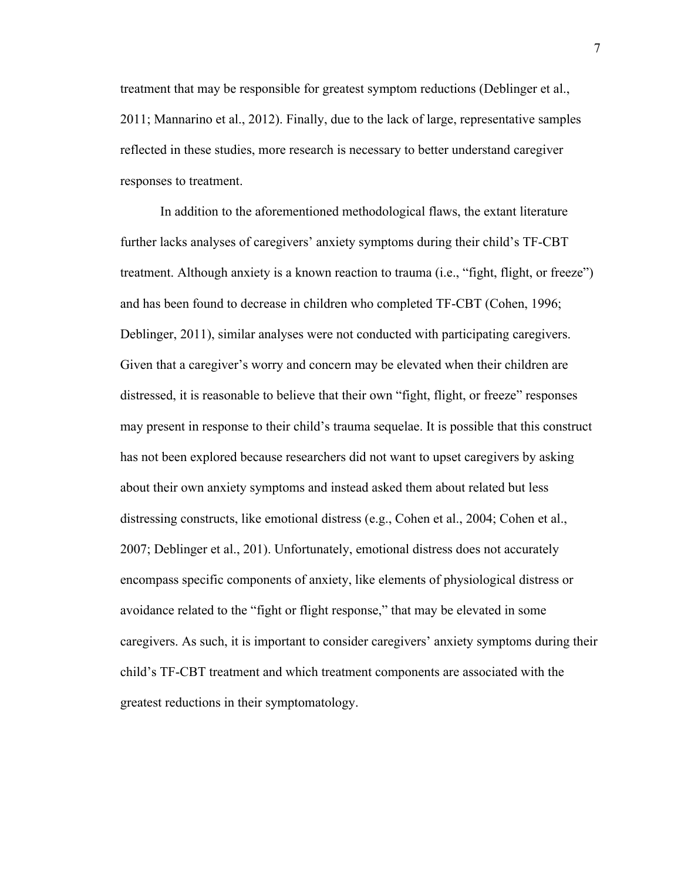treatment that may be responsible for greatest symptom reductions (Deblinger et al., 2011; Mannarino et al., 2012). Finally, due to the lack of large, representative samples reflected in these studies, more research is necessary to better understand caregiver responses to treatment.

In addition to the aforementioned methodological flaws, the extant literature further lacks analyses of caregivers' anxiety symptoms during their child's TF-CBT treatment. Although anxiety is a known reaction to trauma (i.e., "fight, flight, or freeze") and has been found to decrease in children who completed TF-CBT (Cohen, 1996; Deblinger, 2011), similar analyses were not conducted with participating caregivers. Given that a caregiver's worry and concern may be elevated when their children are distressed, it is reasonable to believe that their own "fight, flight, or freeze" responses may present in response to their child's trauma sequelae. It is possible that this construct has not been explored because researchers did not want to upset caregivers by asking about their own anxiety symptoms and instead asked them about related but less distressing constructs, like emotional distress (e.g., Cohen et al., 2004; Cohen et al., 2007; Deblinger et al., 201). Unfortunately, emotional distress does not accurately encompass specific components of anxiety, like elements of physiological distress or avoidance related to the "fight or flight response," that may be elevated in some caregivers. As such, it is important to consider caregivers' anxiety symptoms during their child's TF-CBT treatment and which treatment components are associated with the greatest reductions in their symptomatology.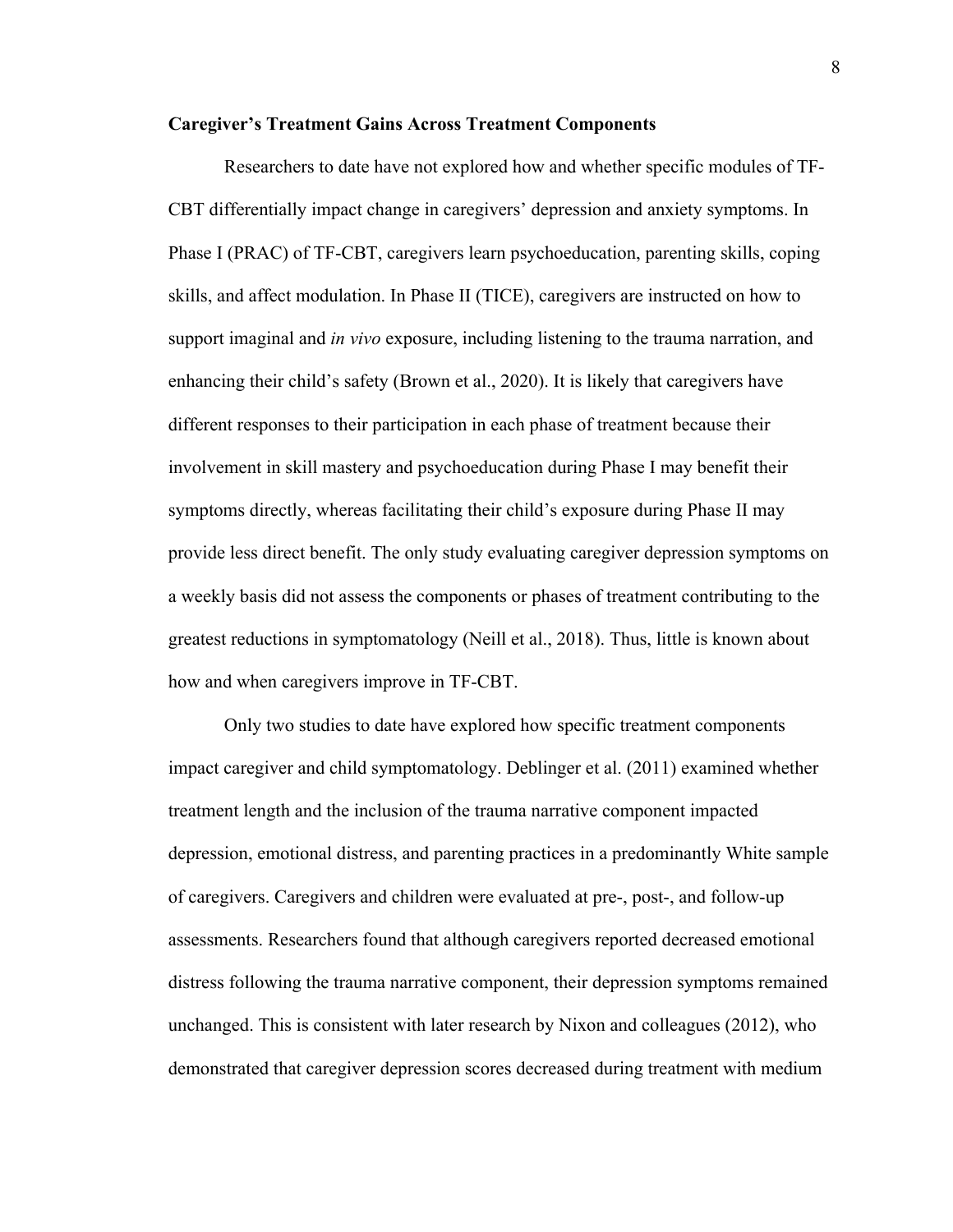**Caregiver's Treatment Gains Across Treatment Components**

Researchers to date have not explored how and whether specific modules of TF-CBT differentially impact change in caregivers' depression and anxiety symptoms. In Phase I (PRAC) of TF-CBT, caregivers learn psychoeducation, parenting skills, coping skills, and affect modulation. In Phase II (TICE), caregivers are instructed on how to support imaginal and *in vivo* exposure, including listening to the trauma narration, and enhancing their child's safety (Brown et al., 2020). It is likely that caregivers have different responses to their participation in each phase of treatment because their involvement in skill mastery and psychoeducation during Phase I may benefit their symptoms directly, whereas facilitating their child's exposure during Phase II may provide less direct benefit. The only study evaluating caregiver depression symptoms on a weekly basis did not assess the components or phases of treatment contributing to the greatest reductions in symptomatology (Neill et al., 2018). Thus, little is known about how and when caregivers improve in TF-CBT.

Only two studies to date have explored how specific treatment components impact caregiver and child symptomatology. Deblinger et al. (2011) examined whether treatment length and the inclusion of the trauma narrative component impacted depression, emotional distress, and parenting practices in a predominantly White sample of caregivers. Caregivers and children were evaluated at pre-, post-, and follow-up assessments. Researchers found that although caregivers reported decreased emotional distress following the trauma narrative component, their depression symptoms remained unchanged. This is consistent with later research by Nixon and colleagues (2012), who demonstrated that caregiver depression scores decreased during treatment with medium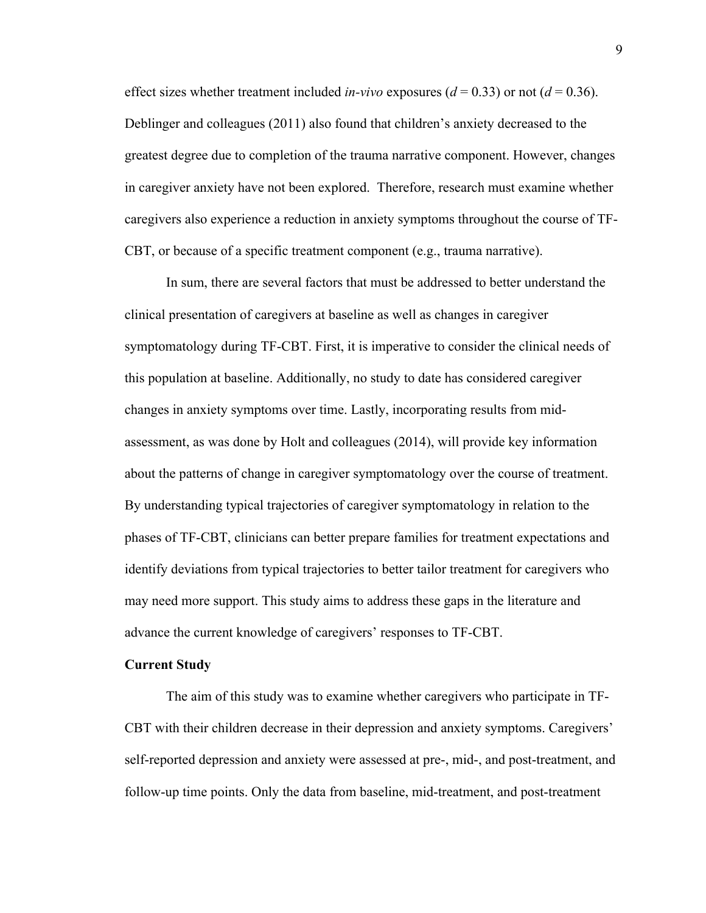effect sizes whether treatment included *in-vivo* exposures ($d = 0.33$) or not ($d = 0.36$). Deblinger and colleagues (2011) also found that children's anxiety decreased to the greatest degree due to completion of the trauma narrative component. However, changes in caregiver anxiety have not been explored. Therefore, research must examine whether caregivers also experience a reduction in anxiety symptoms throughout the course of TF-CBT, or because of a specific treatment component (e.g., trauma narrative).

In sum, there are several factors that must be addressed to better understand the clinical presentation of caregivers at baseline as well as changes in caregiver symptomatology during TF-CBT. First, it is imperative to consider the clinical needs of this population at baseline. Additionally, no study to date has considered caregiver changes in anxiety symptoms over time. Lastly, incorporating results from mid-assessment, as was done by Holt and colleagues (2014), will provide key information about the patterns of change in caregiver symptomatology over the course of treatment. By understanding typical trajectories of caregiver symptomatology in relation to the phases of TF-CBT, clinicians can better prepare families for treatment expectations and identify deviations from typical trajectories to better tailor treatment for caregivers who may need more support. This study aims to address these gaps in the literature and advance the current knowledge of caregivers' responses to TF-CBT.

**Current Study**

The aim of this study was to examine whether caregivers who participate in TF-CBT with their children decrease in their depression and anxiety symptoms. Caregivers' self-reported depression and anxiety were assessed at pre-, mid-, and post-treatment, and follow-up time points. Only the data from baseline, mid-treatment, and post-treatment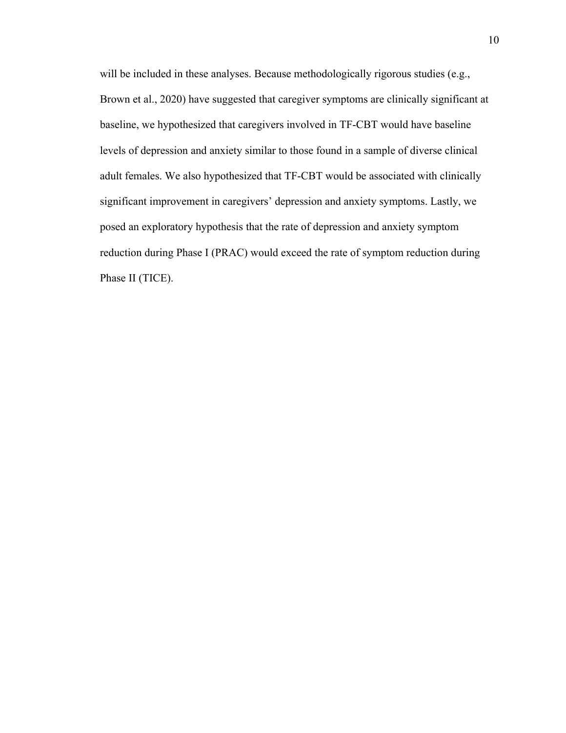will be included in these analyses. Because methodologically rigorous studies (e.g., Brown et al., 2020) have suggested that caregiver symptoms are clinically significant at baseline, we hypothesized that caregivers involved in TF-CBT would have baseline levels of depression and anxiety similar to those found in a sample of diverse clinical adult females. We also hypothesized that TF-CBT would be associated with clinically significant improvement in caregivers' depression and anxiety symptoms. Lastly, we posed an exploratory hypothesis that the rate of depression and anxiety symptom reduction during Phase I (PRAC) would exceed the rate of symptom reduction during Phase II (TICE).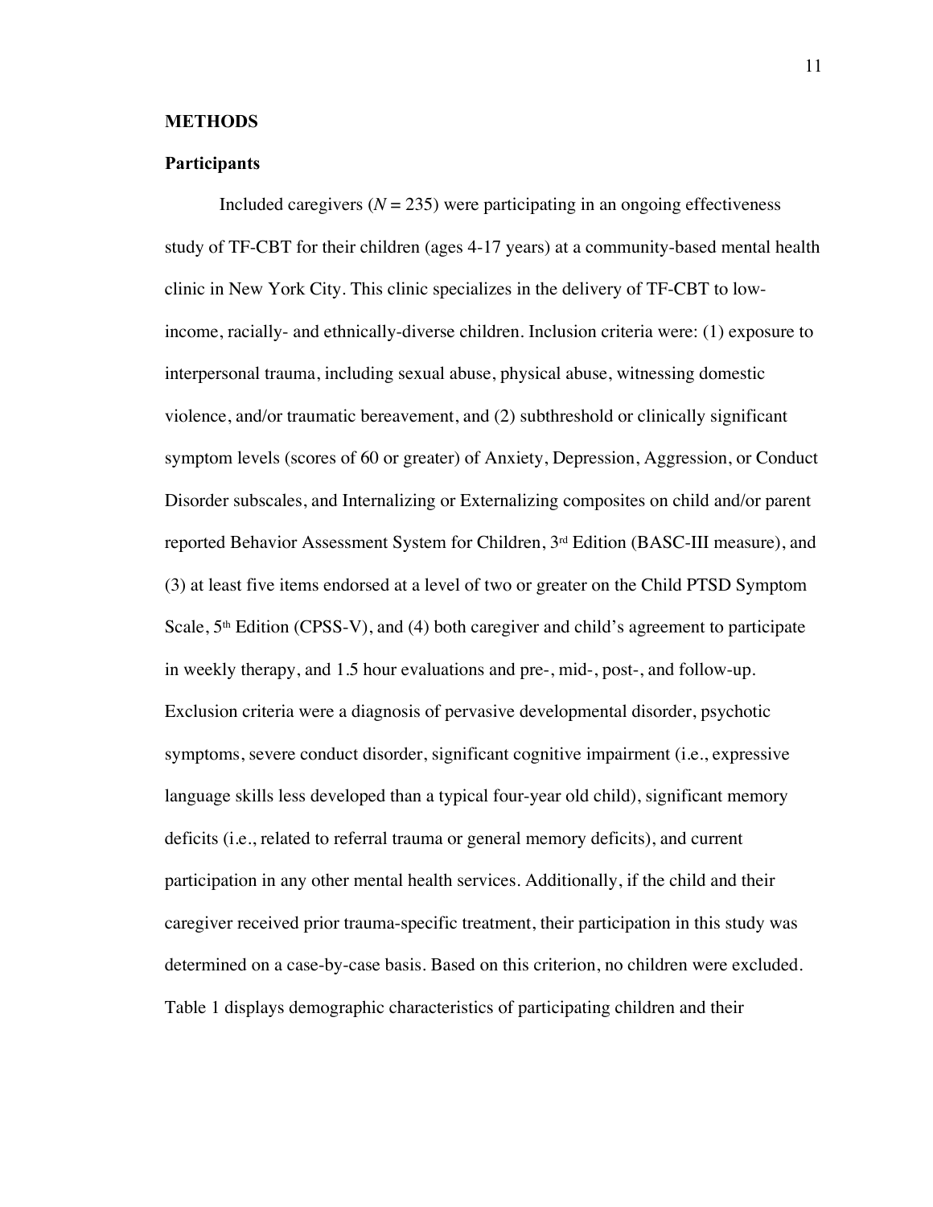## METHODS

### Participants

Included caregivers (*N* = 235) were participating in an ongoing effectiveness study of TF-CBT for their children (ages 4-17 years) at a community-based mental health clinic in New York City. This clinic specializes in the delivery of TF-CBT to low-income, racially- and ethnically-diverse children. Inclusion criteria were: (1) exposure to interpersonal trauma, including sexual abuse, physical abuse, witnessing domestic violence, and/or traumatic bereavement, and (2) subthreshold or clinically significant symptom levels (scores of 60 or greater) of Anxiety, Depression, Aggression, or Conduct Disorder subscales, and Internalizing or Externalizing composites on child and/or parent reported Behavior Assessment System for Children, 3rd Edition (BASC-III measure), and (3) at least five items endorsed at a level of two or greater on the Child PTSD Symptom Scale, 5th Edition (CPSS-V), and (4) both caregiver and child's agreement to participate in weekly therapy, and 1.5 hour evaluations and pre-, mid-, post-, and follow-up. Exclusion criteria were a diagnosis of pervasive developmental disorder, psychotic symptoms, severe conduct disorder, significant cognitive impairment (i.e., expressive language skills less developed than a typical four-year old child), significant memory deficits (i.e., related to referral trauma or general memory deficits), and current participation in any other mental health services. Additionally, if the child and their caregiver received prior trauma-specific treatment, their participation in this study was determined on a case-by-case basis. Based on this criterion, no children were excluded. Table 1 displays demographic characteristics of participating children and their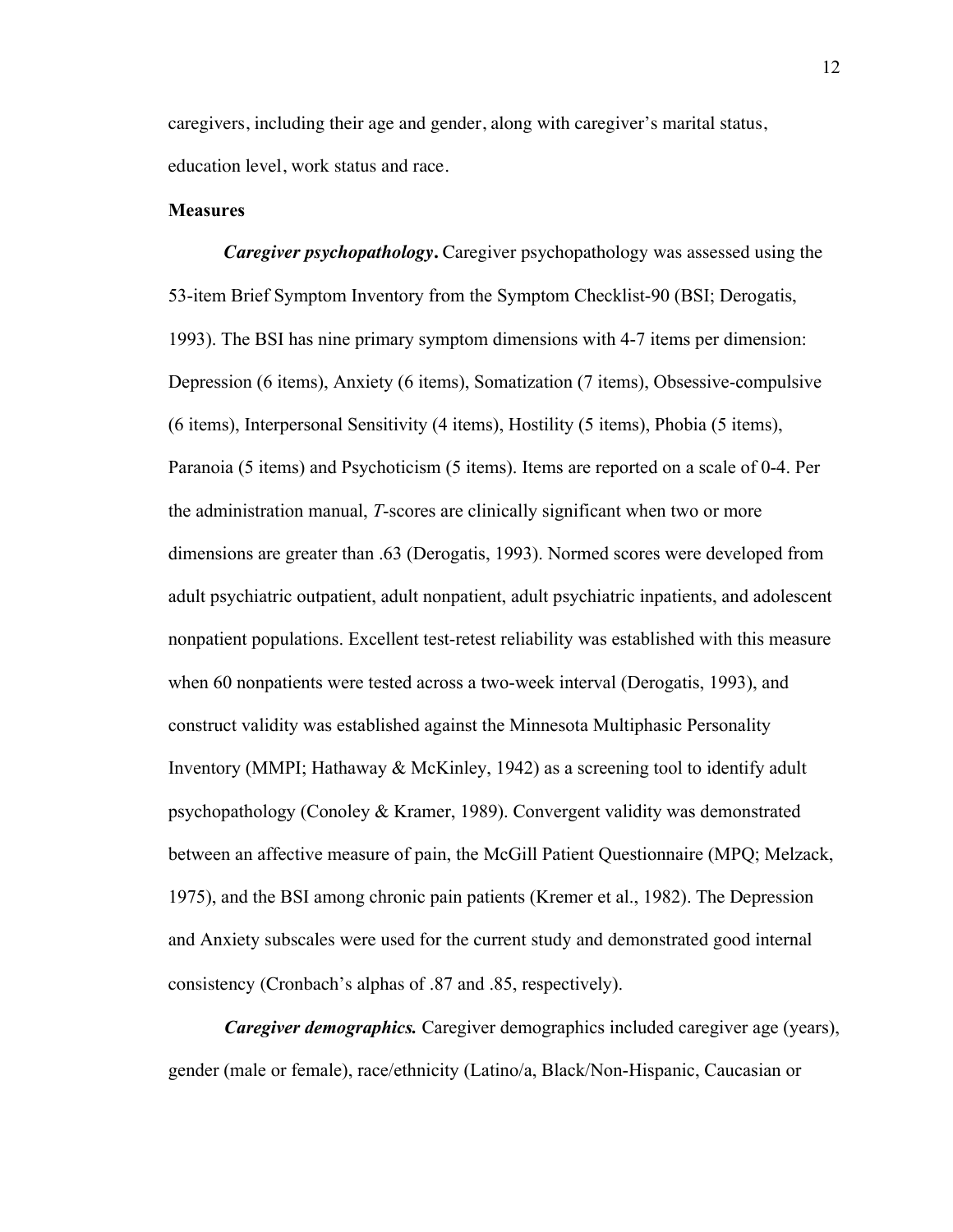caregivers, including their age and gender, along with caregiver's marital status, education level, work status and race.

**Measures**

***Caregiver psychopathology*.** Caregiver psychopathology was assessed using the 53-item Brief Symptom Inventory from the Symptom Checklist-90 (BSI; Derogatis, 1993). The BSI has nine primary symptom dimensions with 4-7 items per dimension: Depression (6 items), Anxiety (6 items), Somatization (7 items), Obsessive-compulsive (6 items), Interpersonal Sensitivity (4 items), Hostility (5 items), Phobia (5 items), Paranoia (5 items) and Psychoticism (5 items). Items are reported on a scale of 0-4. Per the administration manual, *T*-scores are clinically significant when two or more dimensions are greater than .63 (Derogatis, 1993). Normed scores were developed from adult psychiatric outpatient, adult nonpatient, adult psychiatric inpatients, and adolescent nonpatient populations. Excellent test-retest reliability was established with this measure when 60 nonpatients were tested across a two-week interval (Derogatis, 1993), and construct validity was established against the Minnesota Multiphasic Personality Inventory (MMPI; Hathaway & McKinley, 1942) as a screening tool to identify adult psychopathology (Conoley & Kramer, 1989). Convergent validity was demonstrated between an affective measure of pain, the McGill Patient Questionnaire (MPQ; Melzack, 1975), and the BSI among chronic pain patients (Kremer et al., 1982). The Depression and Anxiety subscales were used for the current study and demonstrated good internal consistency (Cronbach's alphas of .87 and .85, respectively).

***Caregiver demographics.*** Caregiver demographics included caregiver age (years), gender (male or female), race/ethnicity (Latino/a, Black/Non-Hispanic, Caucasian or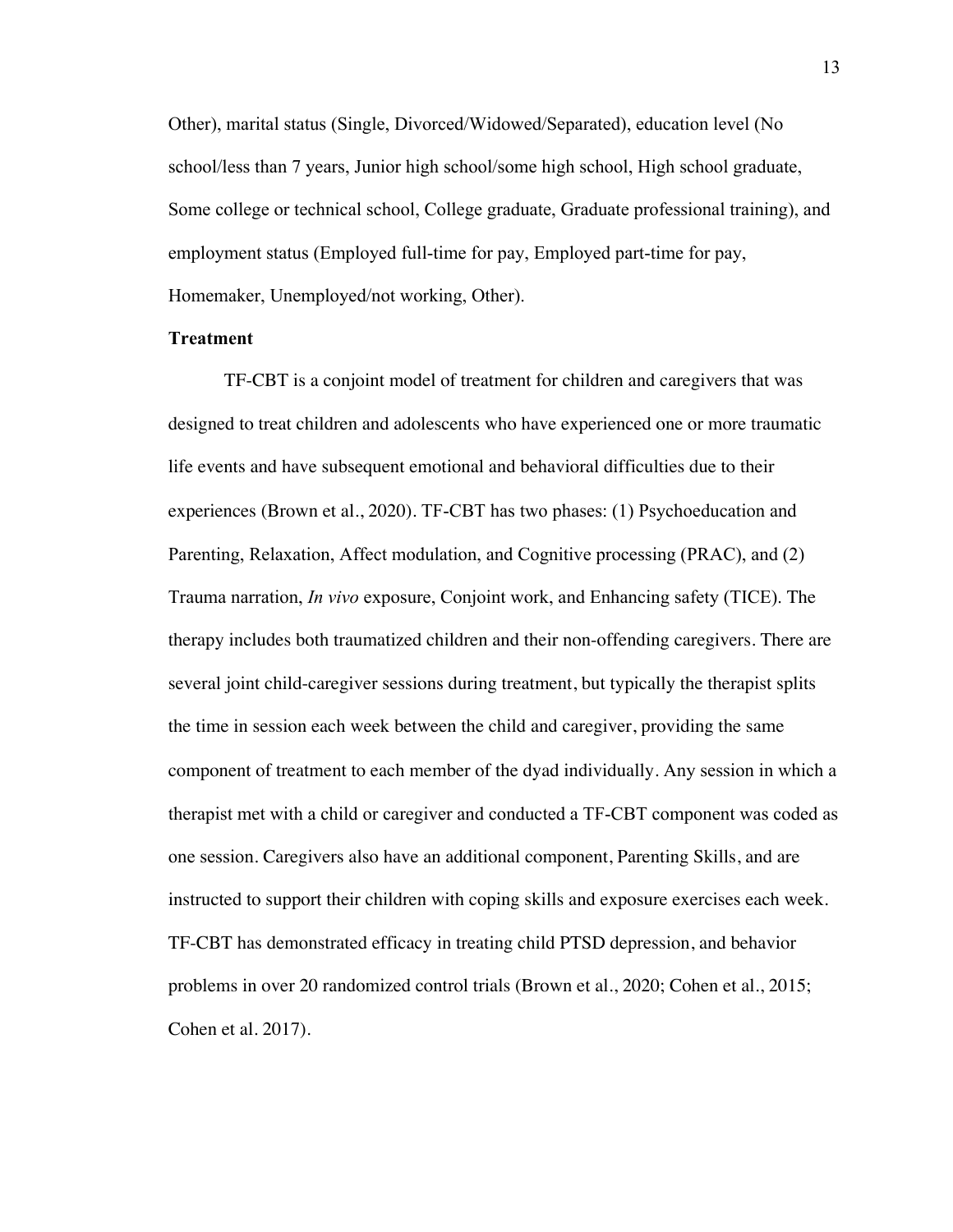Other), marital status (Single, Divorced/Widowed/Separated), education level (No school/less than 7 years, Junior high school/some high school, High school graduate, Some college or technical school, College graduate, Graduate professional training), and employment status (Employed full-time for pay, Employed part-time for pay, Homemaker, Unemployed/not working, Other).

**Treatment**

TF-CBT is a conjoint model of treatment for children and caregivers that was designed to treat children and adolescents who have experienced one or more traumatic life events and have subsequent emotional and behavioral difficulties due to their experiences (Brown et al., 2020). TF-CBT has two phases: (1) Psychoeducation and Parenting, Relaxation, Affect modulation, and Cognitive processing (PRAC), and (2) Trauma narration, *In vivo* exposure, Conjoint work, and Enhancing safety (TICE). The therapy includes both traumatized children and their non-offending caregivers. There are several joint child-caregiver sessions during treatment, but typically the therapist splits the time in session each week between the child and caregiver, providing the same component of treatment to each member of the dyad individually. Any session in which a therapist met with a child or caregiver and conducted a TF-CBT component was coded as one session. Caregivers also have an additional component, Parenting Skills, and are instructed to support their children with coping skills and exposure exercises each week. TF-CBT has demonstrated efficacy in treating child PTSD depression, and behavior problems in over 20 randomized control trials (Brown et al., 2020; Cohen et al., 2015; Cohen et al. 2017).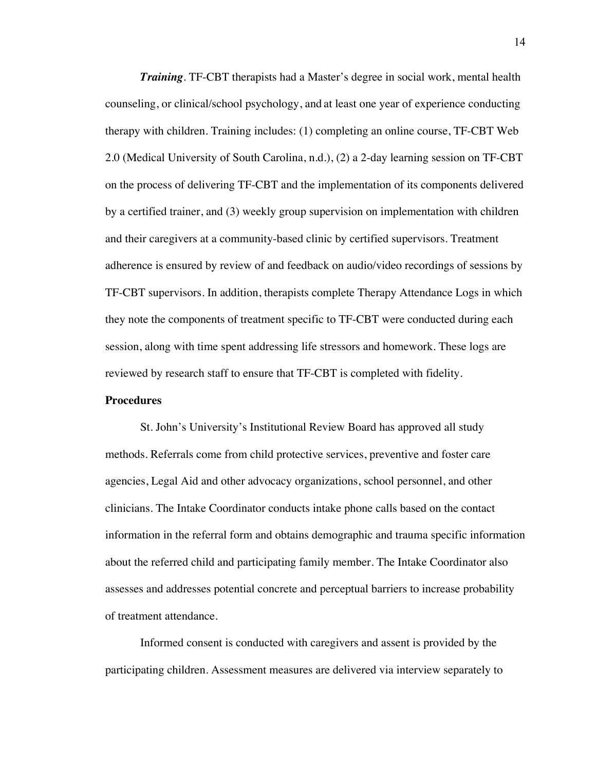***Training*.** TF-CBT therapists had a Master's degree in social work, mental health counseling, or clinical/school psychology, and at least one year of experience conducting therapy with children. Training includes: (1) completing an online course, TF-CBT Web 2.0 (Medical University of South Carolina, n.d.), (2) a 2-day learning session on TF-CBT on the process of delivering TF-CBT and the implementation of its components delivered by a certified trainer, and (3) weekly group supervision on implementation with children and their caregivers at a community-based clinic by certified supervisors. Treatment adherence is ensured by review of and feedback on audio/video recordings of sessions by TF-CBT supervisors. In addition, therapists complete Therapy Attendance Logs in which they note the components of treatment specific to TF-CBT were conducted during each session, along with time spent addressing life stressors and homework. These logs are reviewed by research staff to ensure that TF-CBT is completed with fidelity.

**Procedures**

St. John's University's Institutional Review Board has approved all study methods. Referrals come from child protective services, preventive and foster care agencies, Legal Aid and other advocacy organizations, school personnel, and other clinicians. The Intake Coordinator conducts intake phone calls based on the contact information in the referral form and obtains demographic and trauma specific information about the referred child and participating family member. The Intake Coordinator also assesses and addresses potential concrete and perceptual barriers to increase probability of treatment attendance.

Informed consent is conducted with caregivers and assent is provided by the participating children. Assessment measures are delivered via interview separately to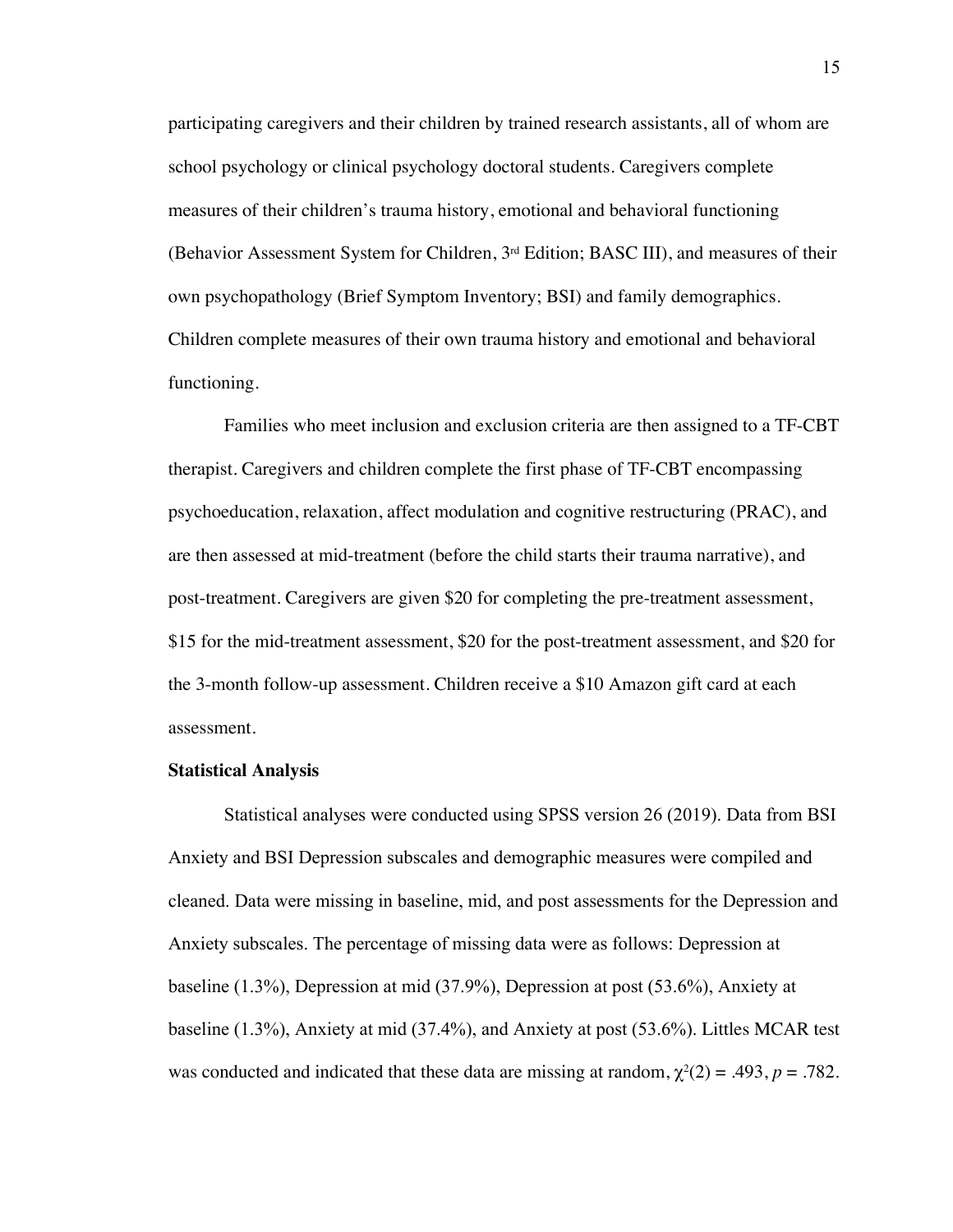participating caregivers and their children by trained research assistants, all of whom are school psychology or clinical psychology doctoral students. Caregivers complete measures of their children's trauma history, emotional and behavioral functioning (Behavior Assessment System for Children, 3rd Edition; BASC III), and measures of their own psychopathology (Brief Symptom Inventory; BSI) and family demographics. Children complete measures of their own trauma history and emotional and behavioral functioning.

Families who meet inclusion and exclusion criteria are then assigned to a TF-CBT therapist. Caregivers and children complete the first phase of TF-CBT encompassing psychoeducation, relaxation, affect modulation and cognitive restructuring (PRAC), and are then assessed at mid-treatment (before the child starts their trauma narrative), and post-treatment. Caregivers are given $20 for completing the pre-treatment assessment, $15 for the mid-treatment assessment, $20 for the post-treatment assessment, and $20 for the 3-month follow-up assessment. Children receive a $10 Amazon gift card at each assessment.

**Statistical Analysis**

Statistical analyses were conducted using SPSS version 26 (2019). Data from BSI Anxiety and BSI Depression subscales and demographic measures were compiled and cleaned. Data were missing in baseline, mid, and post assessments for the Depression and Anxiety subscales. The percentage of missing data were as follows: Depression at baseline (1.3%), Depression at mid (37.9%), Depression at post (53.6%), Anxiety at baseline (1.3%), Anxiety at mid (37.4%), and Anxiety at post (53.6%). Littles MCAR test was conducted and indicated that these data are missing at random, $\chi^2(2) = .493$, $p = .782$.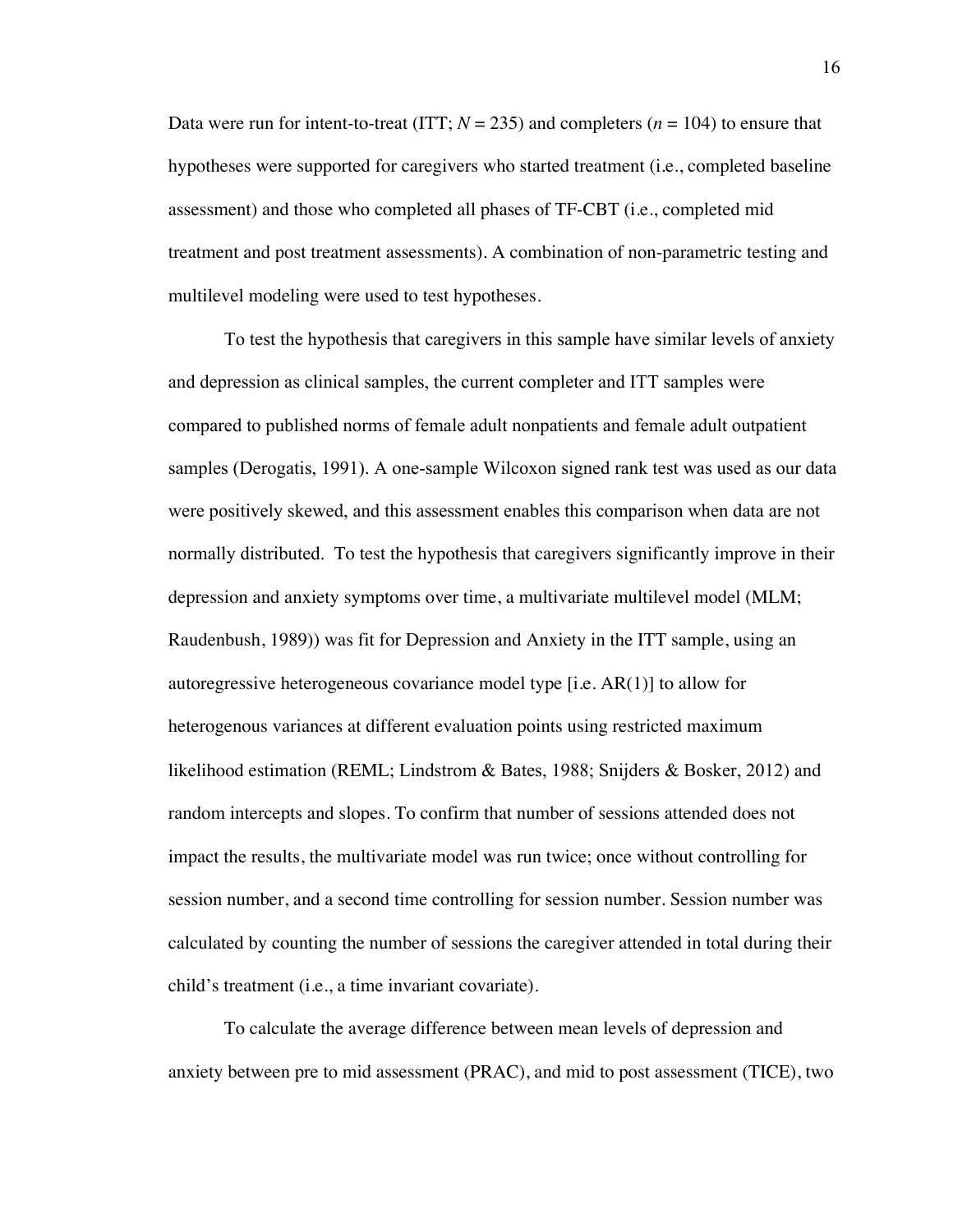Data were run for intent-to-treat (ITT; $N = 235$) and completers ($n = 104$) to ensure that hypotheses were supported for caregivers who started treatment (i.e., completed baseline assessment) and those who completed all phases of TF-CBT (i.e., completed mid treatment and post treatment assessments). A combination of non-parametric testing and multilevel modeling were used to test hypotheses.

To test the hypothesis that caregivers in this sample have similar levels of anxiety and depression as clinical samples, the current completer and ITT samples were compared to published norms of female adult nonpatients and female adult outpatient samples (Derogatis, 1991). A one-sample Wilcoxon signed rank test was used as our data were positively skewed, and this assessment enables this comparison when data are not normally distributed. To test the hypothesis that caregivers significantly improve in their depression and anxiety symptoms over time, a multivariate multilevel model (MLM; Raudenbush, 1989)) was fit for Depression and Anxiety in the ITT sample, using an autoregressive heterogeneous covariance model type [i.e. AR(1)] to allow for heterogenous variances at different evaluation points using restricted maximum likelihood estimation (REML; Lindstrom & Bates, 1988; Snijders & Bosker, 2012) and random intercepts and slopes. To confirm that number of sessions attended does not impact the results, the multivariate model was run twice; once without controlling for session number, and a second time controlling for session number. Session number was calculated by counting the number of sessions the caregiver attended in total during their child's treatment (i.e., a time invariant covariate).

To calculate the average difference between mean levels of depression and anxiety between pre to mid assessment (PRAC), and mid to post assessment (TICE), two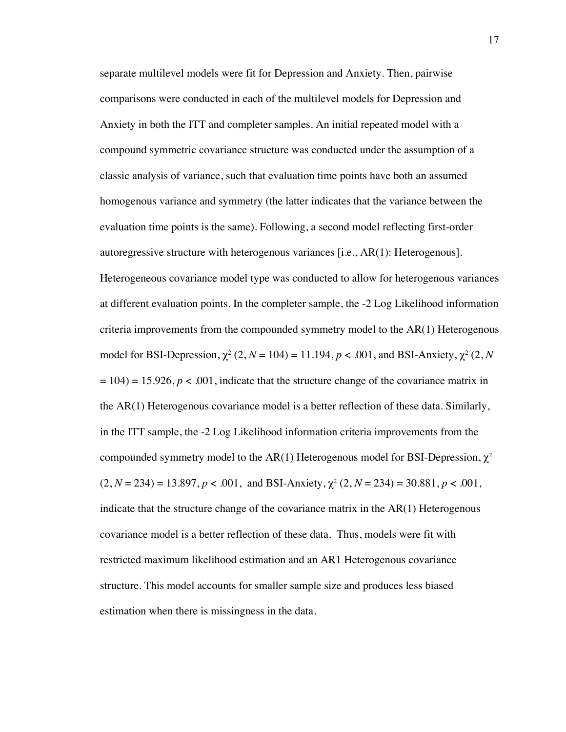separate multilevel models were fit for Depression and Anxiety. Then, pairwise comparisons were conducted in each of the multilevel models for Depression and Anxiety in both the ITT and completer samples. An initial repeated model with a compound symmetric covariance structure was conducted under the assumption of a classic analysis of variance, such that evaluation time points have both an assumed homogenous variance and symmetry (the latter indicates that the variance between the evaluation time points is the same). Following, a second model reflecting first-order autoregressive structure with heterogenous variances [i.e., AR(1): Heterogenous]. Heterogeneous covariance model type was conducted to allow for heterogenous variances at different evaluation points. In the completer sample, the -2 Log Likelihood information criteria improvements from the compounded symmetry model to the AR(1) Heterogenous model for BSI-Depression, $\chi^2$ (2, $N$ = 104) = 11.194, $p < .001$, and BSI-Anxiety, $\chi^2$ (2, $N$ = 104) = 15.926, $p < .001$, indicate that the structure change of the covariance matrix in the AR(1) Heterogenous covariance model is a better reflection of these data. Similarly, in the ITT sample, the -2 Log Likelihood information criteria improvements from the compounded symmetry model to the AR(1) Heterogenous model for BSI-Depression, $\chi^2$ (2, $N$ = 234) = 13.897, $p < .001$, and BSI-Anxiety, $\chi^2$ (2, $N$ = 234) = 30.881, $p < .001$, indicate that the structure change of the covariance matrix in the AR(1) Heterogenous covariance model is a better reflection of these data. Thus, models were fit with restricted maximum likelihood estimation and an AR1 Heterogenous covariance structure. This model accounts for smaller sample size and produces less biased estimation when there is missingness in the data.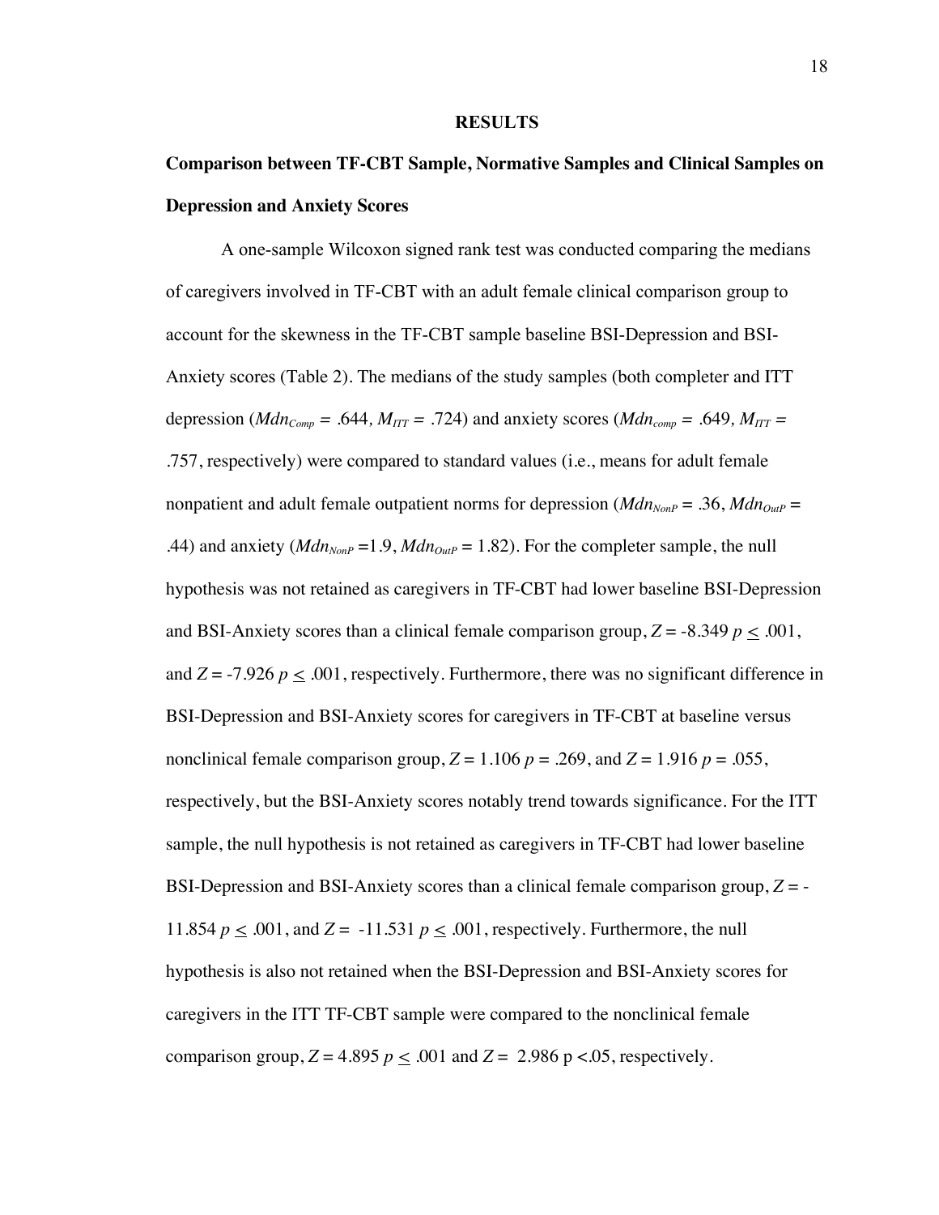# RESULTS

## Comparison between TF-CBT Sample, Normative Samples and Clinical Samples on Depression and Anxiety Scores

A one-sample Wilcoxon signed rank test was conducted comparing the medians of caregivers involved in TF-CBT with an adult female clinical comparison group to account for the skewness in the TF-CBT sample baseline BSI-Depression and BSI-Anxiety scores (Table 2). The medians of the study samples (both completer and ITT depression ($Mdn_{Comp}$ = .644, $M_{ITT}$ = .724) and anxiety scores ($Mdn_{comp}$ = .649, $M_{ITT}$ = .757, respectively) were compared to standard values (i.e., means for adult female nonpatient and adult female outpatient norms for depression ($Mdn_{NonP}$ = .36, $Mdn_{OutP}$ = .44) and anxiety ($Mdn_{NonP}$ =1.9, $Mdn_{OutP}$ = 1.82). For the completer sample, the null hypothesis was not retained as caregivers in TF-CBT had lower baseline BSI-Depression and BSI-Anxiety scores than a clinical female comparison group, $Z$ = -8.349 $p \leq .001$, and $Z$ = -7.926 $p \leq .001$, respectively. Furthermore, there was no significant difference in BSI-Depression and BSI-Anxiety scores for caregivers in TF-CBT at baseline versus nonclinical female comparison group, $Z$ = 1.106 $p$ = .269, and $Z$ = 1.916 $p$ = .055, respectively, but the BSI-Anxiety scores notably trend towards significance. For the ITT sample, the null hypothesis is not retained as caregivers in TF-CBT had lower baseline BSI-Depression and BSI-Anxiety scores than a clinical female comparison group, $Z$ = -11.854 $p \leq .001$, and $Z$ = -11.531 $p \leq .001$, respectively. Furthermore, the null hypothesis is also not retained when the BSI-Depression and BSI-Anxiety scores for caregivers in the ITT TF-CBT sample were compared to the nonclinical female comparison group, $Z$ = 4.895 $p \leq .001$ and $Z$ = 2.986 $p < .05$, respectively.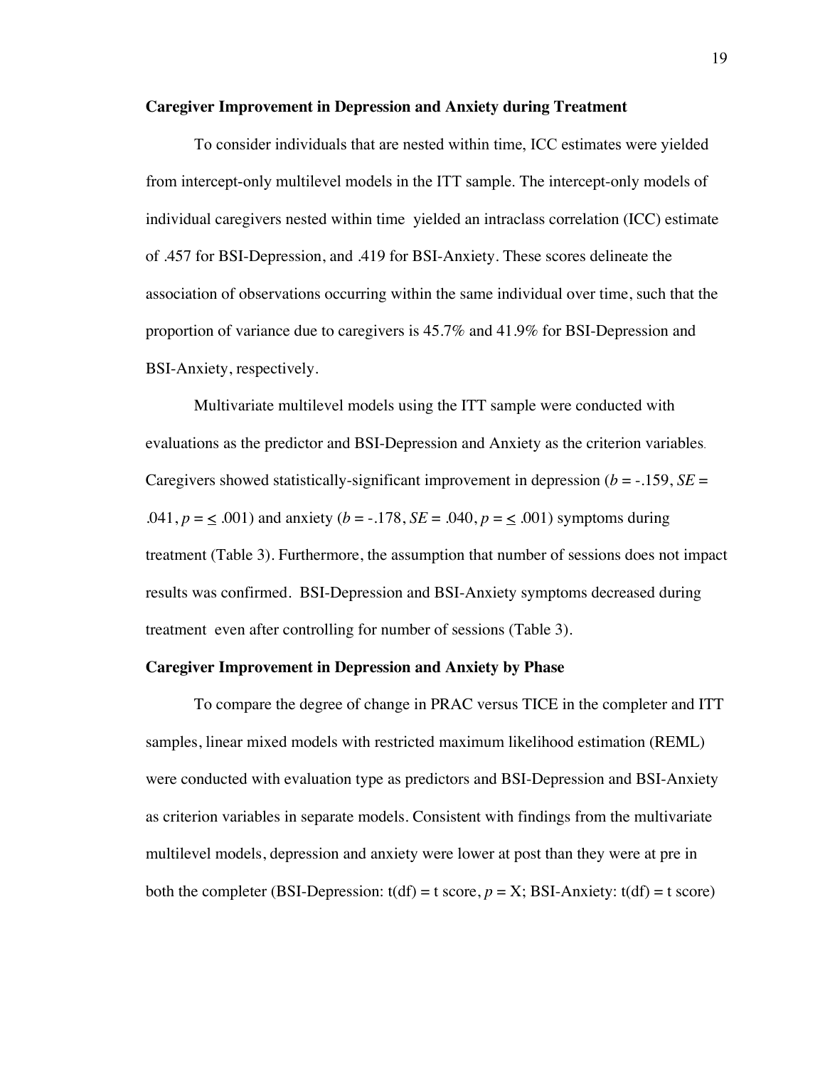**Caregiver Improvement in Depression and Anxiety during Treatment**

To consider individuals that are nested within time, ICC estimates were yielded from intercept-only multilevel models in the ITT sample. The intercept-only models of individual caregivers nested within time yielded an intraclass correlation (ICC) estimate of .457 for BSI-Depression, and .419 for BSI-Anxiety. These scores delineate the association of observations occurring within the same individual over time, such that the proportion of variance due to caregivers is 45.7% and 41.9% for BSI-Depression and BSI-Anxiety, respectively.

Multivariate multilevel models using the ITT sample were conducted with evaluations as the predictor and BSI-Depression and Anxiety as the criterion variables. Caregivers showed statistically-significant improvement in depression ($b$ = -.159, $SE$ = .041, $p = \leq .001$) and anxiety ($b$ = -.178, $SE$ = .040, $p = \leq .001$) symptoms during treatment (Table 3). Furthermore, the assumption that number of sessions does not impact results was confirmed. BSI-Depression and BSI-Anxiety symptoms decreased during treatment even after controlling for number of sessions (Table 3).

**Caregiver Improvement in Depression and Anxiety by Phase**

To compare the degree of change in PRAC versus TICE in the completer and ITT samples, linear mixed models with restricted maximum likelihood estimation (REML) were conducted with evaluation type as predictors and BSI-Depression and BSI-Anxiety as criterion variables in separate models. Consistent with findings from the multivariate multilevel models, depression and anxiety were lower at post than they were at pre in both the completer (BSI-Depression: t(df) = t score, $p$ = X; BSI-Anxiety: t(df) = t score)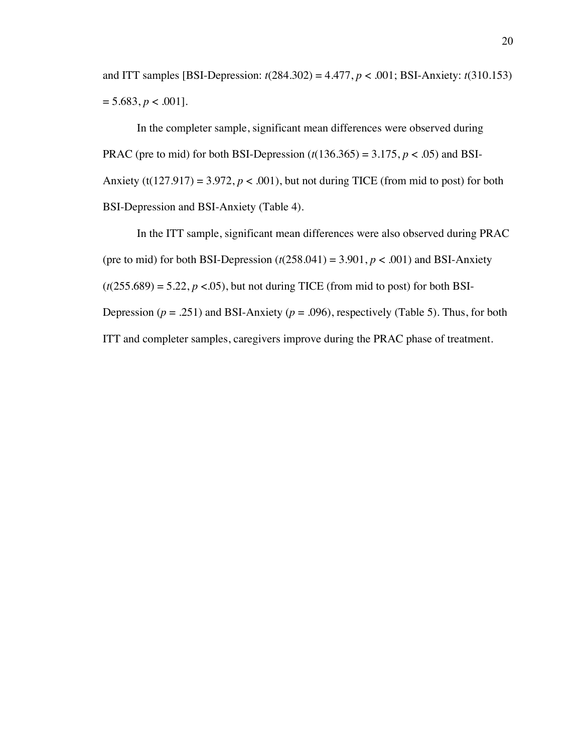and ITT samples [BSI-Depression: $t(284.302) = 4.477$, $p < .001$; BSI-Anxiety: $t(310.153) = 5.683$, $p < .001$].

In the completer sample, significant mean differences were observed during PRAC (pre to mid) for both BSI-Depression ($t(136.365) = 3.175$, $p < .05$) and BSI-Anxiety ($t(127.917) = 3.972$, $p < .001$), but not during TICE (from mid to post) for both BSI-Depression and BSI-Anxiety (Table 4).

In the ITT sample, significant mean differences were also observed during PRAC (pre to mid) for both BSI-Depression ($t(258.041) = 3.901$, $p < .001$) and BSI-Anxiety ($t(255.689) = 5.22$, $p <.05$), but not during TICE (from mid to post) for both BSI-Depression ($p = .251$) and BSI-Anxiety ($p = .096$), respectively (Table 5). Thus, for both ITT and completer samples, caregivers improve during the PRAC phase of treatment.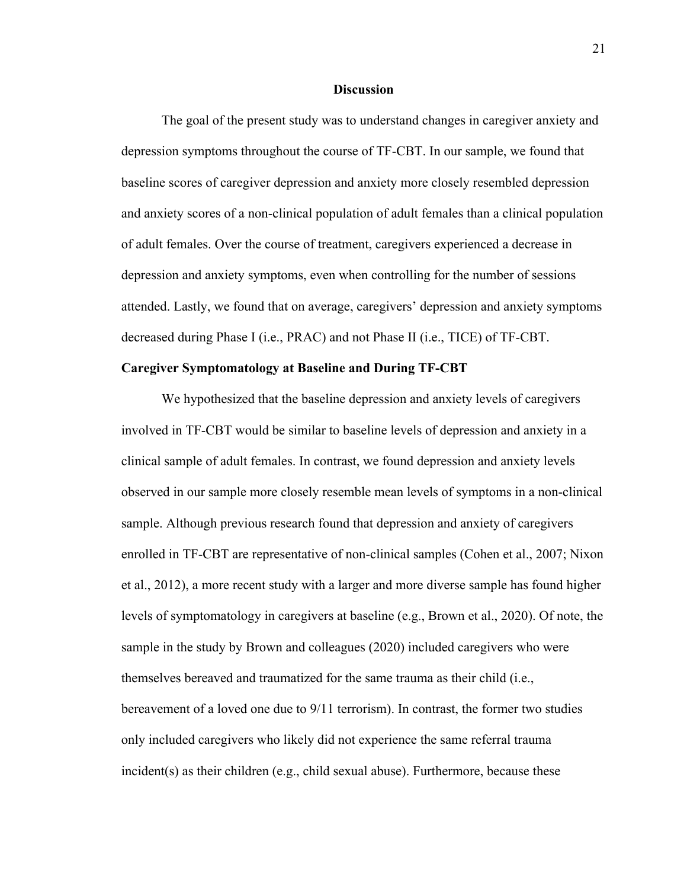## Discussion

The goal of the present study was to understand changes in caregiver anxiety and depression symptoms throughout the course of TF-CBT. In our sample, we found that baseline scores of caregiver depression and anxiety more closely resembled depression and anxiety scores of a non-clinical population of adult females than a clinical population of adult females. Over the course of treatment, caregivers experienced a decrease in depression and anxiety symptoms, even when controlling for the number of sessions attended. Lastly, we found that on average, caregivers' depression and anxiety symptoms decreased during Phase I (i.e., PRAC) and not Phase II (i.e., TICE) of TF-CBT.

### Caregiver Symptomatology at Baseline and During TF-CBT

We hypothesized that the baseline depression and anxiety levels of caregivers involved in TF-CBT would be similar to baseline levels of depression and anxiety in a clinical sample of adult females. In contrast, we found depression and anxiety levels observed in our sample more closely resemble mean levels of symptoms in a non-clinical sample. Although previous research found that depression and anxiety of caregivers enrolled in TF-CBT are representative of non-clinical samples (Cohen et al., 2007; Nixon et al., 2012), a more recent study with a larger and more diverse sample has found higher levels of symptomatology in caregivers at baseline (e.g., Brown et al., 2020). Of note, the sample in the study by Brown and colleagues (2020) included caregivers who were themselves bereaved and traumatized for the same trauma as their child (i.e., bereavement of a loved one due to 9/11 terrorism). In contrast, the former two studies only included caregivers who likely did not experience the same referral trauma incident(s) as their children (e.g., child sexual abuse). Furthermore, because these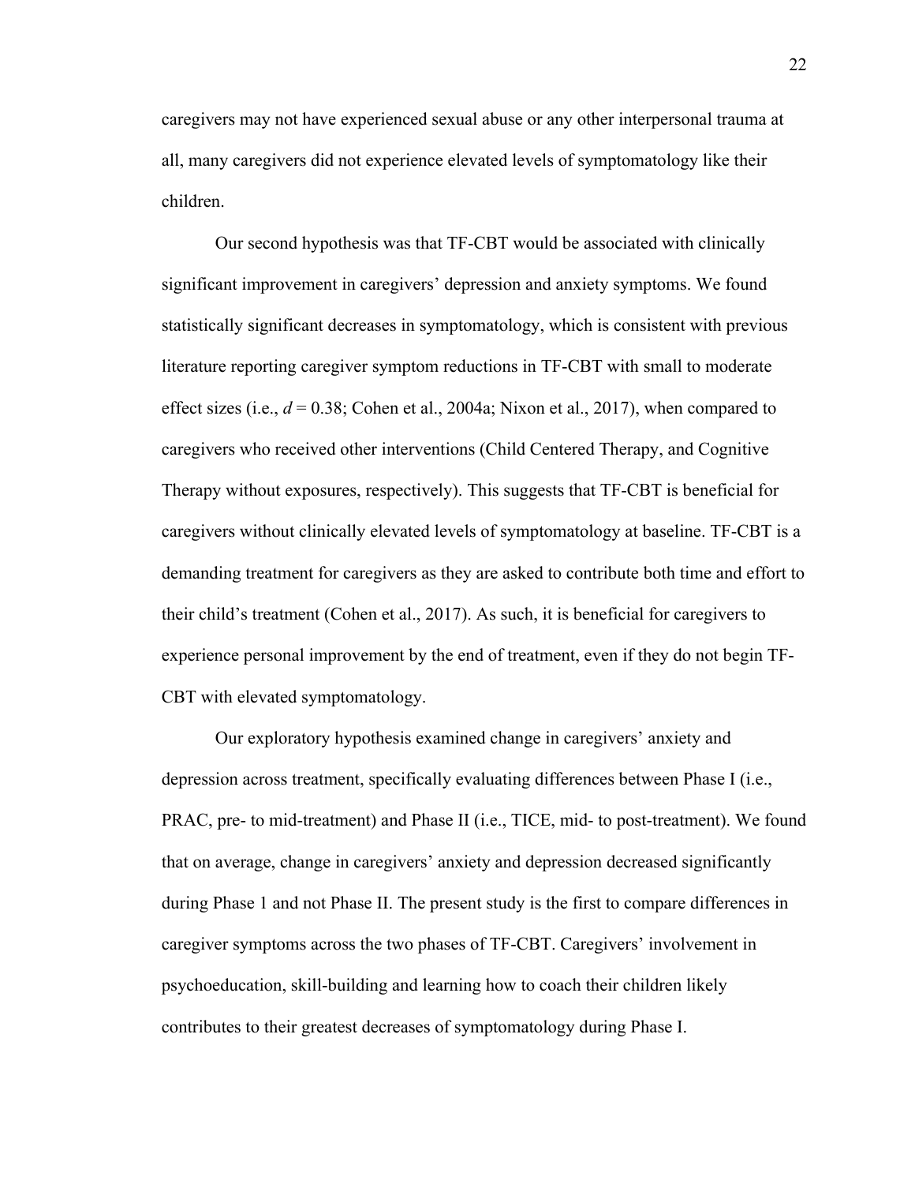caregivers may not have experienced sexual abuse or any other interpersonal trauma at all, many caregivers did not experience elevated levels of symptomatology like their children.

Our second hypothesis was that TF-CBT would be associated with clinically significant improvement in caregivers' depression and anxiety symptoms. We found statistically significant decreases in symptomatology, which is consistent with previous literature reporting caregiver symptom reductions in TF-CBT with small to moderate effect sizes (i.e., $d = 0.38$; Cohen et al., 2004a; Nixon et al., 2017), when compared to caregivers who received other interventions (Child Centered Therapy, and Cognitive Therapy without exposures, respectively). This suggests that TF-CBT is beneficial for caregivers without clinically elevated levels of symptomatology at baseline. TF-CBT is a demanding treatment for caregivers as they are asked to contribute both time and effort to their child's treatment (Cohen et al., 2017). As such, it is beneficial for caregivers to experience personal improvement by the end of treatment, even if they do not begin TF-CBT with elevated symptomatology.

Our exploratory hypothesis examined change in caregivers' anxiety and depression across treatment, specifically evaluating differences between Phase I (i.e., PRAC, pre- to mid-treatment) and Phase II (i.e., TICE, mid- to post-treatment). We found that on average, change in caregivers' anxiety and depression decreased significantly during Phase 1 and not Phase II. The present study is the first to compare differences in caregiver symptoms across the two phases of TF-CBT. Caregivers' involvement in psychoeducation, skill-building and learning how to coach their children likely contributes to their greatest decreases of symptomatology during Phase I.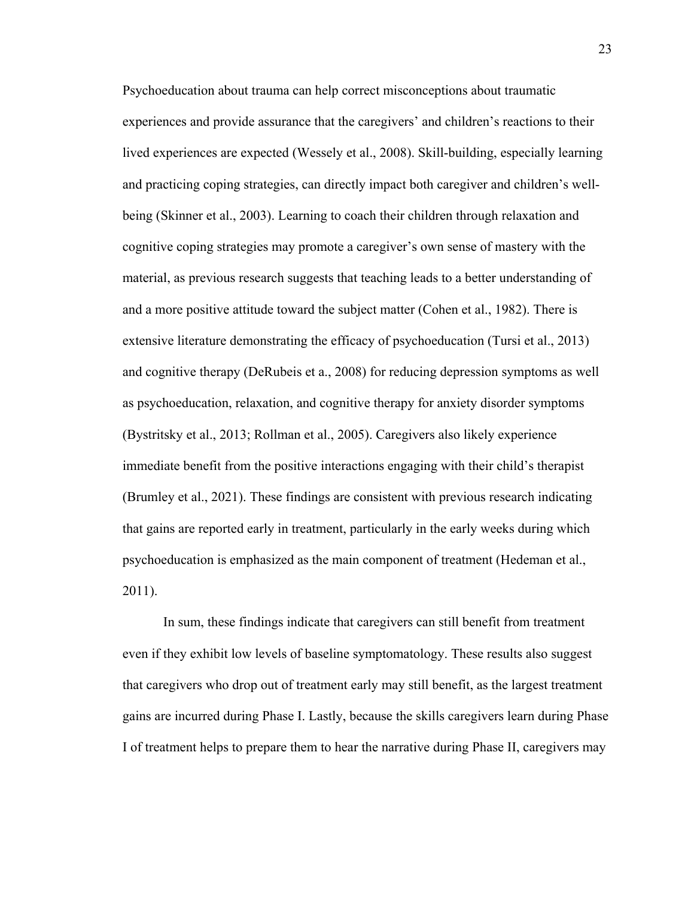Psychoeducation about trauma can help correct misconceptions about traumatic experiences and provide assurance that the caregivers' and children's reactions to their lived experiences are expected (Wessely et al., 2008). Skill-building, especially learning and practicing coping strategies, can directly impact both caregiver and children's well-being (Skinner et al., 2003). Learning to coach their children through relaxation and cognitive coping strategies may promote a caregiver's own sense of mastery with the material, as previous research suggests that teaching leads to a better understanding of and a more positive attitude toward the subject matter (Cohen et al., 1982). There is extensive literature demonstrating the efficacy of psychoeducation (Tursi et al., 2013) and cognitive therapy (DeRubeis et a., 2008) for reducing depression symptoms as well as psychoeducation, relaxation, and cognitive therapy for anxiety disorder symptoms (Bystritsky et al., 2013; Rollman et al., 2005). Caregivers also likely experience immediate benefit from the positive interactions engaging with their child's therapist (Brumley et al., 2021). These findings are consistent with previous research indicating that gains are reported early in treatment, particularly in the early weeks during which psychoeducation is emphasized as the main component of treatment (Hedeman et al., 2011).

In sum, these findings indicate that caregivers can still benefit from treatment even if they exhibit low levels of baseline symptomatology. These results also suggest that caregivers who drop out of treatment early may still benefit, as the largest treatment gains are incurred during Phase I. Lastly, because the skills caregivers learn during Phase I of treatment helps to prepare them to hear the narrative during Phase II, caregivers may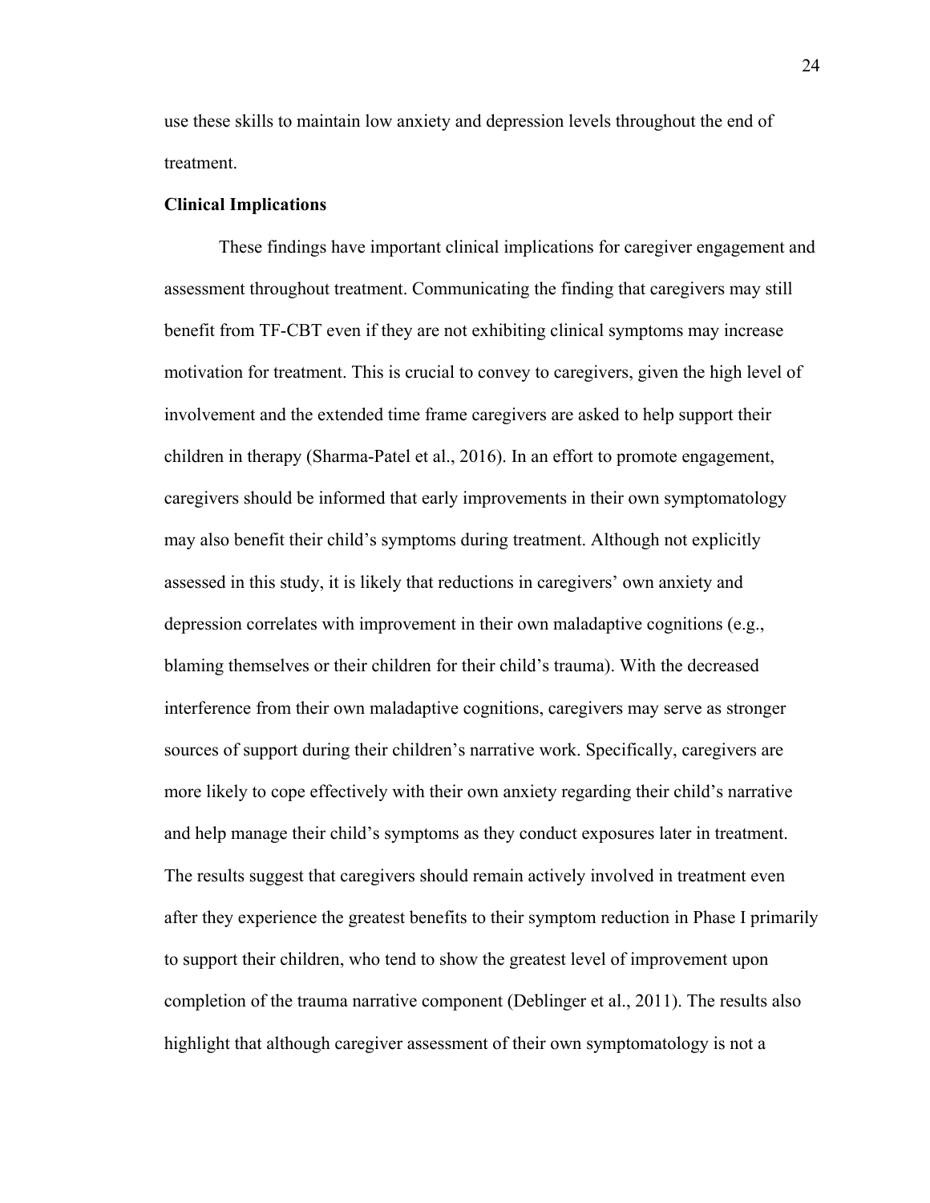use these skills to maintain low anxiety and depression levels throughout the end of treatment.

**Clinical Implications**

These findings have important clinical implications for caregiver engagement and assessment throughout treatment. Communicating the finding that caregivers may still benefit from TF-CBT even if they are not exhibiting clinical symptoms may increase motivation for treatment. This is crucial to convey to caregivers, given the high level of involvement and the extended time frame caregivers are asked to help support their children in therapy (Sharma-Patel et al., 2016). In an effort to promote engagement, caregivers should be informed that early improvements in their own symptomatology may also benefit their child's symptoms during treatment. Although not explicitly assessed in this study, it is likely that reductions in caregivers' own anxiety and depression correlates with improvement in their own maladaptive cognitions (e.g., blaming themselves or their children for their child's trauma). With the decreased interference from their own maladaptive cognitions, caregivers may serve as stronger sources of support during their children's narrative work. Specifically, caregivers are more likely to cope effectively with their own anxiety regarding their child's narrative and help manage their child's symptoms as they conduct exposures later in treatment. The results suggest that caregivers should remain actively involved in treatment even after they experience the greatest benefits to their symptom reduction in Phase I primarily to support their children, who tend to show the greatest level of improvement upon completion of the trauma narrative component (Deblinger et al., 2011). The results also highlight that although caregiver assessment of their own symptomatology is not a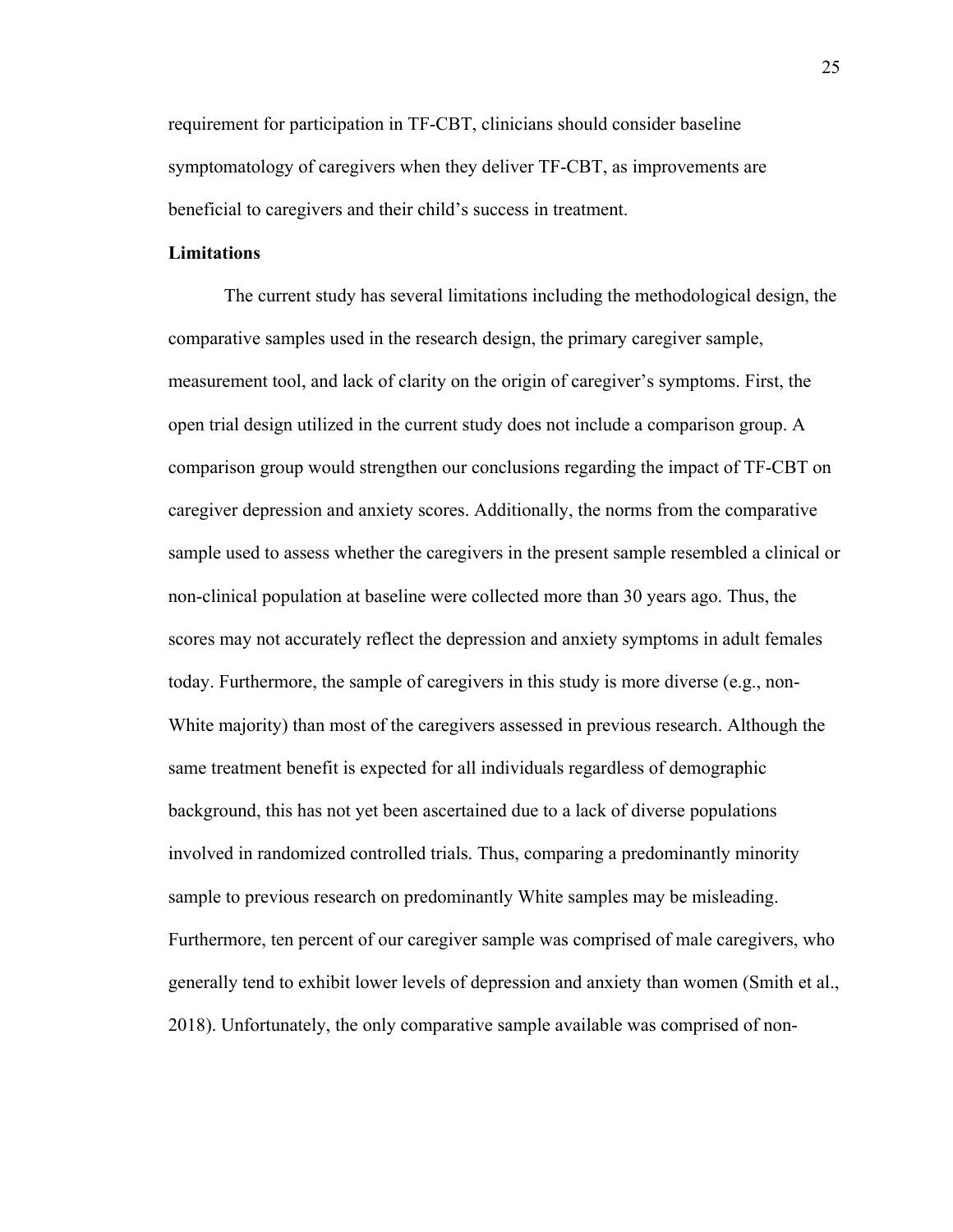requirement for participation in TF-CBT, clinicians should consider baseline symptomatology of caregivers when they deliver TF-CBT, as improvements are beneficial to caregivers and their child's success in treatment.

**Limitations**

The current study has several limitations including the methodological design, the comparative samples used in the research design, the primary caregiver sample, measurement tool, and lack of clarity on the origin of caregiver's symptoms. First, the open trial design utilized in the current study does not include a comparison group. A comparison group would strengthen our conclusions regarding the impact of TF-CBT on caregiver depression and anxiety scores. Additionally, the norms from the comparative sample used to assess whether the caregivers in the present sample resembled a clinical or non-clinical population at baseline were collected more than 30 years ago. Thus, the scores may not accurately reflect the depression and anxiety symptoms in adult females today. Furthermore, the sample of caregivers in this study is more diverse (e.g., non-White majority) than most of the caregivers assessed in previous research. Although the same treatment benefit is expected for all individuals regardless of demographic background, this has not yet been ascertained due to a lack of diverse populations involved in randomized controlled trials. Thus, comparing a predominantly minority sample to previous research on predominantly White samples may be misleading. Furthermore, ten percent of our caregiver sample was comprised of male caregivers, who generally tend to exhibit lower levels of depression and anxiety than women (Smith et al., 2018). Unfortunately, the only comparative sample available was comprised of non-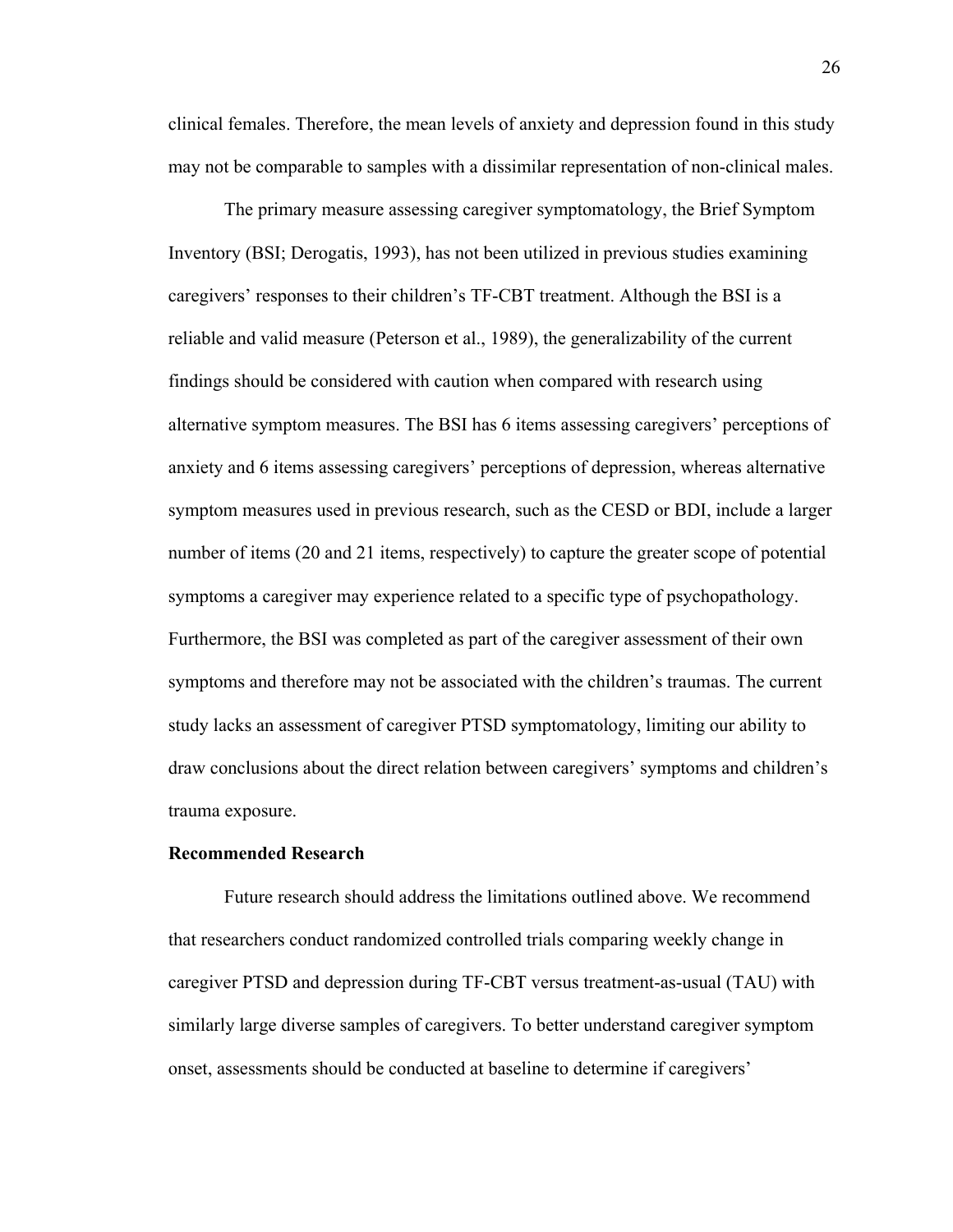clinical females. Therefore, the mean levels of anxiety and depression found in this study may not be comparable to samples with a dissimilar representation of non-clinical males.

The primary measure assessing caregiver symptomatology, the Brief Symptom Inventory (BSI; Derogatis, 1993), has not been utilized in previous studies examining caregivers' responses to their children's TF-CBT treatment. Although the BSI is a reliable and valid measure (Peterson et al., 1989), the generalizability of the current findings should be considered with caution when compared with research using alternative symptom measures. The BSI has 6 items assessing caregivers' perceptions of anxiety and 6 items assessing caregivers' perceptions of depression, whereas alternative symptom measures used in previous research, such as the CESD or BDI, include a larger number of items (20 and 21 items, respectively) to capture the greater scope of potential symptoms a caregiver may experience related to a specific type of psychopathology. Furthermore, the BSI was completed as part of the caregiver assessment of their own symptoms and therefore may not be associated with the children's traumas. The current study lacks an assessment of caregiver PTSD symptomatology, limiting our ability to draw conclusions about the direct relation between caregivers' symptoms and children's trauma exposure.

**Recommended Research**

Future research should address the limitations outlined above. We recommend that researchers conduct randomized controlled trials comparing weekly change in caregiver PTSD and depression during TF-CBT versus treatment-as-usual (TAU) with similarly large diverse samples of caregivers. To better understand caregiver symptom onset, assessments should be conducted at baseline to determine if caregivers'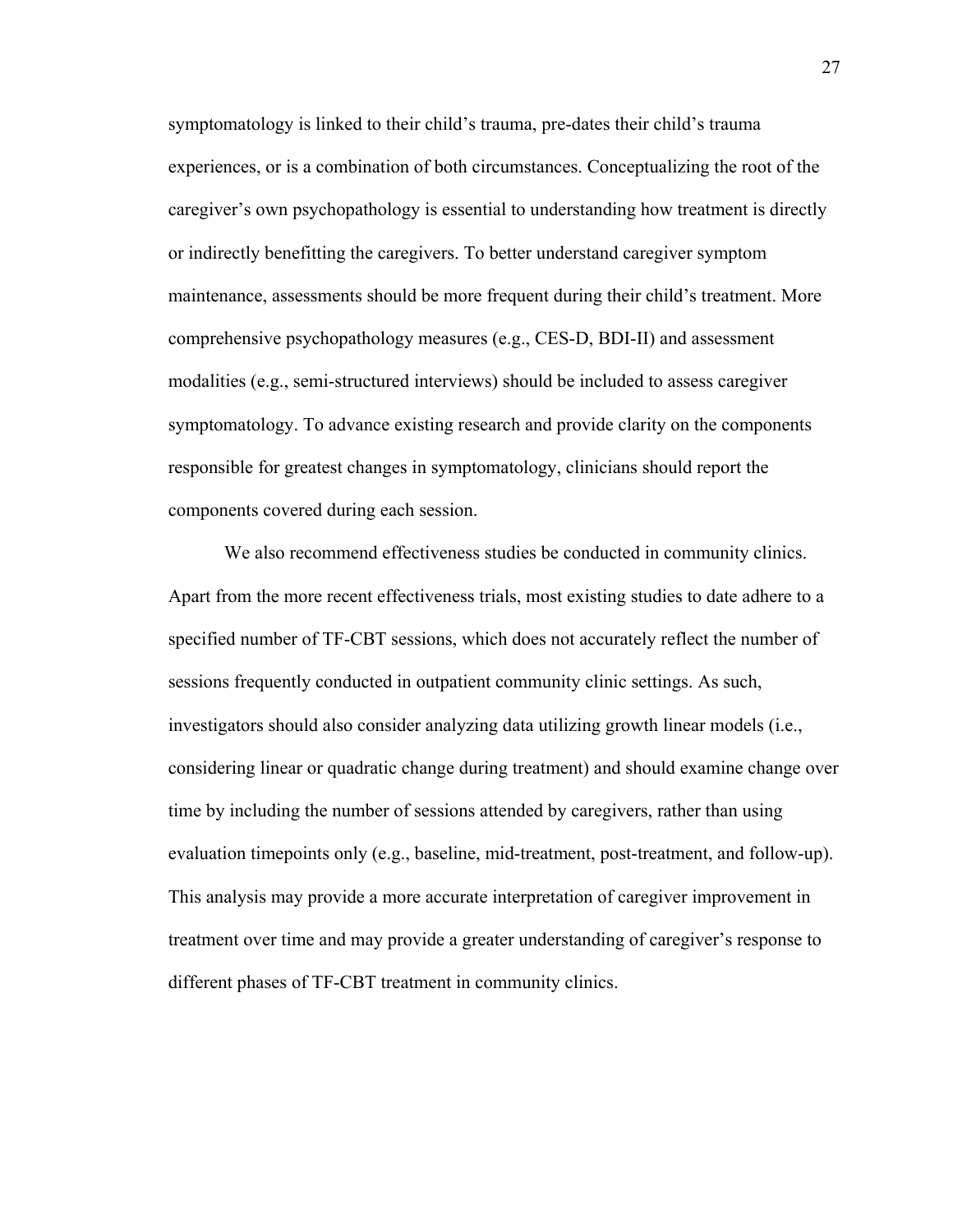symptomatology is linked to their child's trauma, pre-dates their child's trauma experiences, or is a combination of both circumstances. Conceptualizing the root of the caregiver's own psychopathology is essential to understanding how treatment is directly or indirectly benefitting the caregivers. To better understand caregiver symptom maintenance, assessments should be more frequent during their child's treatment. More comprehensive psychopathology measures (e.g., CES-D, BDI-II) and assessment modalities (e.g., semi-structured interviews) should be included to assess caregiver symptomatology. To advance existing research and provide clarity on the components responsible for greatest changes in symptomatology, clinicians should report the components covered during each session.

We also recommend effectiveness studies be conducted in community clinics. Apart from the more recent effectiveness trials, most existing studies to date adhere to a specified number of TF-CBT sessions, which does not accurately reflect the number of sessions frequently conducted in outpatient community clinic settings. As such, investigators should also consider analyzing data utilizing growth linear models (i.e., considering linear or quadratic change during treatment) and should examine change over time by including the number of sessions attended by caregivers, rather than using evaluation timepoints only (e.g., baseline, mid-treatment, post-treatment, and follow-up). This analysis may provide a more accurate interpretation of caregiver improvement in treatment over time and may provide a greater understanding of caregiver's response to different phases of TF-CBT treatment in community clinics.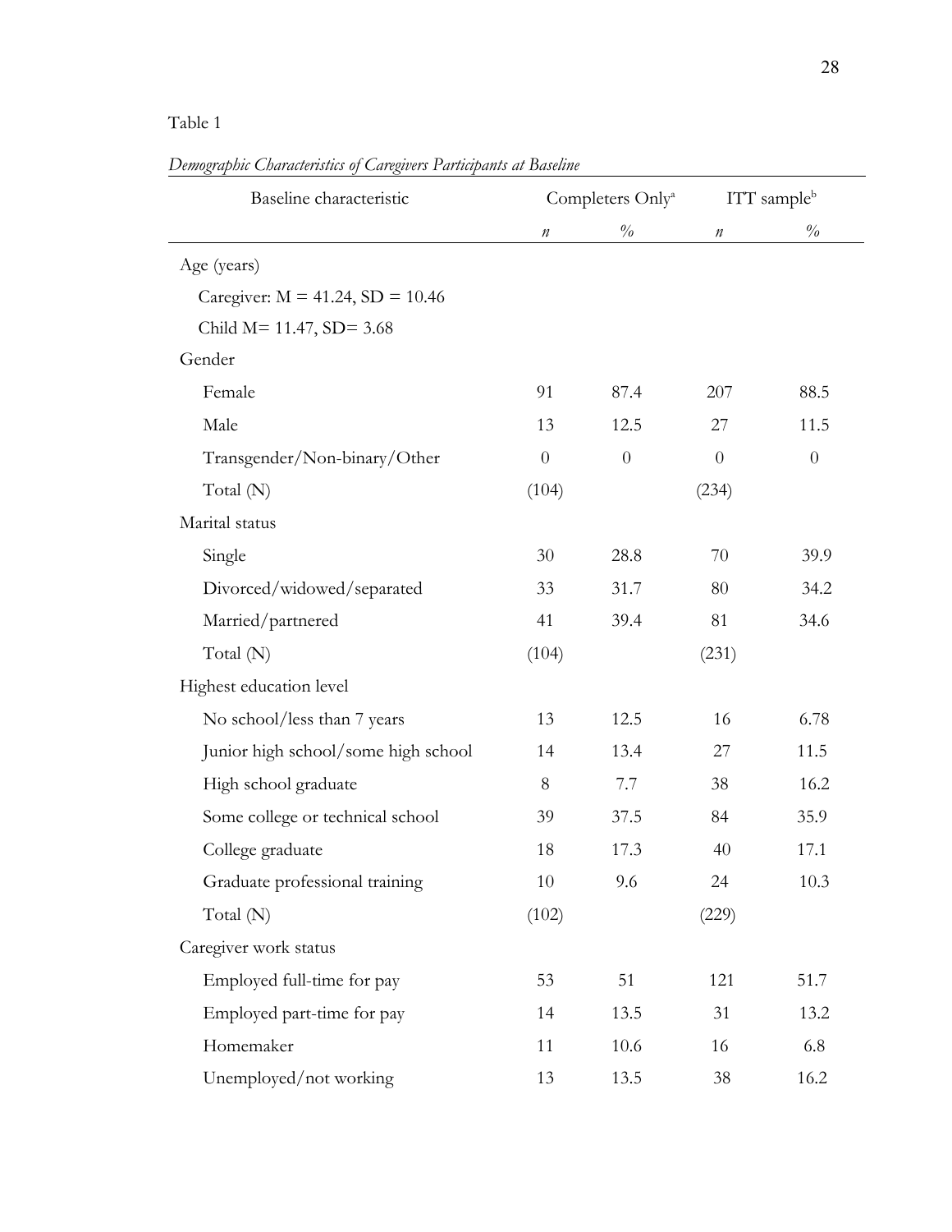Table 1

*Demographic Characteristics of Caregivers Participants at Baseline*

| Baseline characteristic | Completers Only[a] | | ITT sample[b] | |
|---|---|---|---|---|
| | *n* | % | *n* | % |
| Age (years) | | | | |
| Caregiver: M = 41.24, SD = 10.46 | | | | |
| Child M= 11.47, SD= 3.68 | | | | |
| Gender | | | | |
| Female | 91 | 87.4 | 207 | 88.5 |
| Male | 13 | 12.5 | 27 | 11.5 |
| Transgender/Non-binary/Other | 0 | 0 | 0 | 0 |
| Total (N) | (104) | | (234) | |
| Marital status | | | | |
| Single | 30 | 28.8 | 70 | 39.9 |
| Divorced/widowed/separated | 33 | 31.7 | 80 | 34.2 |
| Married/partnered | 41 | 39.4 | 81 | 34.6 |
| Total (N) | (104) | | (231) | |
| Highest education level | | | | |
| No school/less than 7 years | 13 | 12.5 | 16 | 6.78 |
| Junior high school/some high school | 14 | 13.4 | 27 | 11.5 |
| High school graduate | 8 | 7.7 | 38 | 16.2 |
| Some college or technical school | 39 | 37.5 | 84 | 35.9 |
| College graduate | 18 | 17.3 | 40 | 17.1 |
| Graduate professional training | 10 | 9.6 | 24 | 10.3 |
| Total (N) | (102) | | (229) | |
| Caregiver work status | | | | |
| Employed full-time for pay | 53 | 51 | 121 | 51.7 |
| Employed part-time for pay | 14 | 13.5 | 31 | 13.2 |
| Homemaker | 11 | 10.6 | 16 | 6.8 |
| Unemployed/not working | 13 | 13.5 | 38 | 16.2 |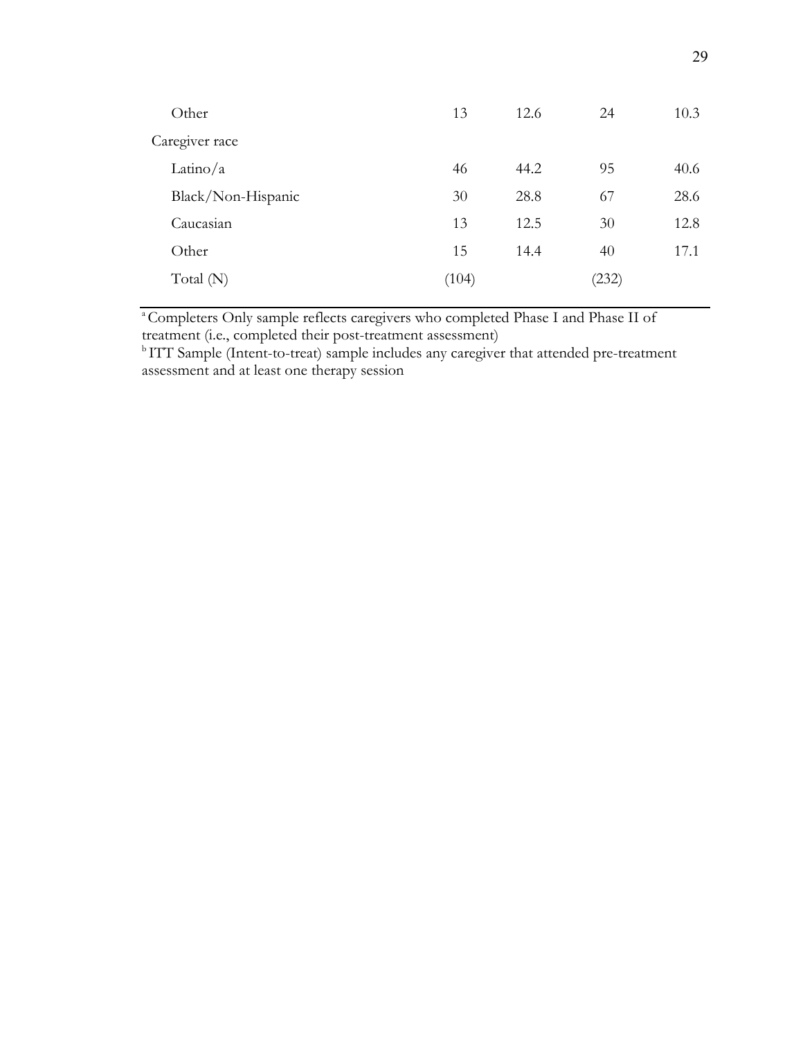| | | | | |
|---|---|---|---|---|
| Other | 13 | 12.6 | 24 | 10.3 |
| Caregiver race | | | | |
| Latino/a | 46 | 44.2 | 95 | 40.6 |
| Black/Non-Hispanic | 30 | 28.8 | 67 | 28.6 |
| Caucasian | 13 | 12.5 | 30 | 12.8 |
| Other | 15 | 14.4 | 40 | 17.1 |
| Total (N) | (104) | | (232) | |

[a] Completers Only sample reflects caregivers who completed Phase I and Phase II of treatment (i.e., completed their post-treatment assessment)
[b] ITT Sample (Intent-to-treat) sample includes any caregiver that attended pre-treatment assessment and at least one therapy session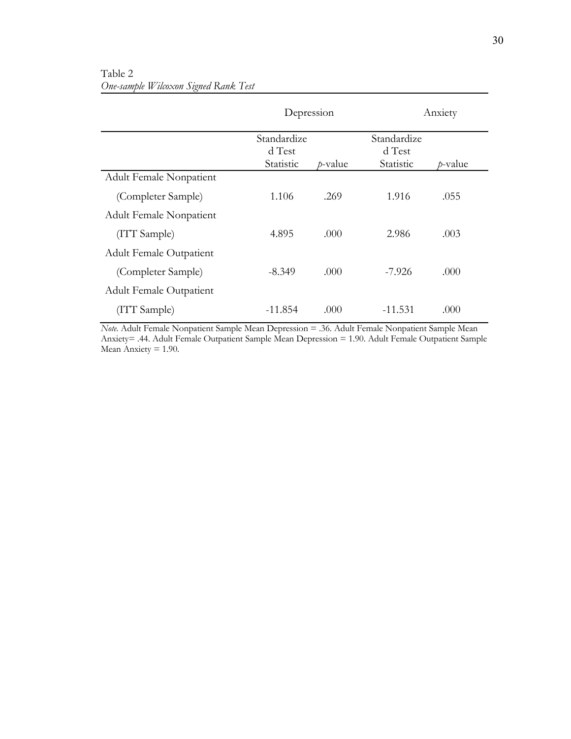Table 2
*One-sample Wilcoxon Signed Rank Test*

| | Depression | | Anxiety | |
|---|---|---|---|---|
| | Standardized Test Statistic | *p*-value | Standardized Test Statistic | *p*-value |
| Adult Female Nonpatient (Completer Sample) | 1.106 | .269 | 1.916 | .055 |
| Adult Female Nonpatient (ITT Sample) | 4.895 | .000 | 2.986 | .003 |
| Adult Female Outpatient (Completer Sample) | -8.349 | .000 | -7.926 | .000 |
| Adult Female Outpatient (ITT Sample) | -11.854 | .000 | -11.531 | .000 |

*Note.* Adult Female Nonpatient Sample Mean Depression = .36. Adult Female Nonpatient Sample Mean Anxiety= .44. Adult Female Outpatient Sample Mean Depression = 1.90. Adult Female Outpatient Sample Mean Anxiety = 1.90.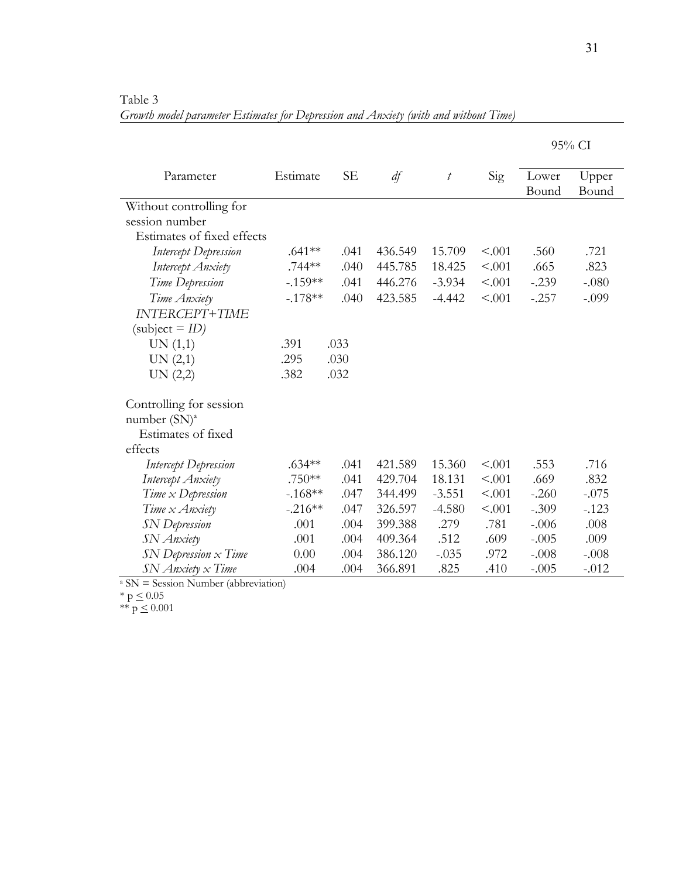Table 3

*Growth model parameter Estimates for Depression and Anxiety (with and without Time)*

| Parameter | Estimate | SE | *df* | *t* | Sig | 95% CI Lower Bound | 95% CI Upper Bound |
|---|---|---|---|---|---|---|---|
| Without controlling for session number | | | | | | | |
| Estimates of fixed effects | | | | | | | |
| *Intercept Depression* | .641** | .041 | 436.549 | 15.709 | <.001 | .560 | .721 |
| *Intercept Anxiety* | .744** | .040 | 445.785 | 18.425 | <.001 | .665 | .823 |
| *Time Depression* | -.159** | .041 | 446.276 | -3.934 | <.001 | -.239 | -.080 |
| *Time Anxiety* | -.178** | .040 | 423.585 | -4.442 | <.001 | -.257 | -.099 |
| *INTERCEPT+TIME* (subject = *ID)* | | | | | | | |
| UN (1,1) | .391 | .033 | | | | | |
| UN (2,1) | .295 | .030 | | | | | |
| UN (2,2) | .382 | .032 | | | | | |
| Controlling for session number (SN)[a] | | | | | | | |
| Estimates of fixed effects | | | | | | | |
| *Intercept Depression* | .634** | .041 | 421.589 | 15.360 | <.001 | .553 | .716 |
| *Intercept Anxiety* | .750** | .041 | 429.704 | 18.131 | <.001 | .669 | .832 |
| *Time x Depression* | -.168** | .047 | 344.499 | -3.551 | <.001 | -.260 | -.075 |
| *Time x Anxiety* | -.216** | .047 | 326.597 | -4.580 | <.001 | -.309 | -.123 |
| *SN Depression* | .001 | .004 | 399.388 | .279 | .781 | -.006 | .008 |
| *SN Anxiety* | .001 | .004 | 409.364 | .512 | .609 | -.005 | .009 |
| *SN Depression x Time* | 0.00 | .004 | 386.120 | -.035 | .972 | -.008 | -.008 |
| *SN Anxiety x Time* | .004 | .004 | 366.891 | .825 | .410 | -.005 | -.012 |

[a] SN = Session Number (abbreviation)

* $p \leq 0.05$

** $p \leq 0.001$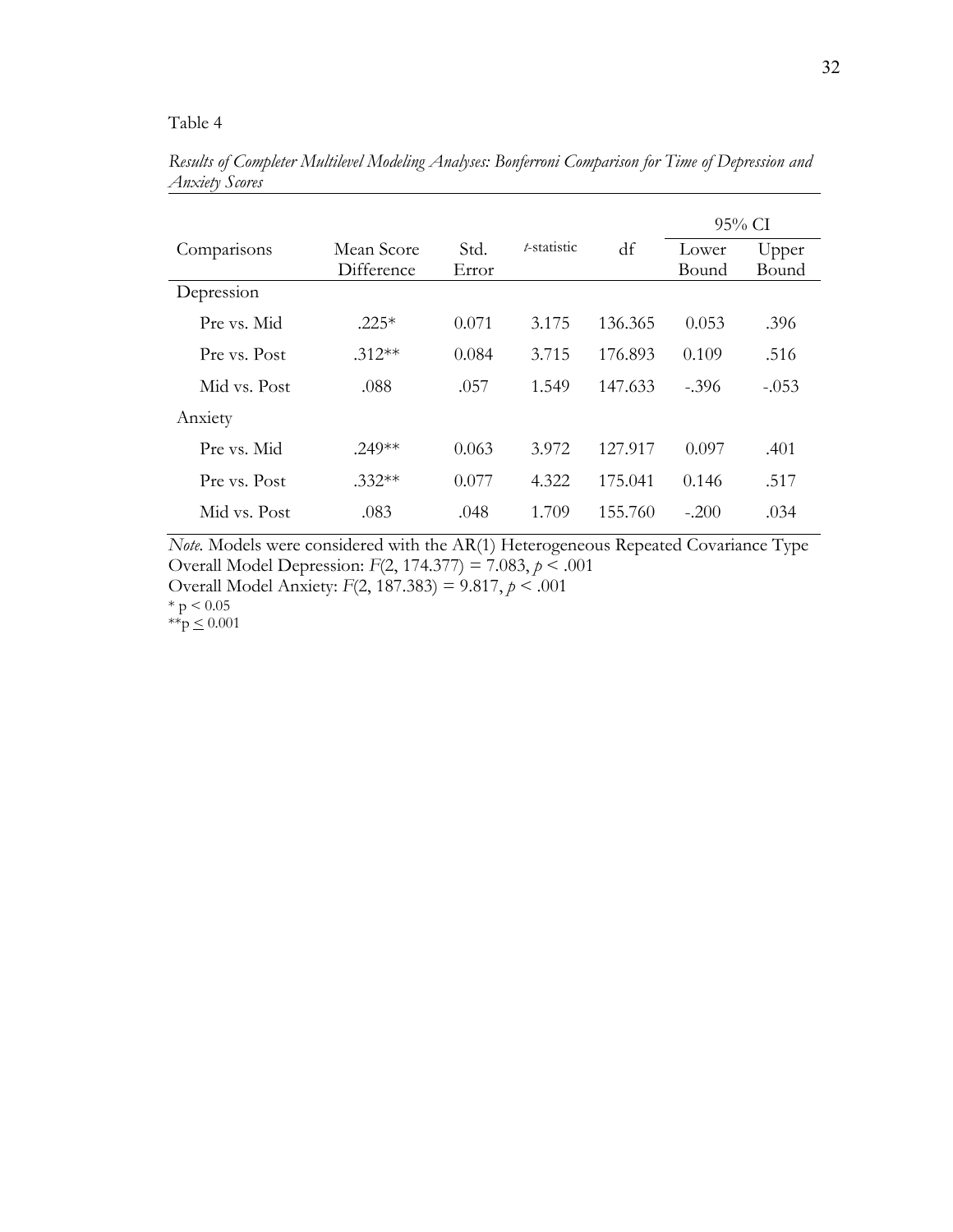Table 4

*Results of Completer Multilevel Modeling Analyses: Bonferroni Comparison for Time of Depression and Anxiety Scores*

| Comparisons | Mean Score Difference | Std. Error | *t*-statistic | df | 95% CI Lower Bound | 95% CI Upper Bound |
|---|---|---|---|---|---|---|
| Depression | | | | | | |
| Pre vs. Mid | .225* | 0.071 | 3.175 | 136.365 | 0.053 | .396 |
| Pre vs. Post | .312** | 0.084 | 3.715 | 176.893 | 0.109 | .516 |
| Mid vs. Post | .088 | .057 | 1.549 | 147.633 | -.396 | -.053 |
| Anxiety | | | | | | |
| Pre vs. Mid | .249** | 0.063 | 3.972 | 127.917 | 0.097 | .401 |
| Pre vs. Post | .332** | 0.077 | 4.322 | 175.041 | 0.146 | .517 |
| Mid vs. Post | .083 | .048 | 1.709 | 155.760 | -.200 | .034 |

*Note.* Models were considered with the AR(1) Heterogeneous Repeated Covariance Type
Overall Model Depression: $F(2, 174.377) = 7.083$, $p < .001$
Overall Model Anxiety: $F(2, 187.383) = 9.817$, $p < .001$
* $p < 0.05$
** $p \leq 0.001$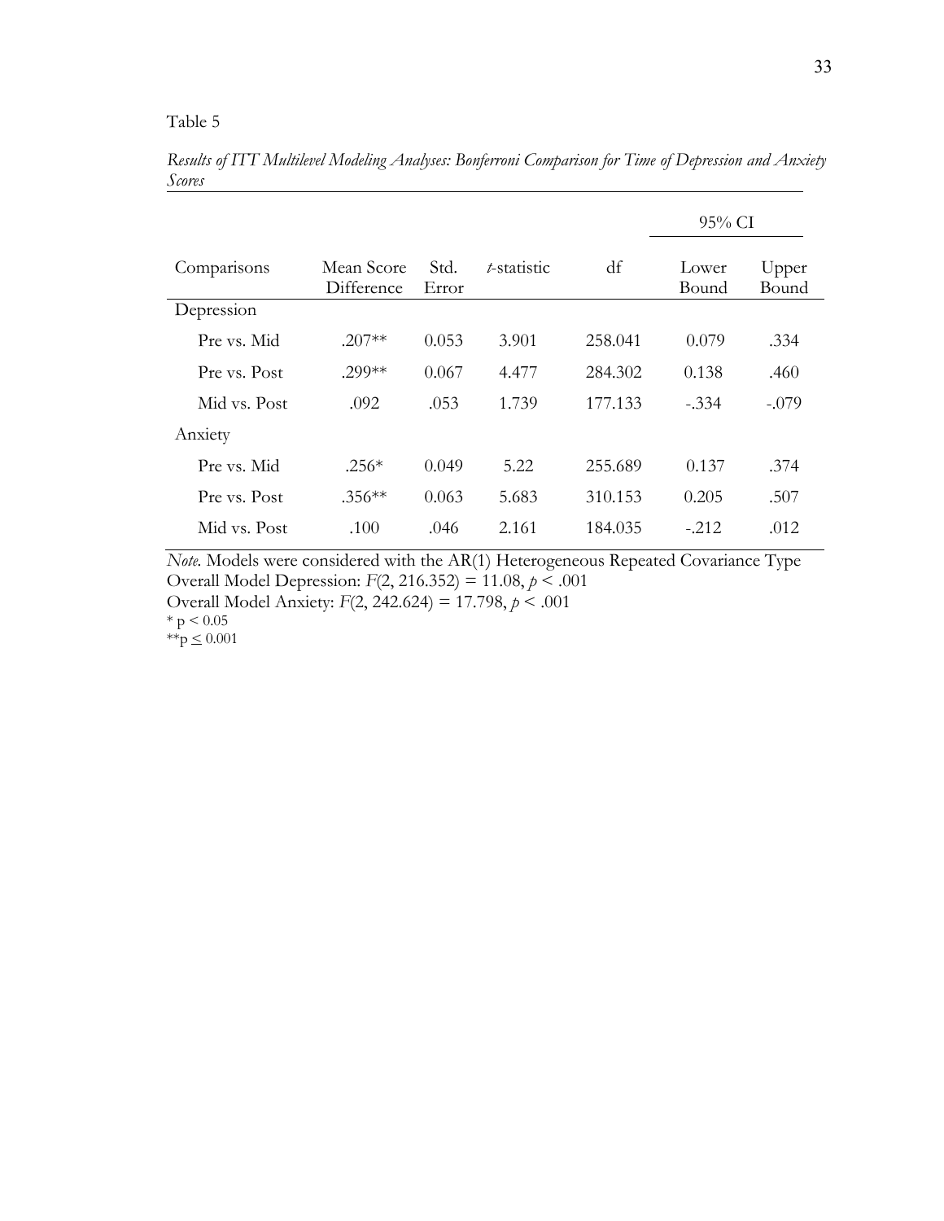Table 5

*Results of ITT Multilevel Modeling Analyses: Bonferroni Comparison for Time of Depression and Anxiety Scores*

| | | | | | 95% CI | |
|---|---|---|---|---|---|---|
| Comparisons | Mean Score Difference | Std. Error | *t*-statistic | df | Lower Bound | Upper Bound |
| Depression | | | | | | |
| Pre vs. Mid | .207** | 0.053 | 3.901 | 258.041 | 0.079 | .334 |
| Pre vs. Post | .299** | 0.067 | 4.477 | 284.302 | 0.138 | .460 |
| Mid vs. Post | .092 | .053 | 1.739 | 177.133 | -.334 | -.079 |
| Anxiety | | | | | | |
| Pre vs. Mid | .256* | 0.049 | 5.22 | 255.689 | 0.137 | .374 |
| Pre vs. Post | .356** | 0.063 | 5.683 | 310.153 | 0.205 | .507 |
| Mid vs. Post | .100 | .046 | 2.161 | 184.035 | -.212 | .012 |

*Note.* Models were considered with the AR(1) Heterogeneous Repeated Covariance Type
Overall Model Depression: $F(2, 216.352) = 11.08$, $p < .001$
Overall Model Anxiety: $F(2, 242.624) = 17.798$, $p < .001$
* $p < 0.05$
** $p \leq 0.001$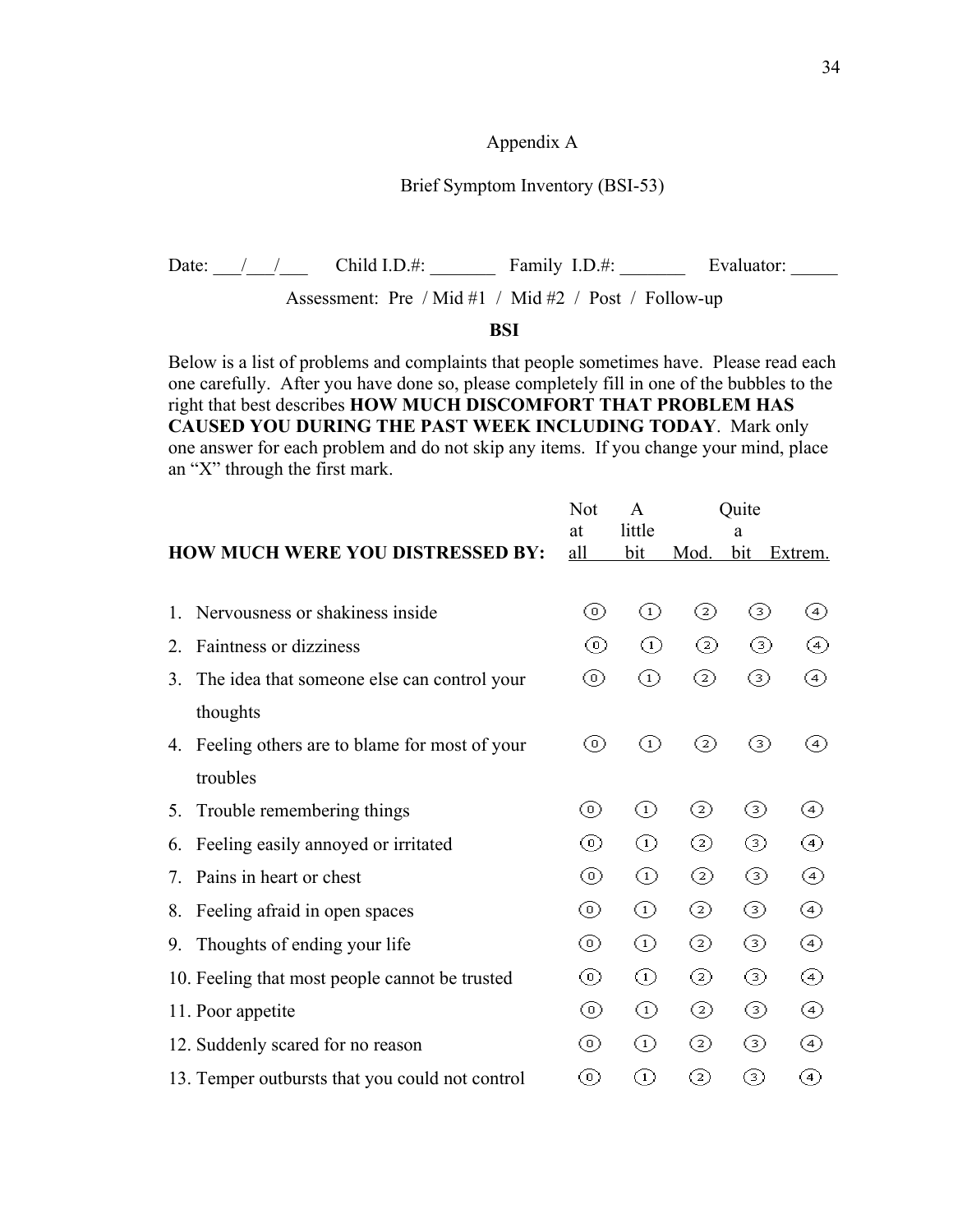Appendix A

Brief Symptom Inventory (BSI-53)

Date: ___/___/___ Child I.D.#: _______ Family I.D.#: _______ Evaluator: _____

Assessment: Pre / Mid #1 / Mid #2 / Post / Follow-up

**BSI**

Below is a list of problems and complaints that people sometimes have. Please read each one carefully. After you have done so, please completely fill in one of the bubbles to the right that best describes **HOW MUCH DISCOMFORT THAT PROBLEM HAS CAUSED YOU DURING THE PAST WEEK INCLUDING TODAY**. Mark only one answer for each problem and do not skip any items. If you change your mind, place an "X" through the first mark.

| **HOW MUCH WERE YOU DISTRESSED BY:** | Not at all | A little bit | Mod. | Quite a bit | Extrem. |
|---|---|---|---|---|---|
| 1. Nervousness or shakiness inside | 0 | 1 | 2 | 3 | 4 |
| 2. Faintness or dizziness | 0 | 1 | 2 | 3 | 4 |
| 3. The idea that someone else can control your thoughts | 0 | 1 | 2 | 3 | 4 |
| 4. Feeling others are to blame for most of your troubles | 0 | 1 | 2 | 3 | 4 |
| 5. Trouble remembering things | 0 | 1 | 2 | 3 | 4 |
| 6. Feeling easily annoyed or irritated | 0 | 1 | 2 | 3 | 4 |
| 7. Pains in heart or chest | 0 | 1 | 2 | 3 | 4 |
| 8. Feeling afraid in open spaces | 0 | 1 | 2 | 3 | 4 |
| 9. Thoughts of ending your life | 0 | 1 | 2 | 3 | 4 |
| 10. Feeling that most people cannot be trusted | 0 | 1 | 2 | 3 | 4 |
| 11. Poor appetite | 0 | 1 | 2 | 3 | 4 |
| 12. Suddenly scared for no reason | 0 | 1 | 2 | 3 | 4 |
| 13. Temper outbursts that you could not control | 0 | 1 | 2 | 3 | 4 |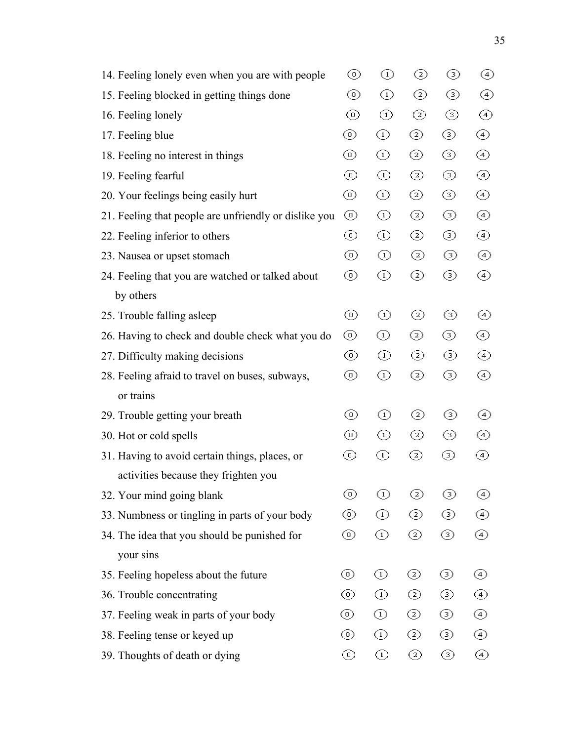| | | | | | |
|---|---|---|---|---|---|
| 14. Feeling lonely even when you are with people | ⓪ | ① | ② | ③ | ④ |
| 15. Feeling blocked in getting things done | ⓪ | ① | ② | ③ | ④ |
| 16. Feeling lonely | ⓪ | ① | ② | ③ | ④ |
| 17. Feeling blue | ⓪ | ① | ② | ③ | ④ |
| 18. Feeling no interest in things | ⓪ | ① | ② | ③ | ④ |
| 19. Feeling fearful | ⓪ | ① | ② | ③ | ④ |
| 20. Your feelings being easily hurt | ⓪ | ① | ② | ③ | ④ |
| 21. Feeling that people are unfriendly or dislike you | ⓪ | ① | ② | ③ | ④ |
| 22. Feeling inferior to others | ⓪ | ① | ② | ③ | ④ |
| 23. Nausea or upset stomach | ⓪ | ① | ② | ③ | ④ |
| 24. Feeling that you are watched or talked about by others | ⓪ | ① | ② | ③ | ④ |
| 25. Trouble falling asleep | ⓪ | ① | ② | ③ | ④ |
| 26. Having to check and double check what you do | ⓪ | ① | ② | ③ | ④ |
| 27. Difficulty making decisions | ⓪ | ① | ② | ③ | ④ |
| 28. Feeling afraid to travel on buses, subways, or trains | ⓪ | ① | ② | ③ | ④ |
| 29. Trouble getting your breath | ⓪ | ① | ② | ③ | ④ |
| 30. Hot or cold spells | ⓪ | ① | ② | ③ | ④ |
| 31. Having to avoid certain things, places, or activities because they frighten you | ⓪ | ① | ② | ③ | ④ |
| 32. Your mind going blank | ⓪ | ① | ② | ③ | ④ |
| 33. Numbness or tingling in parts of your body | ⓪ | ① | ② | ③ | ④ |
| 34. The idea that you should be punished for your sins | ⓪ | ① | ② | ③ | ④ |
| 35. Feeling hopeless about the future | ⓪ | ① | ② | ③ | ④ |
| 36. Trouble concentrating | ⓪ | ① | ② | ③ | ④ |
| 37. Feeling weak in parts of your body | ⓪ | ① | ② | ③ | ④ |
| 38. Feeling tense or keyed up | ⓪ | ① | ② | ③ | ④ |
| 39. Thoughts of death or dying | ⓪ | ① | ② | ③ | ④ |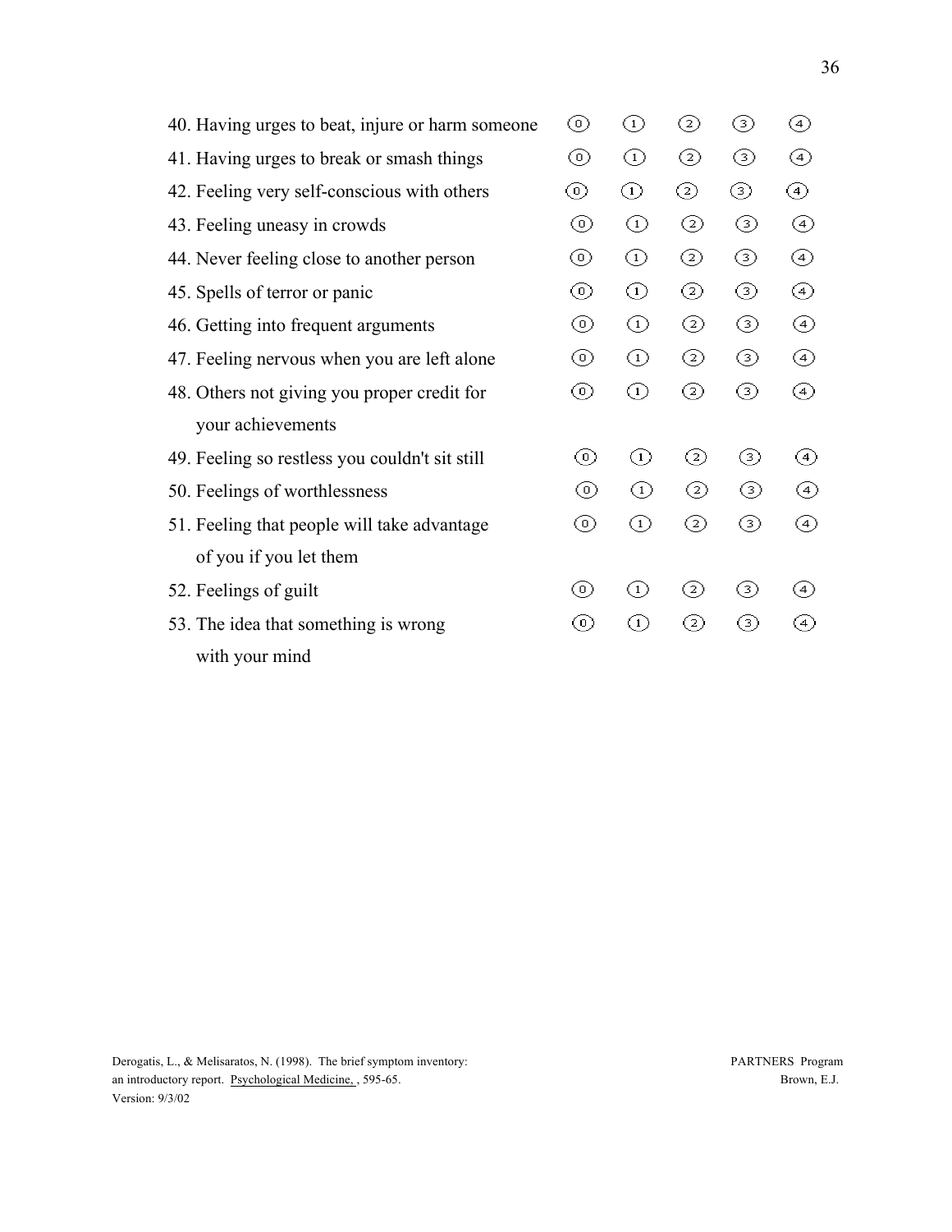| Item | | | | | |
|---|---|---|---|---|---|
| 40. Having urges to beat, injure or harm someone | ⓪ | ① | ② | ③ | ④ |
| 41. Having urges to break or smash things | ⓪ | ① | ② | ③ | ④ |
| 42. Feeling very self-conscious with others | ⓪ | ① | ② | ③ | ④ |
| 43. Feeling uneasy in crowds | ⓪ | ① | ② | ③ | ④ |
| 44. Never feeling close to another person | ⓪ | ① | ② | ③ | ④ |
| 45. Spells of terror or panic | ⓪ | ① | ② | ③ | ④ |
| 46. Getting into frequent arguments | ⓪ | ① | ② | ③ | ④ |
| 47. Feeling nervous when you are left alone | ⓪ | ① | ② | ③ | ④ |
| 48. Others not giving you proper credit for your achievements | ⓪ | ① | ② | ③ | ④ |
| 49. Feeling so restless you couldn't sit still | ⓪ | ① | ② | ③ | ④ |
| 50. Feelings of worthlessness | ⓪ | ① | ② | ③ | ④ |
| 51. Feeling that people will take advantage of you if you let them | ⓪ | ① | ② | ③ | ④ |
| 52. Feelings of guilt | ⓪ | ① | ② | ③ | ④ |
| 53. The idea that something is wrong with your mind | ⓪ | ① | ② | ③ | ④ |

Derogatis, L., & Melisaratos, N. (1998). The brief symptom inventory: an introductory report. Psychological Medicine, , 595-65.
Version: 9/3/02

PARTNERS Program
Brown, E.J.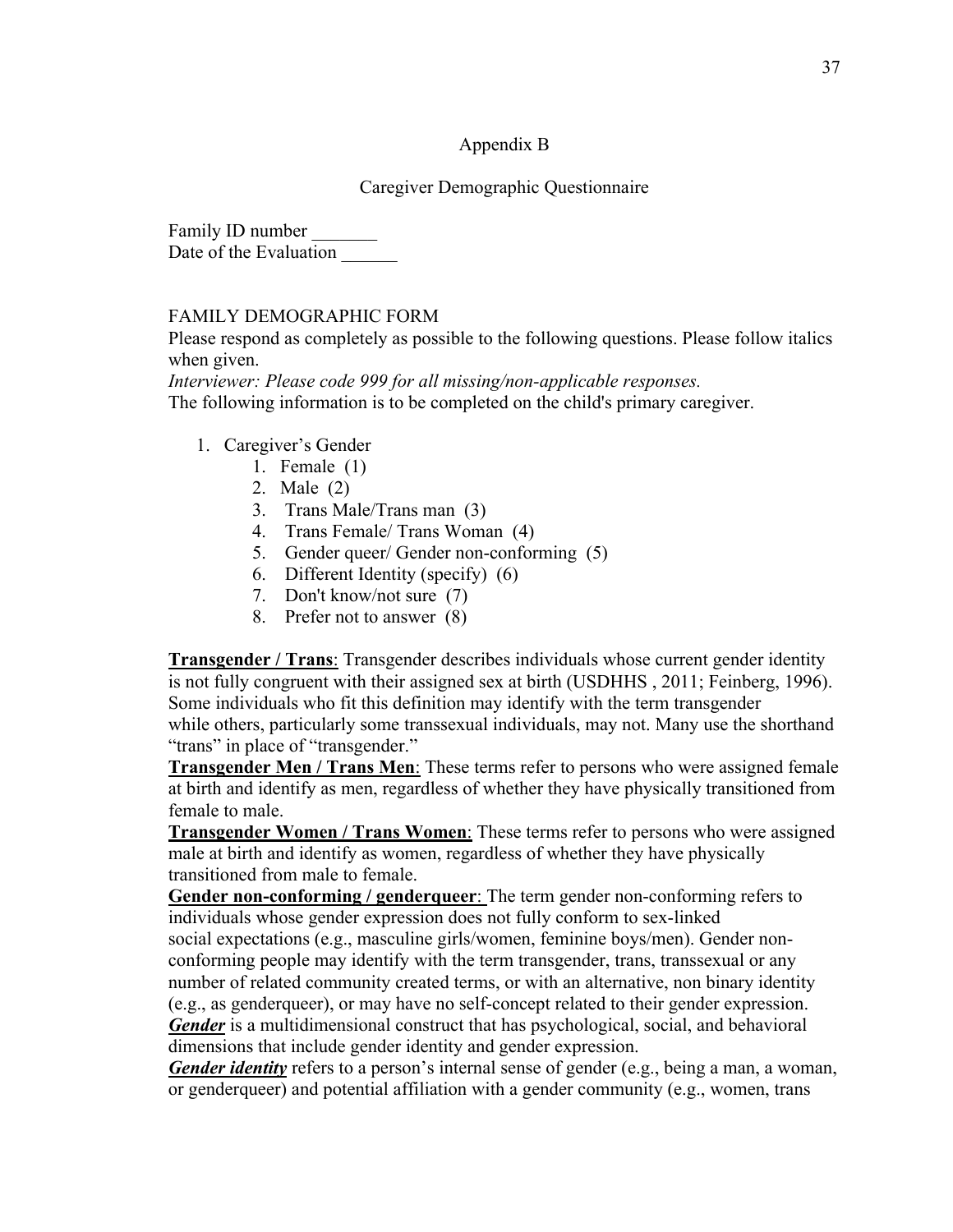Appendix B

Caregiver Demographic Questionnaire

Family ID number _______
Date of the Evaluation ______

FAMILY DEMOGRAPHIC FORM

Please respond as completely as possible to the following questions. Please follow italics when given.

*Interviewer: Please code 999 for all missing/non-applicable responses.*

The following information is to be completed on the child's primary caregiver.

1. Caregiver's Gender
   1. Female (1)
   2. Male (2)
   3. Trans Male/Trans man (3)
   4. Trans Female/ Trans Woman (4)
   5. Gender queer/ Gender non-conforming (5)
   6. Different Identity (specify) (6)
   7. Don't know/not sure (7)
   8. Prefer not to answer (8)

**Transgender / Trans**: Transgender describes individuals whose current gender identity is not fully congruent with their assigned sex at birth (USDHHS , 2011; Feinberg, 1996). Some individuals who fit this definition may identify with the term transgender while others, particularly some transsexual individuals, may not. Many use the shorthand "trans" in place of "transgender."

**Transgender Men / Trans Men**: These terms refer to persons who were assigned female at birth and identify as men, regardless of whether they have physically transitioned from female to male.

**Transgender Women / Trans Women**: These terms refer to persons who were assigned male at birth and identify as women, regardless of whether they have physically transitioned from male to female.

**Gender non-conforming / genderqueer**: The term gender non-conforming refers to individuals whose gender expression does not fully conform to sex-linked social expectations (e.g., masculine girls/women, feminine boys/men). Gender non-conforming people may identify with the term transgender, trans, transsexual or any number of related community created terms, or with an alternative, non binary identity (e.g., as genderqueer), or may have no self-concept related to their gender expression.

***Gender*** is a multidimensional construct that has psychological, social, and behavioral dimensions that include gender identity and gender expression.

***Gender identity*** refers to a person's internal sense of gender (e.g., being a man, a woman, or genderqueer) and potential affiliation with a gender community (e.g., women, trans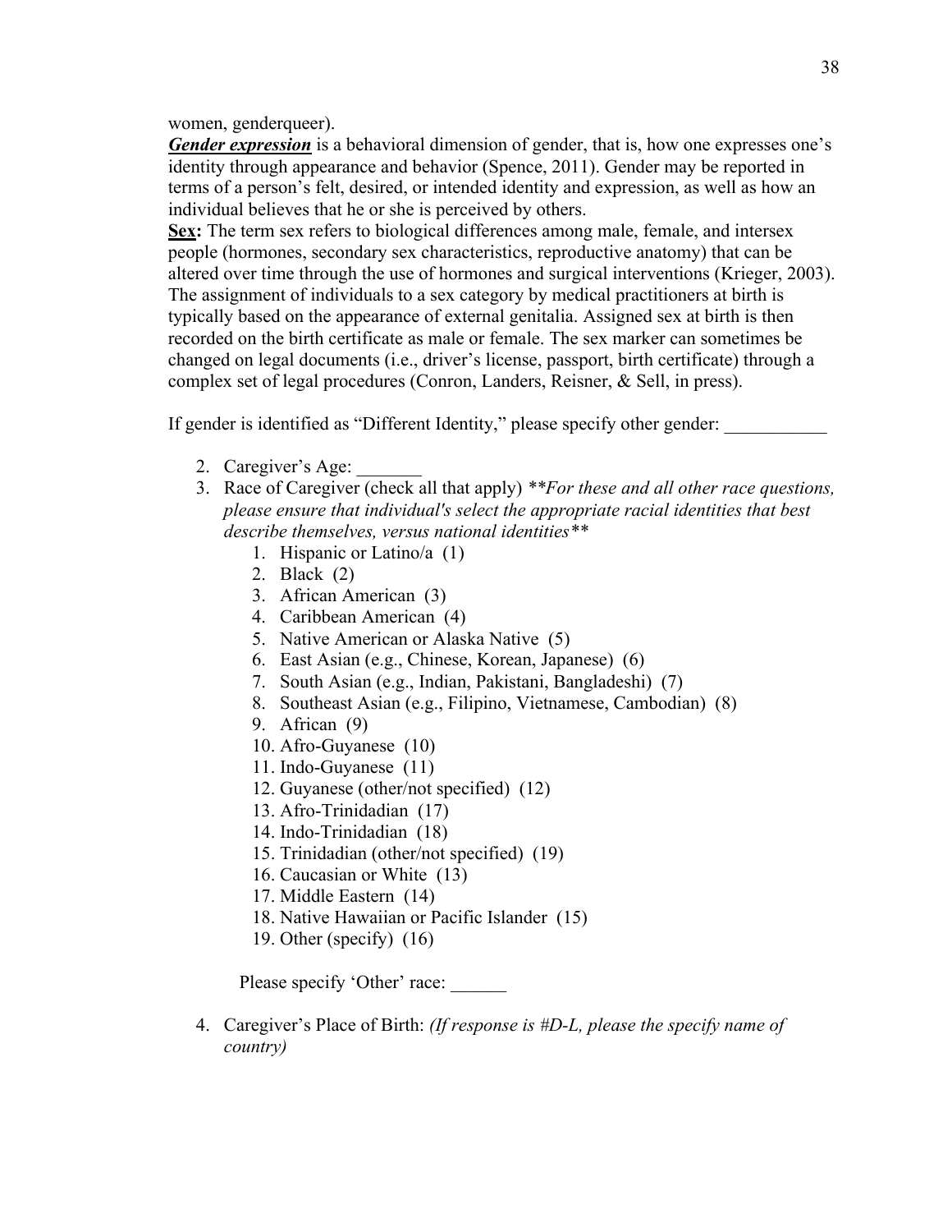women, genderqueer).

***Gender expression*** is a behavioral dimension of gender, that is, how one expresses one's identity through appearance and behavior (Spence, 2011). Gender may be reported in terms of a person's felt, desired, or intended identity and expression, as well as how an individual believes that he or she is perceived by others.

**Sex:** The term sex refers to biological differences among male, female, and intersex people (hormones, secondary sex characteristics, reproductive anatomy) that can be altered over time through the use of hormones and surgical interventions (Krieger, 2003). The assignment of individuals to a sex category by medical practitioners at birth is typically based on the appearance of external genitalia. Assigned sex at birth is then recorded on the birth certificate as male or female. The sex marker can sometimes be changed on legal documents (i.e., driver's license, passport, birth certificate) through a complex set of legal procedures (Conron, Landers, Reisner, & Sell, in press).

If gender is identified as "Different Identity," please specify other gender: ___________

2. Caregiver's Age: _______
3. Race of Caregiver (check all that apply) ***For these and all other race questions, please ensure that individual's select the appropriate racial identities that best describe themselves, versus national identities***
    1. Hispanic or Latino/a (1)
    2. Black (2)
    3. African American (3)
    4. Caribbean American (4)
    5. Native American or Alaska Native (5)
    6. East Asian (e.g., Chinese, Korean, Japanese) (6)
    7. South Asian (e.g., Indian, Pakistani, Bangladeshi) (7)
    8. Southeast Asian (e.g., Filipino, Vietnamese, Cambodian) (8)
    9. African (9)
    10. Afro-Guyanese (10)
    11. Indo-Guyanese (11)
    12. Guyanese (other/not specified) (12)
    13. Afro-Trinidadian (17)
    14. Indo-Trinidadian (18)
    15. Trinidadian (other/not specified) (19)
    16. Caucasian or White (13)
    17. Middle Eastern (14)
    18. Native Hawaiian or Pacific Islander (15)
    19. Other (specify) (16)

    Please specify 'Other' race: ______

4. Caregiver's Place of Birth: *(If response is #D-L, please the specify name of country)*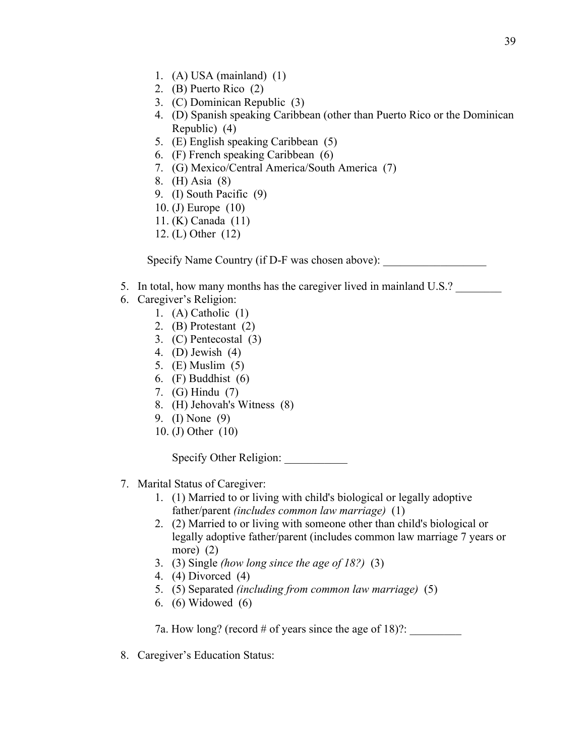1. (A) USA (mainland) (1)
   2. (B) Puerto Rico (2)
   3. (C) Dominican Republic (3)
   4. (D) Spanish speaking Caribbean (other than Puerto Rico or the Dominican Republic) (4)
   5. (E) English speaking Caribbean (5)
   6. (F) French speaking Caribbean (6)
   7. (G) Mexico/Central America/South America (7)
   8. (H) Asia (8)
   9. (I) South Pacific (9)
   10. (J) Europe (10)
   11. (K) Canada (11)
   12. (L) Other (12)

   Specify Name Country (if D-F was chosen above): __________________

5. In total, how many months has the caregiver lived in mainland U.S.? ________
6. Caregiver's Religion:
   1. (A) Catholic (1)
   2. (B) Protestant (2)
   3. (C) Pentecostal (3)
   4. (D) Jewish (4)
   5. (E) Muslim (5)
   6. (F) Buddhist (6)
   7. (G) Hindu (7)
   8. (H) Jehovah's Witness (8)
   9. (I) None (9)
   10. (J) Other (10)

   Specify Other Religion: ___________

7. Marital Status of Caregiver:
   1. (1) Married to or living with child's biological or legally adoptive father/parent *(includes common law marriage)* (1)
   2. (2) Married to or living with someone other than child's biological or legally adoptive father/parent (includes common law marriage 7 years or more) (2)
   3. (3) Single *(how long since the age of 18?)* (3)
   4. (4) Divorced (4)
   5. (5) Separated *(including from common law marriage)* (5)
   6. (6) Widowed (6)

   7a. How long? (record # of years since the age of 18)?: _________

8. Caregiver's Education Status: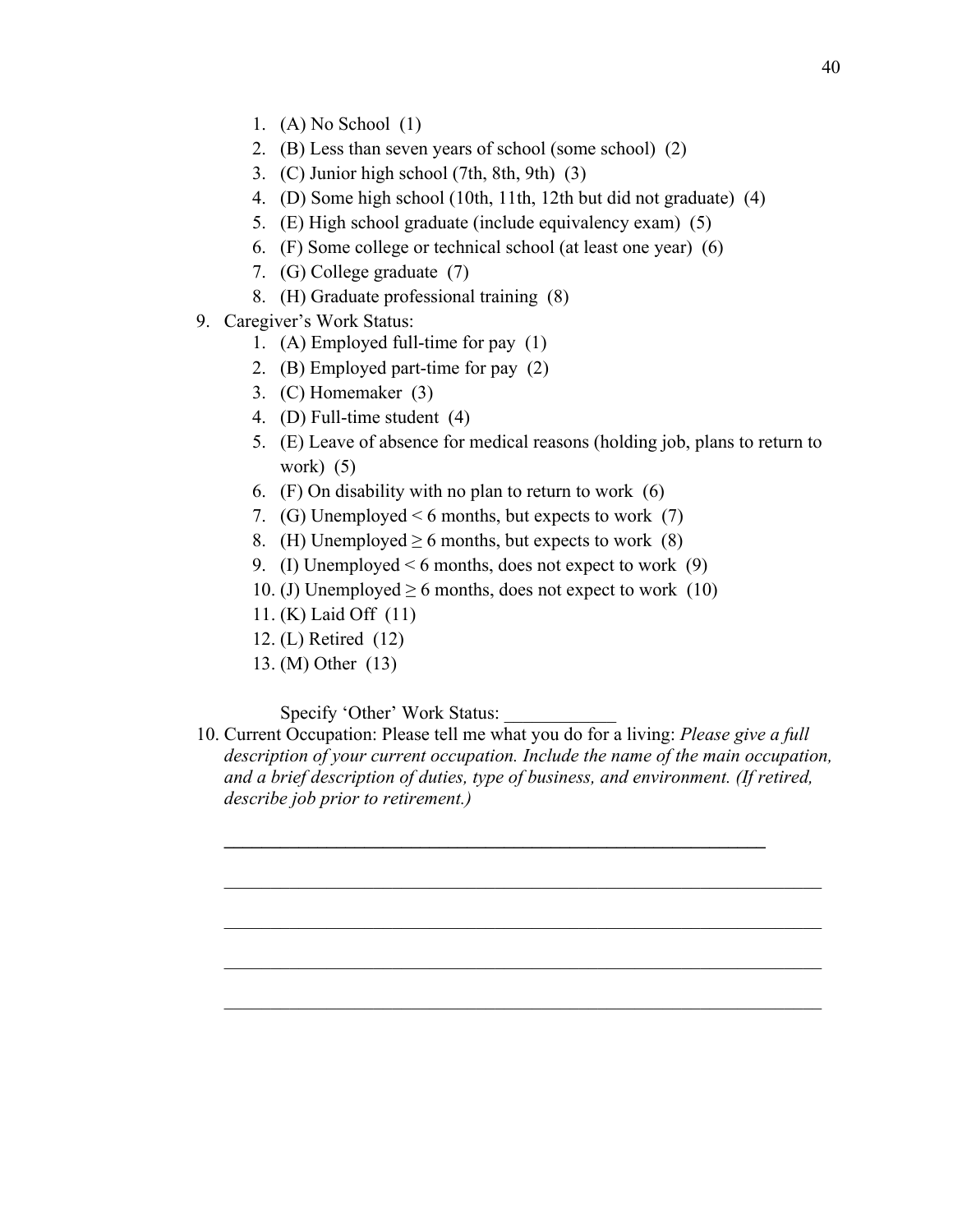1. (A) No School (1)
2. (B) Less than seven years of school (some school) (2)
3. (C) Junior high school (7th, 8th, 9th) (3)
4. (D) Some high school (10th, 11th, 12th but did not graduate) (4)
5. (E) High school graduate (include equivalency exam) (5)
6. (F) Some college or technical school (at least one year) (6)
7. (G) College graduate (7)
8. (H) Graduate professional training (8)

9. Caregiver's Work Status:
    1. (A) Employed full-time for pay (1)
    2. (B) Employed part-time for pay (2)
    3. (C) Homemaker (3)
    4. (D) Full-time student (4)
    5. (E) Leave of absence for medical reasons (holding job, plans to return to work) (5)
    6. (F) On disability with no plan to return to work (6)
    7. (G) Unemployed $< 6$ months, but expects to work (7)
    8. (H) Unemployed $\geq 6$ months, but expects to work (8)
    9. (I) Unemployed $< 6$ months, does not expect to work (9)
    10. (J) Unemployed $\geq 6$ months, does not expect to work (10)
    11. (K) Laid Off (11)
    12. (L) Retired (12)
    13. (M) Other (13)

    Specify 'Other' Work Status: ____________

10. Current Occupation: Please tell me what you do for a living: *Please give a full description of your current occupation. Include the name of the main occupation, and a brief description of duties, type of business, and environment. (If retired, describe job prior to retirement.)*

    ______________________________________________________________

    ______________________________________________________________

    ______________________________________________________________

    ______________________________________________________________

    ______________________________________________________________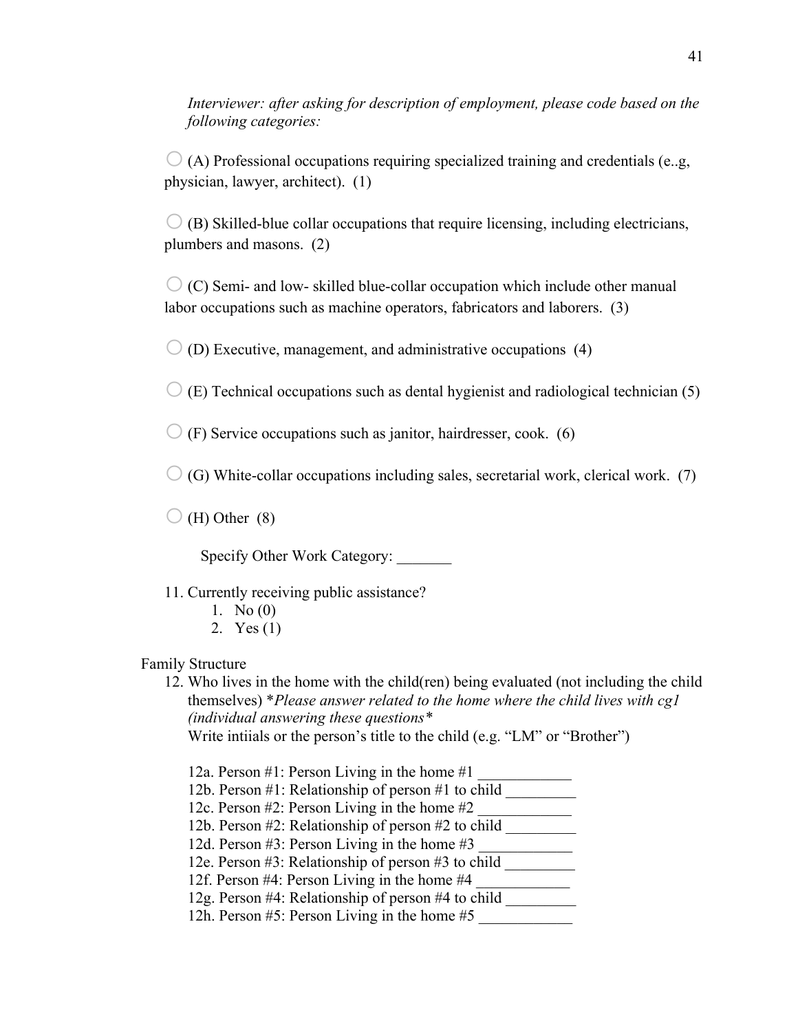*Interviewer: after asking for description of employment, please code based on the following categories:*

○ (A) Professional occupations requiring specialized training and credentials (e..g, physician, lawyer, architect). (1)

○ (B) Skilled-blue collar occupations that require licensing, including electricians, plumbers and masons. (2)

○ (C) Semi- and low- skilled blue-collar occupation which include other manual labor occupations such as machine operators, fabricators and laborers. (3)

○ (D) Executive, management, and administrative occupations (4)

○ (E) Technical occupations such as dental hygienist and radiological technician (5)

○ (F) Service occupations such as janitor, hairdresser, cook. (6)

○ (G) White-collar occupations including sales, secretarial work, clerical work. (7)

○ (H) Other (8)

Specify Other Work Category: _______

11. Currently receiving public assistance?
    1. No (0)
    2. Yes (1)

Family Structure

12. Who lives in the home with the child(ren) being evaluated (not including the child themselves) **Please answer related to the home where the child lives with cg1 (individual answering these questions**
    Write intiials or the person's title to the child (e.g. "LM" or "Brother")

    12a. Person #1: Person Living in the home #1 ____________
    12b. Person #1: Relationship of person #1 to child _________
    12c. Person #2: Person Living in the home #2 ____________
    12b. Person #2: Relationship of person #2 to child _________
    12d. Person #3: Person Living in the home #3 ____________
    12e. Person #3: Relationship of person #3 to child _________
    12f. Person #4: Person Living in the home #4 ____________
    12g. Person #4: Relationship of person #4 to child _________
    12h. Person #5: Person Living in the home #5 ____________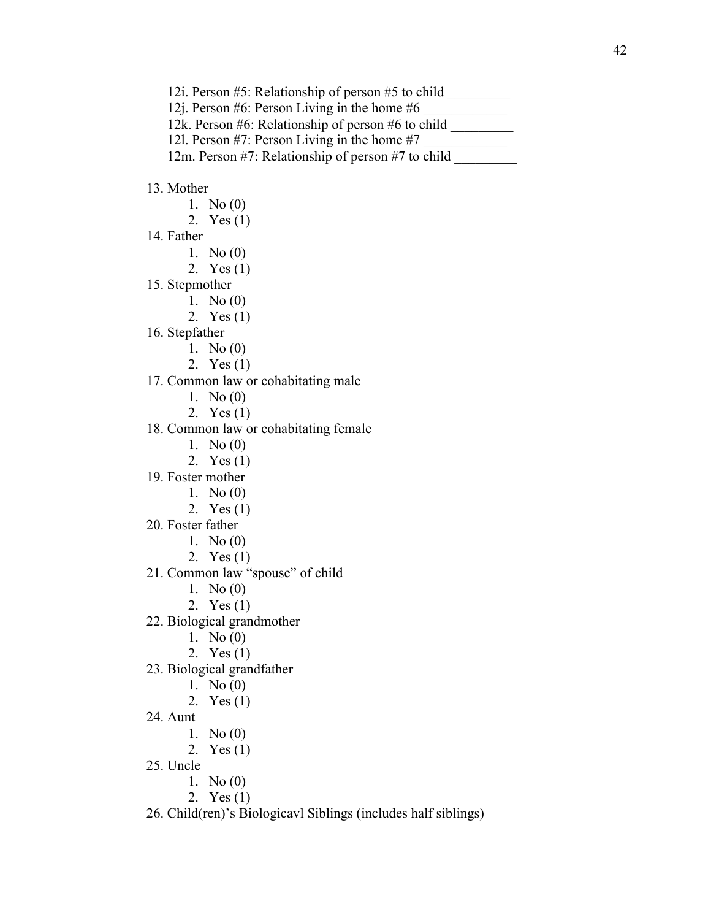12i. Person #5: Relationship of person #5 to child _________
12j. Person #6: Person Living in the home #6 ____________
12k. Person #6: Relationship of person #6 to child _________
12l. Person #7: Person Living in the home #7 ____________
12m. Person #7: Relationship of person #7 to child _________

13. Mother
    1. No (0)
    2. Yes (1)
14. Father
    1. No (0)
    2. Yes (1)
15. Stepmother
    1. No (0)
    2. Yes (1)
16. Stepfather
    1. No (0)
    2. Yes (1)
17. Common law or cohabitating male
    1. No (0)
    2. Yes (1)
18. Common law or cohabitating female
    1. No (0)
    2. Yes (1)
19. Foster mother
    1. No (0)
    2. Yes (1)
20. Foster father
    1. No (0)
    2. Yes (1)
21. Common law "spouse" of child
    1. No (0)
    2. Yes (1)
22. Biological grandmother
    1. No (0)
    2. Yes (1)
23. Biological grandfather
    1. No (0)
    2. Yes (1)
24. Aunt
    1. No (0)
    2. Yes (1)
25. Uncle
    1. No (0)
    2. Yes (1)
26. Child(ren)'s Biologicavl Siblings (includes half siblings)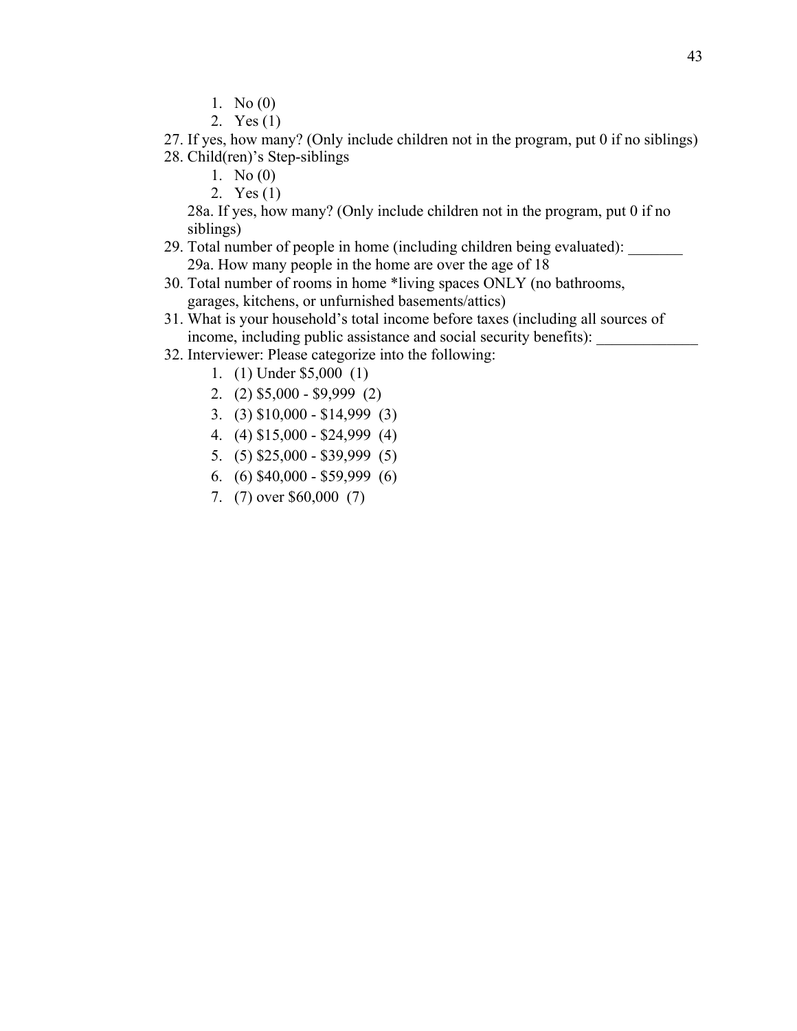1. No (0)
2. Yes (1)

27. If yes, how many? (Only include children not in the program, put 0 if no siblings)
28. Child(ren)'s Step-siblings
    1. No (0)
    2. Yes (1)

    28a. If yes, how many? (Only include children not in the program, put 0 if no siblings)
29. Total number of people in home (including children being evaluated): _______
    29a. How many people in the home are over the age of 18
30. Total number of rooms in home *living spaces ONLY (no bathrooms, garages, kitchens, or unfurnished basements/attics)
31. What is your household's total income before taxes (including all sources of income, including public assistance and social security benefits): _____________
32. Interviewer: Please categorize into the following:
    1. (1) Under $5,000 (1)
    2. (2) $5,000 - $9,999 (2)
    3. (3) $10,000 - $14,999 (3)
    4. (4) $15,000 - $24,999 (4)
    5. (5) $25,000 - $39,999 (5)
    6. (6) $40,000 - $59,999 (6)
    7. (7) over $60,000 (7)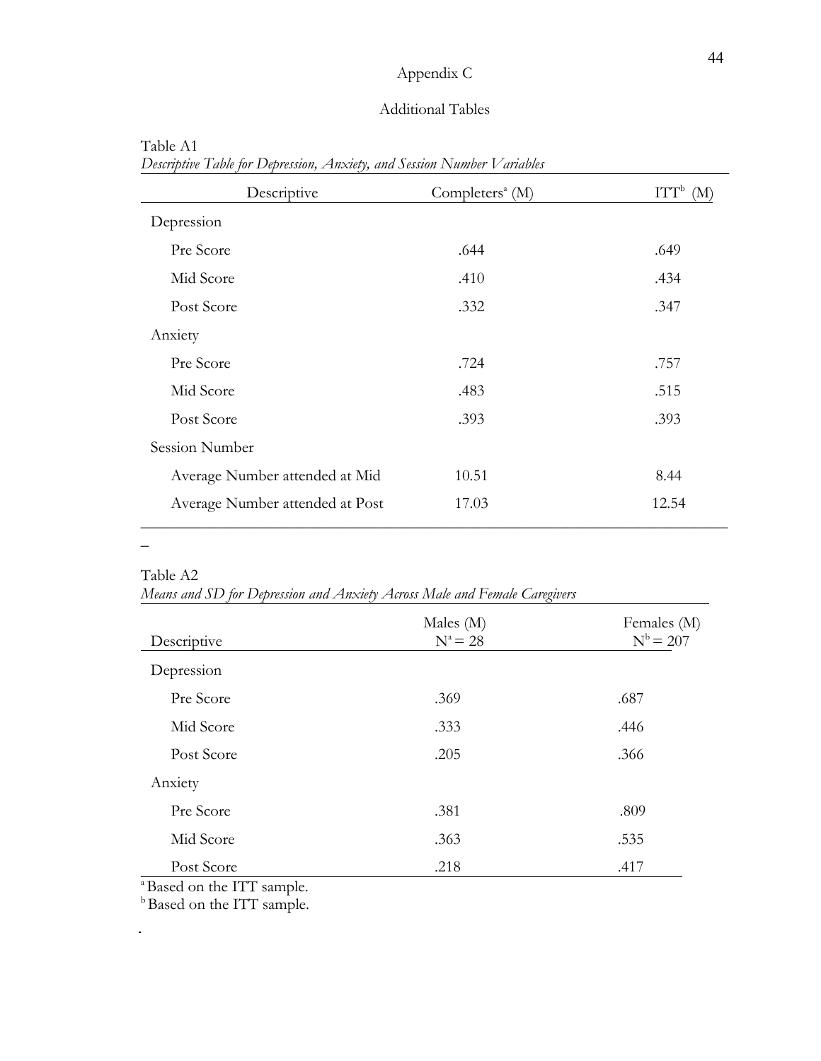# Appendix C

## Additional Tables

Table A1

*Descriptive Table for Depression, Anxiety, and Session Number Variables*

| Descriptive | Completers[a] (M) | ITT[b] (M) |
|---|---|---|
| Depression | | |
| Pre Score | .644 | .649 |
| Mid Score | .410 | .434 |
| Post Score | .332 | .347 |
| Anxiety | | |
| Pre Score | .724 | .757 |
| Mid Score | .483 | .515 |
| Post Score | .393 | .393 |
| Session Number | | |
| Average Number attended at Mid | 10.51 | 8.44 |
| Average Number attended at Post | 17.03 | 12.54 |

Table A2

*Means and SD for Depression and Anxiety Across Male and Female Caregivers*

| Descriptive | Males (M) N[a] = 28 | Females (M) N[b] = 207 |
|---|---|---|
| Depression | | |
| Pre Score | .369 | .687 |
| Mid Score | .333 | .446 |
| Post Score | .205 | .366 |
| Anxiety | | |
| Pre Score | .381 | .809 |
| Mid Score | .363 | .535 |
| Post Score | .218 | .417 |

[a] Based on the ITT sample.
[b] Based on the ITT sample.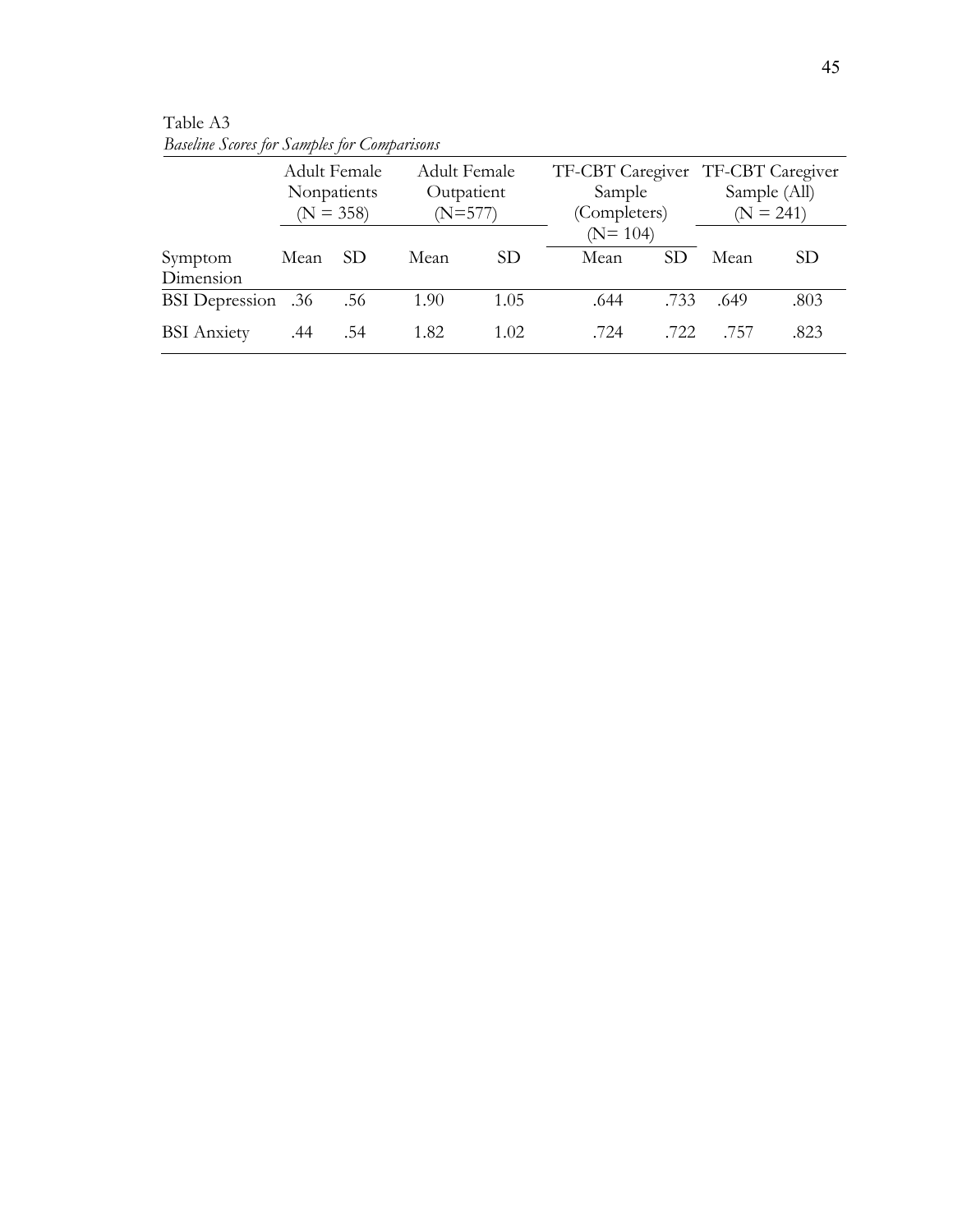Table A3

*Baseline Scores for Samples for Comparisons*

| | Adult Female Nonpatients (N = 358) | | Adult Female Outpatient (N=577) | | TF-CBT Caregiver Sample (Completers) (N= 104) | | TF-CBT Caregiver Sample (All) (N = 241) | |
|---|---|---|---|---|---|---|---|---|
| Symptom Dimension | Mean | SD | Mean | SD | Mean | SD | Mean | SD |
| BSI Depression | .36 | .56 | 1.90 | 1.05 | .644 | .733 | .649 | .803 |
| BSI Anxiety | .44 | .54 | 1.82 | 1.02 | .724 | .722 | .757 | .823 |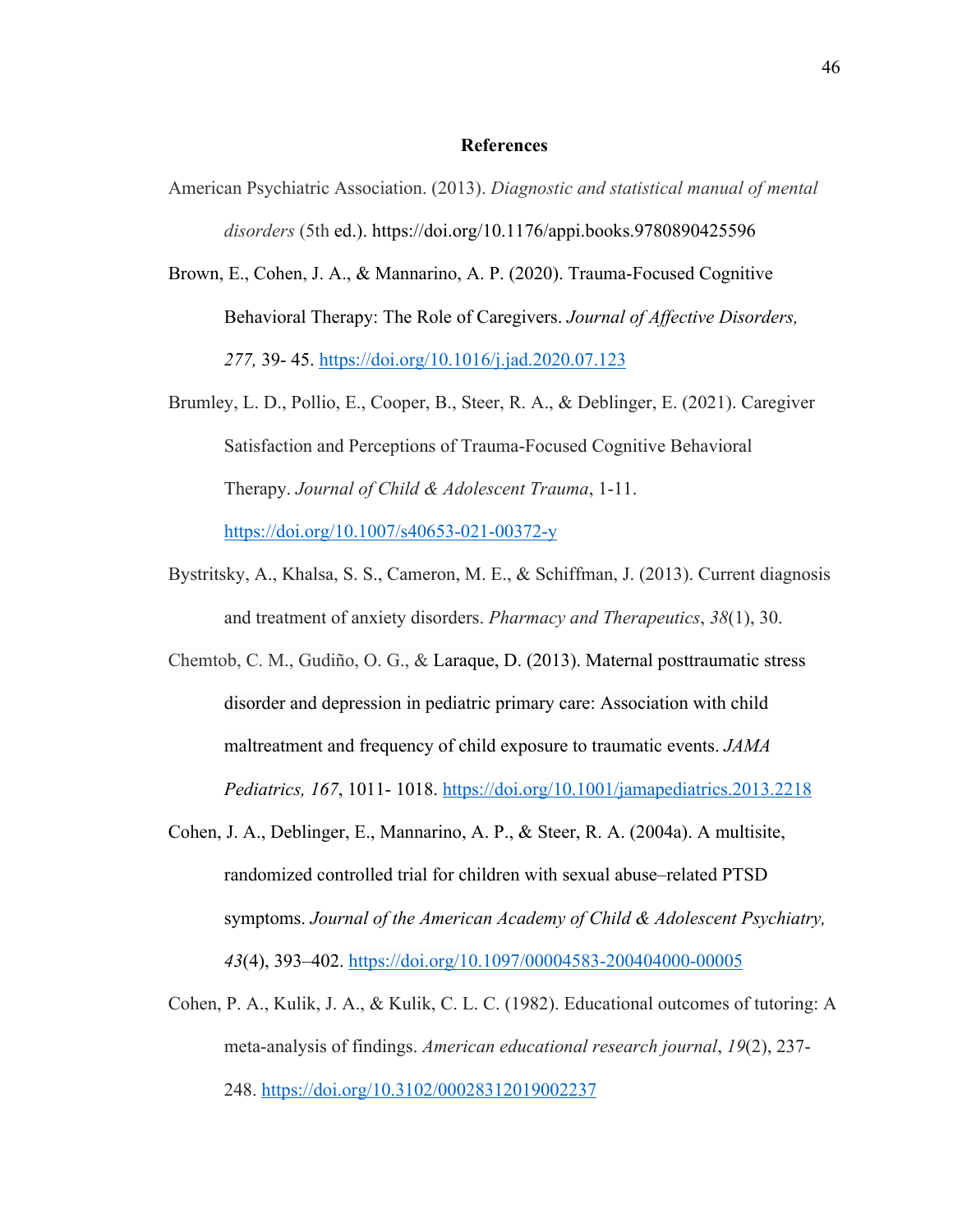# References

American Psychiatric Association. (2013). *Diagnostic and statistical manual of mental disorders* (5th ed.). https://doi.org/10.1176/appi.books.9780890425596

Brown, E., Cohen, J. A., & Mannarino, A. P. (2020). Trauma-Focused Cognitive Behavioral Therapy: The Role of Caregivers. *Journal of Affective Disorders, 277,* 39- 45. https://doi.org/10.1016/j.jad.2020.07.123

Brumley, L. D., Pollio, E., Cooper, B., Steer, R. A., & Deblinger, E. (2021). Caregiver Satisfaction and Perceptions of Trauma-Focused Cognitive Behavioral Therapy. *Journal of Child & Adolescent Trauma*, 1-11. https://doi.org/10.1007/s40653-021-00372-y

Bystritsky, A., Khalsa, S. S., Cameron, M. E., & Schiffman, J. (2013). Current diagnosis and treatment of anxiety disorders. *Pharmacy and Therapeutics*, *38*(1), 30.

Chemtob, C. M., Gudiño, O. G., & Laraque, D. (2013). Maternal posttraumatic stress disorder and depression in pediatric primary care: Association with child maltreatment and frequency of child exposure to traumatic events. *JAMA Pediatrics, 167*, 1011- 1018. https://doi.org/10.1001/jamapediatrics.2013.2218

Cohen, J. A., Deblinger, E., Mannarino, A. P., & Steer, R. A. (2004a). A multisite, randomized controlled trial for children with sexual abuse–related PTSD symptoms. *Journal of the American Academy of Child & Adolescent Psychiatry, 43*(4), 393–402. https://doi.org/10.1097/00004583-200404000-00005

Cohen, P. A., Kulik, J. A., & Kulik, C. L. C. (1982). Educational outcomes of tutoring: A meta-analysis of findings. *American educational research journal*, *19*(2), 237-248. https://doi.org/10.3102/00028312019002237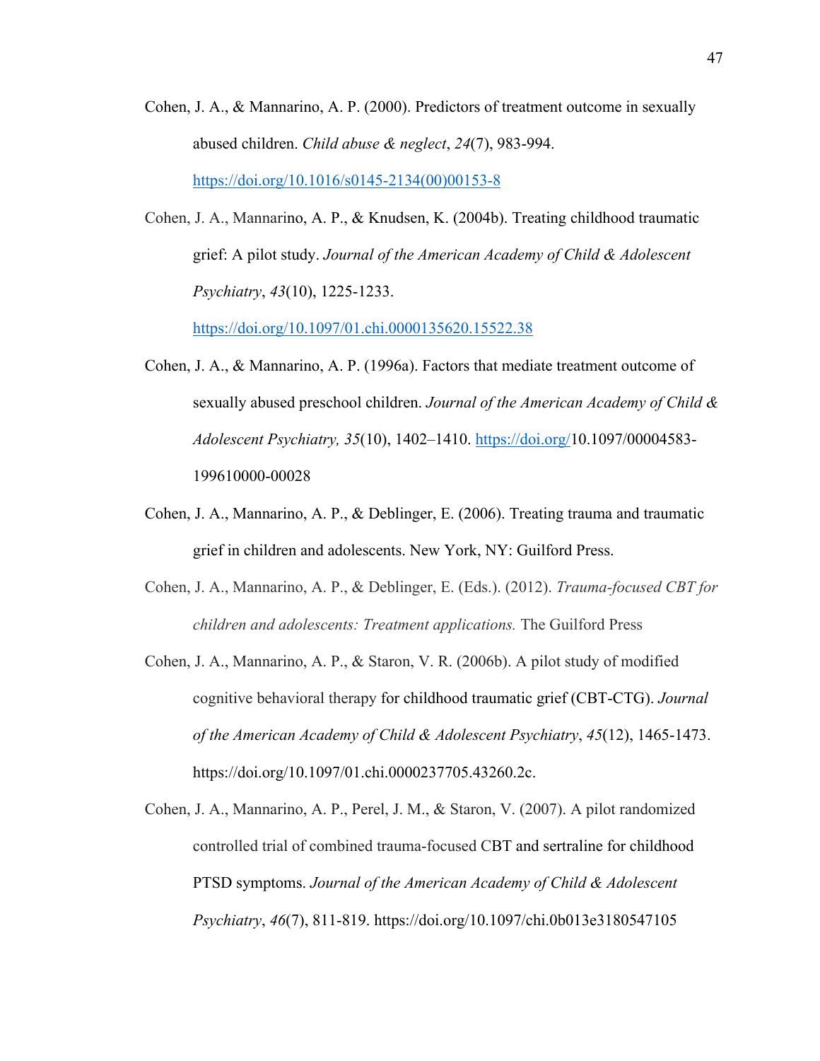Cohen, J. A., & Mannarino, A. P. (2000). Predictors of treatment outcome in sexually abused children. *Child abuse & neglect*, *24*(7), 983-994. https://doi.org/10.1016/s0145-2134(00)00153-8

Cohen, J. A., Mannarino, A. P., & Knudsen, K. (2004b). Treating childhood traumatic grief: A pilot study. *Journal of the American Academy of Child & Adolescent Psychiatry*, *43*(10), 1225-1233. https://doi.org/10.1097/01.chi.0000135620.15522.38

Cohen, J. A., & Mannarino, A. P. (1996a). Factors that mediate treatment outcome of sexually abused preschool children. *Journal of the American Academy of Child & Adolescent Psychiatry, 35*(10), 1402–1410. https://doi.org/10.1097/00004583-199610000-00028

Cohen, J. A., Mannarino, A. P., & Deblinger, E. (2006). Treating trauma and traumatic grief in children and adolescents. New York, NY: Guilford Press.

Cohen, J. A., Mannarino, A. P., & Deblinger, E. (Eds.). (2012). *Trauma-focused CBT for children and adolescents: Treatment applications.* The Guilford Press

Cohen, J. A., Mannarino, A. P., & Staron, V. R. (2006b). A pilot study of modified cognitive behavioral therapy for childhood traumatic grief (CBT-CTG). *Journal of the American Academy of Child & Adolescent Psychiatry*, *45*(12), 1465-1473. https://doi.org/10.1097/01.chi.0000237705.43260.2c.

Cohen, J. A., Mannarino, A. P., Perel, J. M., & Staron, V. (2007). A pilot randomized controlled trial of combined trauma-focused CBT and sertraline for childhood PTSD symptoms. *Journal of the American Academy of Child & Adolescent Psychiatry*, *46*(7), 811-819. https://doi.org/10.1097/chi.0b013e3180547105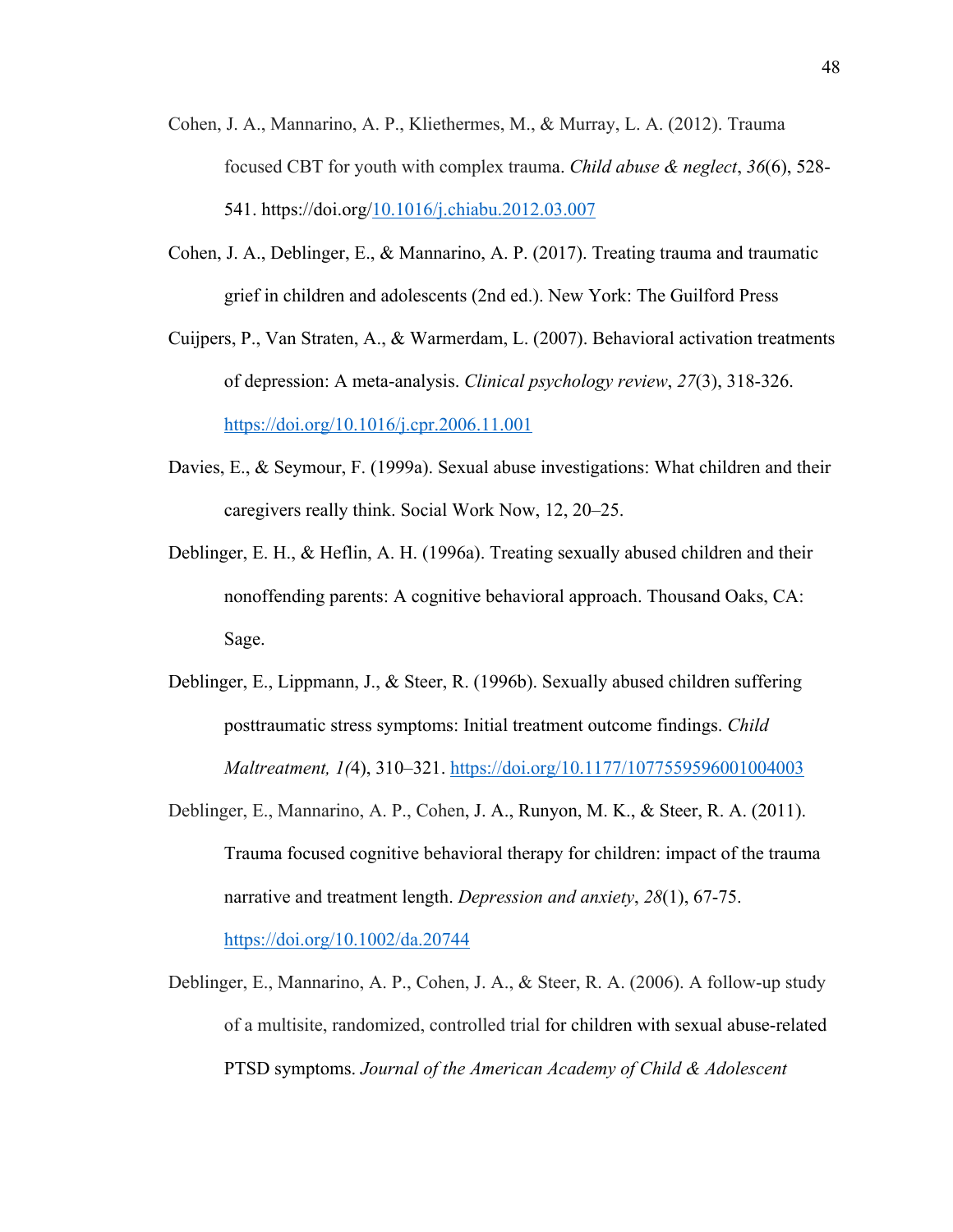Cohen, J. A., Mannarino, A. P., Kliethermes, M., & Murray, L. A. (2012). Trauma focused CBT for youth with complex trauma. *Child abuse & neglect*, *36*(6), 528-541. https://doi.org/10.1016/j.chiabu.2012.03.007

Cohen, J. A., Deblinger, E., & Mannarino, A. P. (2017). Treating trauma and traumatic grief in children and adolescents (2nd ed.). New York: The Guilford Press

Cuijpers, P., Van Straten, A., & Warmerdam, L. (2007). Behavioral activation treatments of depression: A meta-analysis. *Clinical psychology review*, *27*(3), 318-326. https://doi.org/10.1016/j.cpr.2006.11.001

Davies, E., & Seymour, F. (1999a). Sexual abuse investigations: What children and their caregivers really think. Social Work Now, 12, 20–25.

Deblinger, E. H., & Heflin, A. H. (1996a). Treating sexually abused children and their nonoffending parents: A cognitive behavioral approach. Thousand Oaks, CA: Sage.

Deblinger, E., Lippmann, J., & Steer, R. (1996b). Sexually abused children suffering posttraumatic stress symptoms: Initial treatment outcome findings. *Child Maltreatment, 1(*4), 310–321. https://doi.org/10.1177/1077559596001004003

Deblinger, E., Mannarino, A. P., Cohen, J. A., Runyon, M. K., & Steer, R. A. (2011). Trauma focused cognitive behavioral therapy for children: impact of the trauma narrative and treatment length. *Depression and anxiety*, *28*(1), 67-75. https://doi.org/10.1002/da.20744

Deblinger, E., Mannarino, A. P., Cohen, J. A., & Steer, R. A. (2006). A follow-up study of a multisite, randomized, controlled trial for children with sexual abuse-related PTSD symptoms. *Journal of the American Academy of Child & Adolescent*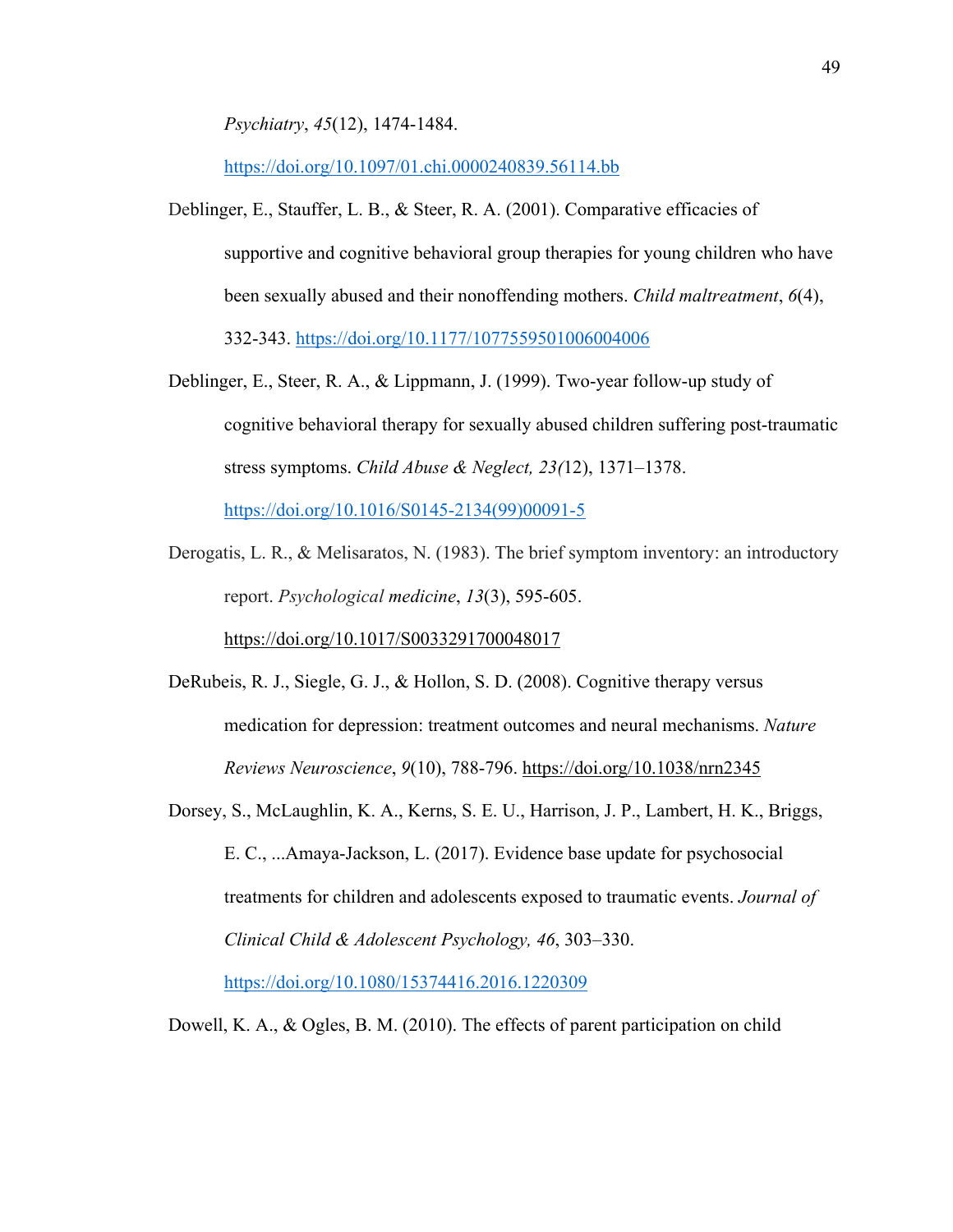*Psychiatry*, *45*(12), 1474-1484. https://doi.org/10.1097/01.chi.0000240839.56114.bb

Deblinger, E., Stauffer, L. B., & Steer, R. A. (2001). Comparative efficacies of supportive and cognitive behavioral group therapies for young children who have been sexually abused and their nonoffending mothers. *Child maltreatment*, *6*(4), 332-343. https://doi.org/10.1177/1077559501006004006

Deblinger, E., Steer, R. A., & Lippmann, J. (1999). Two-year follow-up study of cognitive behavioral therapy for sexually abused children suffering post-traumatic stress symptoms. *Child Abuse & Neglect, 23(*12), 1371–1378. https://doi.org/10.1016/S0145-2134(99)00091-5

Derogatis, L. R., & Melisaratos, N. (1983). The brief symptom inventory: an introductory report. *Psychological medicine*, *13*(3), 595-605. https://doi.org/10.1017/S0033291700048017

DeRubeis, R. J., Siegle, G. J., & Hollon, S. D. (2008). Cognitive therapy versus medication for depression: treatment outcomes and neural mechanisms. *Nature Reviews Neuroscience*, *9*(10), 788-796. https://doi.org/10.1038/nrn2345

Dorsey, S., McLaughlin, K. A., Kerns, S. E. U., Harrison, J. P., Lambert, H. K., Briggs, E. C., ...Amaya-Jackson, L. (2017). Evidence base update for psychosocial treatments for children and adolescents exposed to traumatic events. *Journal of Clinical Child & Adolescent Psychology, 46*, 303–330. https://doi.org/10.1080/15374416.2016.1220309

Dowell, K. A., & Ogles, B. M. (2010). The effects of parent participation on child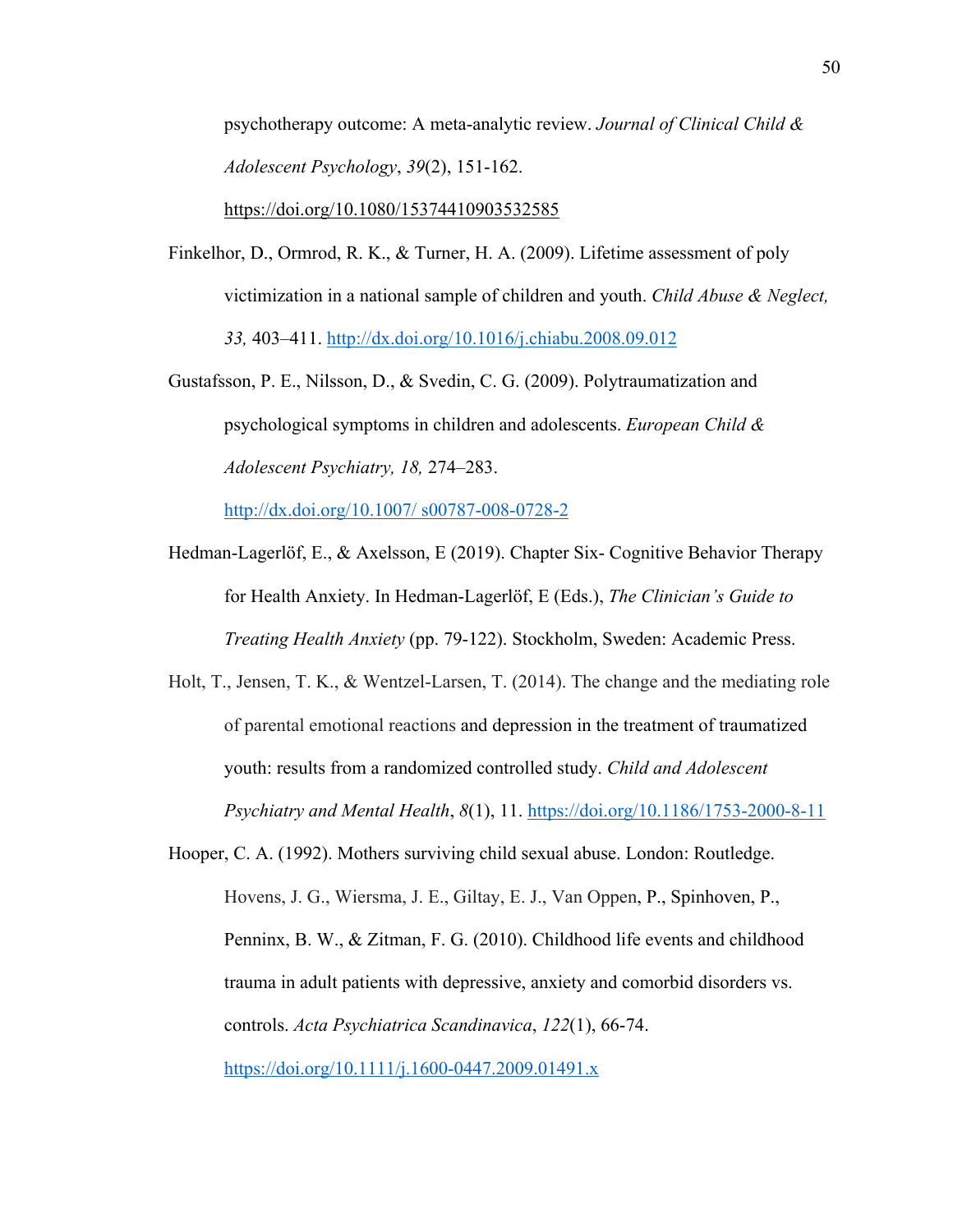psychotherapy outcome: A meta-analytic review. *Journal of Clinical Child & Adolescent Psychology*, *39*(2), 151-162. https://doi.org/10.1080/15374410903532585

Finkelhor, D., Ormrod, R. K., & Turner, H. A. (2009). Lifetime assessment of poly victimization in a national sample of children and youth. *Child Abuse & Neglect, 33,* 403–411. http://dx.doi.org/10.1016/j.chiabu.2008.09.012

Gustafsson, P. E., Nilsson, D., & Svedin, C. G. (2009). Polytraumatization and psychological symptoms in children and adolescents. *European Child & Adolescent Psychiatry, 18,* 274–283. http://dx.doi.org/10.1007/ s00787-008-0728-2

Hedman-Lagerlöf, E., & Axelsson, E (2019). Chapter Six- Cognitive Behavior Therapy for Health Anxiety. In Hedman-Lagerlöf, E (Eds.), *The Clinician's Guide to Treating Health Anxiety* (pp. 79-122). Stockholm, Sweden: Academic Press.

Holt, T., Jensen, T. K., & Wentzel-Larsen, T. (2014). The change and the mediating role of parental emotional reactions and depression in the treatment of traumatized youth: results from a randomized controlled study. *Child and Adolescent Psychiatry and Mental Health*, *8*(1), 11. https://doi.org/10.1186/1753-2000-8-11

Hooper, C. A. (1992). Mothers surviving child sexual abuse. London: Routledge.

Hovens, J. G., Wiersma, J. E., Giltay, E. J., Van Oppen, P., Spinhoven, P., Penninx, B. W., & Zitman, F. G. (2010). Childhood life events and childhood trauma in adult patients with depressive, anxiety and comorbid disorders vs. controls. *Acta Psychiatrica Scandinavica*, *122*(1), 66-74. https://doi.org/10.1111/j.1600-0447.2009.01491.x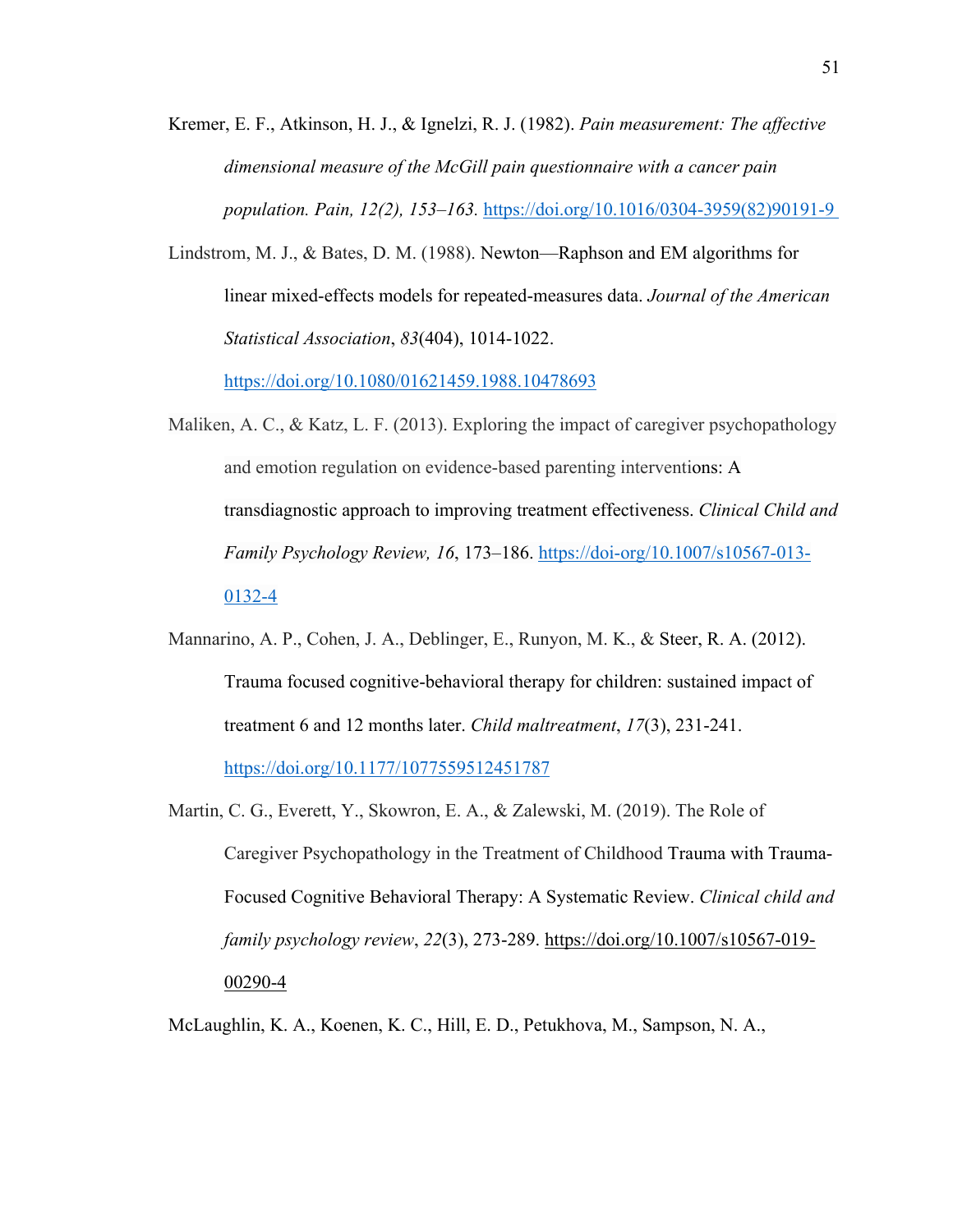Kremer, E. F., Atkinson, H. J., & Ignelzi, R. J. (1982). *Pain measurement: The affective dimensional measure of the McGill pain questionnaire with a cancer pain population. Pain, 12(2), 153–163.* https://doi.org/10.1016/0304-3959(82)90191-9

Lindstrom, M. J., & Bates, D. M. (1988). Newton—Raphson and EM algorithms for linear mixed-effects models for repeated-measures data. *Journal of the American Statistical Association*, *83*(404), 1014-1022. https://doi.org/10.1080/01621459.1988.10478693

Maliken, A. C., & Katz, L. F. (2013). Exploring the impact of caregiver psychopathology and emotion regulation on evidence-based parenting interventions: A transdiagnostic approach to improving treatment effectiveness. *Clinical Child and Family Psychology Review, 16*, 173–186. https://doi-org/10.1007/s10567-013-0132-4

Mannarino, A. P., Cohen, J. A., Deblinger, E., Runyon, M. K., & Steer, R. A. (2012). Trauma focused cognitive-behavioral therapy for children: sustained impact of treatment 6 and 12 months later. *Child maltreatment*, *17*(3), 231-241. https://doi.org/10.1177/1077559512451787

Martin, C. G., Everett, Y., Skowron, E. A., & Zalewski, M. (2019). The Role of Caregiver Psychopathology in the Treatment of Childhood Trauma with Trauma-Focused Cognitive Behavioral Therapy: A Systematic Review. *Clinical child and family psychology review*, *22*(3), 273-289. https://doi.org/10.1007/s10567-019-00290-4

McLaughlin, K. A., Koenen, K. C., Hill, E. D., Petukhova, M., Sampson, N. A.,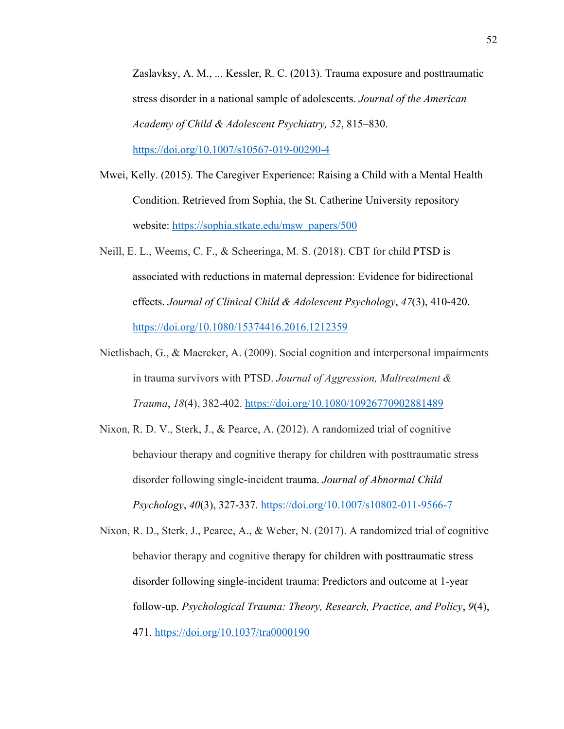Zaslavksy, A. M., ... Kessler, R. C. (2013). Trauma exposure and posttraumatic stress disorder in a national sample of adolescents. *Journal of the American Academy of Child & Adolescent Psychiatry, 52*, 815–830. https://doi.org/10.1007/s10567-019-00290-4

Mwei, Kelly. (2015). The Caregiver Experience: Raising a Child with a Mental Health Condition. Retrieved from Sophia, the St. Catherine University repository website: https://sophia.stkate.edu/msw_papers/500

Neill, E. L., Weems, C. F., & Scheeringa, M. S. (2018). CBT for child PTSD is associated with reductions in maternal depression: Evidence for bidirectional effects. *Journal of Clinical Child & Adolescent Psychology*, *47*(3), 410-420. https://doi.org/10.1080/15374416.2016.1212359

Nietlisbach, G., & Maercker, A. (2009). Social cognition and interpersonal impairments in trauma survivors with PTSD. *Journal of Aggression, Maltreatment & Trauma*, *18*(4), 382-402. https://doi.org/10.1080/10926770902881489

Nixon, R. D. V., Sterk, J., & Pearce, A. (2012). A randomized trial of cognitive behaviour therapy and cognitive therapy for children with posttraumatic stress disorder following single-incident trauma. *Journal of Abnormal Child Psychology*, *40*(3), 327-337. https://doi.org/10.1007/s10802-011-9566-7

Nixon, R. D., Sterk, J., Pearce, A., & Weber, N. (2017). A randomized trial of cognitive behavior therapy and cognitive therapy for children with posttraumatic stress disorder following single-incident trauma: Predictors and outcome at 1-year follow-up. *Psychological Trauma: Theory, Research, Practice, and Policy*, *9*(4), 471. https://doi.org/10.1037/tra0000190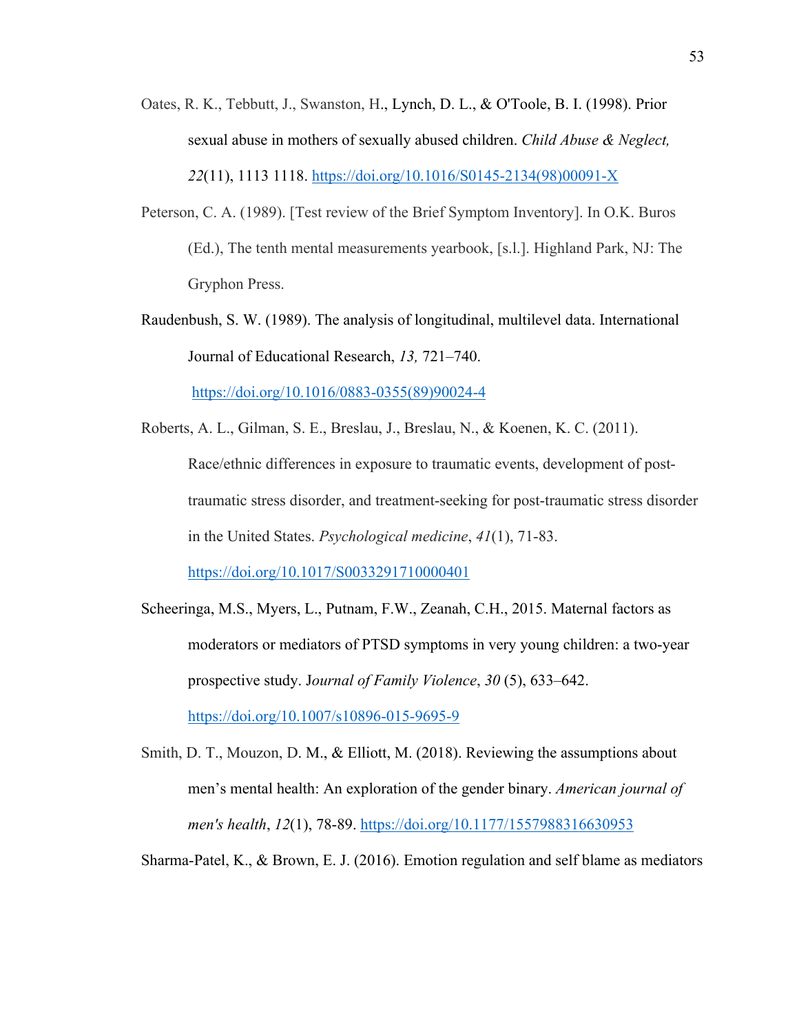Oates, R. K., Tebbutt, J., Swanston, H., Lynch, D. L., & O'Toole, B. I. (1998). Prior sexual abuse in mothers of sexually abused children. *Child Abuse & Neglect, 22*(11), 1113 1118. https://doi.org/10.1016/S0145-2134(98)00091-X

Peterson, C. A. (1989). [Test review of the Brief Symptom Inventory]. In O.K. Buros (Ed.), The tenth mental measurements yearbook, [s.l.]. Highland Park, NJ: The Gryphon Press.

Raudenbush, S. W. (1989). The analysis of longitudinal, multilevel data. International Journal of Educational Research, *13,* 721–740. https://doi.org/10.1016/0883-0355(89)90024-4

Roberts, A. L., Gilman, S. E., Breslau, J., Breslau, N., & Koenen, K. C. (2011). Race/ethnic differences in exposure to traumatic events, development of post-traumatic stress disorder, and treatment-seeking for post-traumatic stress disorder in the United States. *Psychological medicine*, *41*(1), 71-83. https://doi.org/10.1017/S0033291710000401

Scheeringa, M.S., Myers, L., Putnam, F.W., Zeanah, C.H., 2015. Maternal factors as moderators or mediators of PTSD symptoms in very young children: a two-year prospective study. J*ournal of Family Violence*, *30* (5), 633–642. https://doi.org/10.1007/s10896-015-9695-9

Smith, D. T., Mouzon, D. M., & Elliott, M. (2018). Reviewing the assumptions about men's mental health: An exploration of the gender binary. *American journal of men's health*, *12*(1), 78-89. https://doi.org/10.1177/1557988316630953

Sharma-Patel, K., & Brown, E. J. (2016). Emotion regulation and self blame as mediators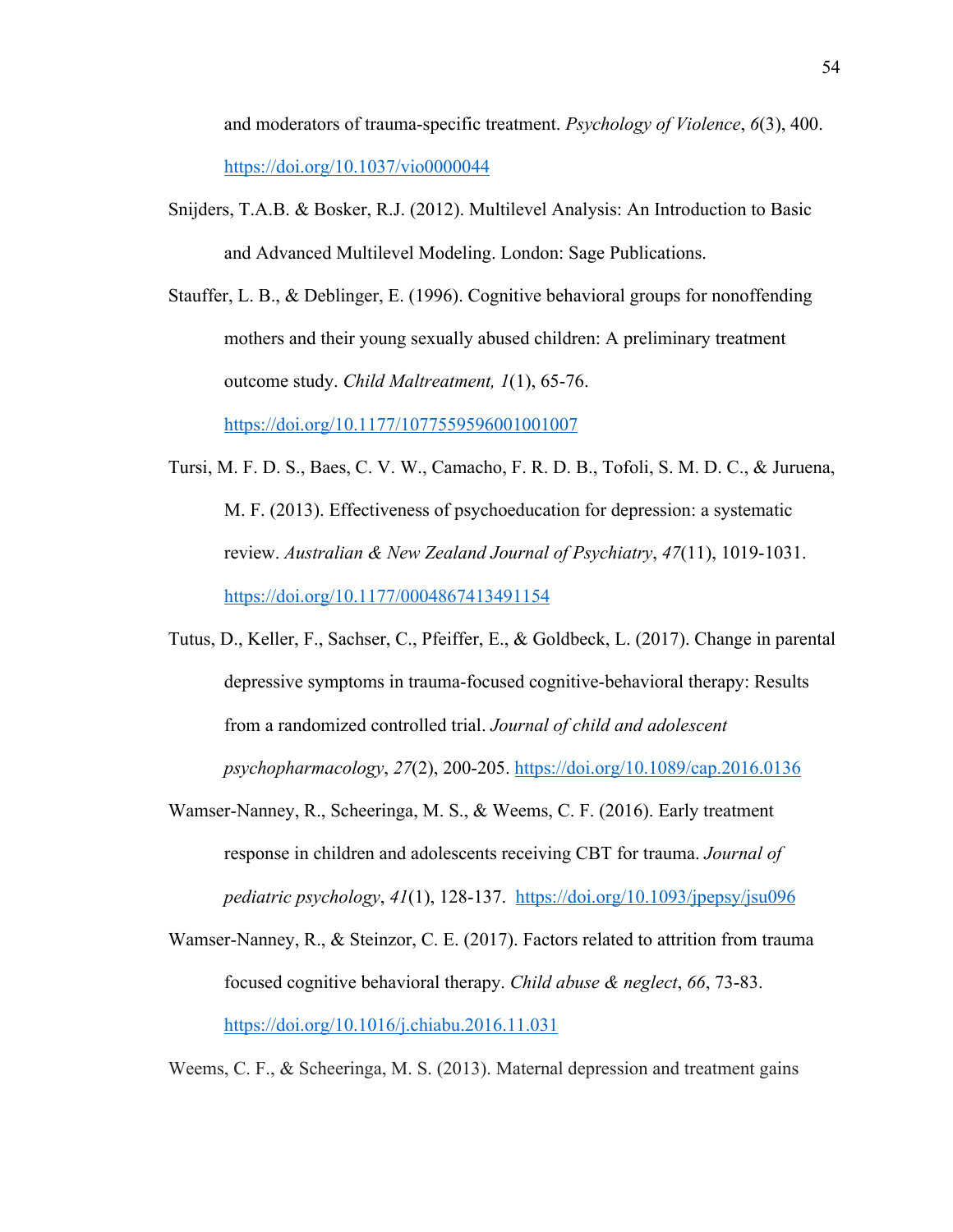and moderators of trauma-specific treatment. *Psychology of Violence*, *6*(3), 400. https://doi.org/10.1037/vio0000044

Snijders, T.A.B. & Bosker, R.J. (2012). Multilevel Analysis: An Introduction to Basic and Advanced Multilevel Modeling. London: Sage Publications.

Stauffer, L. B., & Deblinger, E. (1996). Cognitive behavioral groups for nonoffending mothers and their young sexually abused children: A preliminary treatment outcome study. *Child Maltreatment, 1*(1), 65-76. https://doi.org/10.1177/1077559596001001007

Tursi, M. F. D. S., Baes, C. V. W., Camacho, F. R. D. B., Tofoli, S. M. D. C., & Juruena, M. F. (2013). Effectiveness of psychoeducation for depression: a systematic review. *Australian & New Zealand Journal of Psychiatry*, *47*(11), 1019-1031. https://doi.org/10.1177/0004867413491154

Tutus, D., Keller, F., Sachser, C., Pfeiffer, E., & Goldbeck, L. (2017). Change in parental depressive symptoms in trauma-focused cognitive-behavioral therapy: Results from a randomized controlled trial. *Journal of child and adolescent psychopharmacology*, *27*(2), 200-205. https://doi.org/10.1089/cap.2016.0136

Wamser-Nanney, R., Scheeringa, M. S., & Weems, C. F. (2016). Early treatment response in children and adolescents receiving CBT for trauma. *Journal of pediatric psychology*, *41*(1), 128-137. https://doi.org/10.1093/jpepsy/jsu096

Wamser-Nanney, R., & Steinzor, C. E. (2017). Factors related to attrition from trauma focused cognitive behavioral therapy. *Child abuse & neglect*, *66*, 73-83. https://doi.org/10.1016/j.chiabu.2016.11.031

Weems, C. F., & Scheeringa, M. S. (2013). Maternal depression and treatment gains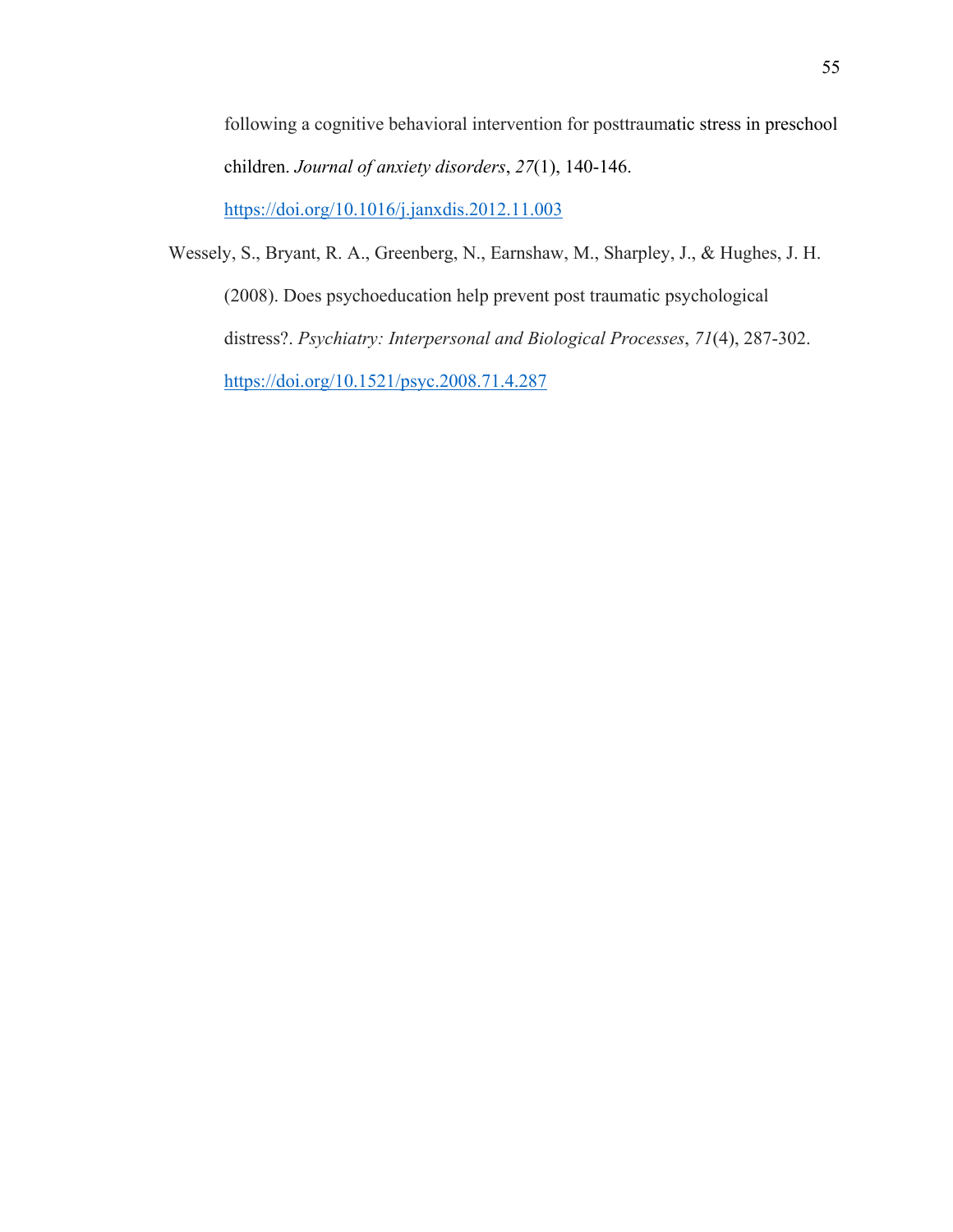following a cognitive behavioral intervention for posttraumatic stress in preschool children. *Journal of anxiety disorders*, *27*(1), 140-146. https://doi.org/10.1016/j.janxdis.2012.11.003

Wessely, S., Bryant, R. A., Greenberg, N., Earnshaw, M., Sharpley, J., & Hughes, J. H. (2008). Does psychoeducation help prevent post traumatic psychological distress?. *Psychiatry: Interpersonal and Biological Processes*, *71*(4), 287-302. https://doi.org/10.1521/psyc.2008.71.4.287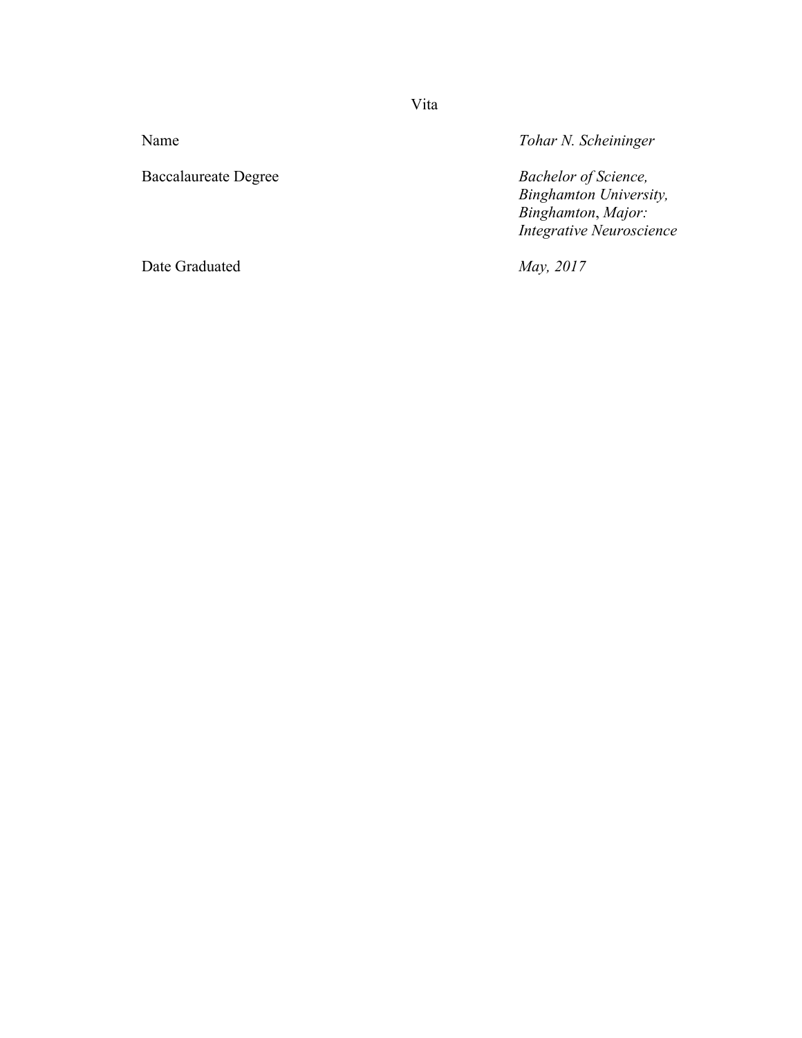# Vita

| | |
|---|---|
| Name | *Tohar N. Scheininger* |
| Baccalaureate Degree | *Bachelor of Science, Binghamton University, Binghamton*, *Major: Integrative Neuroscience* |
| Date Graduated | *May, 2017* |